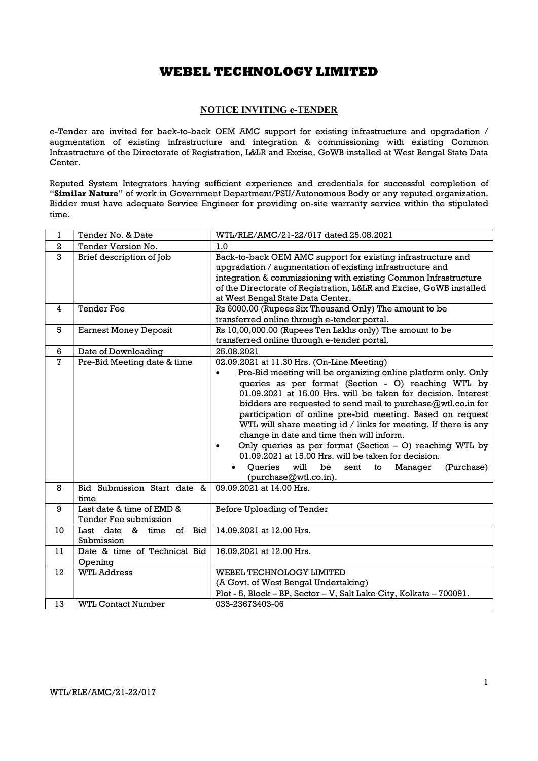# WEBEL TECHNOLOGY LIMITED

## NOTICE INVITING e-TENDER

e-Tender are invited for back-to-back OEM AMC support for existing infrastructure and upgradation / augmentation of existing infrastructure and integration & commissioning with existing Common Infrastructure of the Directorate of Registration, L&LR and Excise, GoWB installed at West Bengal State Data Center.

Reputed System Integrators having sufficient experience and credentials for successful completion of "**Similar Nature**" of work in Government Department/PSU/Autonomous Body or any reputed organization. Bidder must have adequate Service Engineer for providing on-site warranty service within the stipulated time.

| | | |
|---|---|---|
| 1 | Tender No. & Date | WTL/RLE/AMC/21-22/017 dated 25.08.2021 |
| 2 | Tender Version No. | 1.0 |
| 3 | Brief description of Job | Back-to-back OEM AMC support for existing infrastructure and upgradation / augmentation of existing infrastructure and integration & commissioning with existing Common Infrastructure of the Directorate of Registration, L&LR and Excise, GoWB installed at West Bengal State Data Center. |
| 4 | Tender Fee | Rs 6000.00 (Rupees Six Thousand Only) The amount to be transferred online through e-tender portal. |
| 5 | Earnest Money Deposit | Rs 10,00,000.00 (Rupees Ten Lakhs only) The amount to be transferred online through e-tender portal. |
| 6 | Date of Downloading | 25.08.2021 |
| 7 | Pre-Bid Meeting date & time | 02.09.2021 at 11.30 Hrs. (On-Line Meeting)<br>• Pre-Bid meeting will be organizing online platform only. Only queries as per format (Section - O) reaching WTL by 01.09.2021 at 15.00 Hrs. will be taken for decision. Interest bidders are requested to send mail to purchase@wtl.co.in for participation of online pre-bid meeting. Based on request WTL will share meeting id / links for meeting. If there is any change in date and time then will inform.<br>• Only queries as per format (Section – O) reaching WTL by 01.09.2021 at 15.00 Hrs. will be taken for decision.<br>• Queries will be sent to Manager (Purchase) (purchase@wtl.co.in). |
| 8 | Bid Submission Start date & time | 09.09.2021 at 14.00 Hrs. |
| 9 | Last date & time of EMD & Tender Fee submission | Before Uploading of Tender |
| 10 | Last date & time of Bid Submission | 14.09.2021 at 12.00 Hrs. |
| 11 | Date & time of Technical Bid Opening | 16.09.2021 at 12.00 Hrs. |
| 12 | WTL Address | WEBEL TECHNOLOGY LIMITED<br>(A Govt. of West Bengal Undertaking)<br>Plot - 5, Block – BP, Sector – V, Salt Lake City, Kolkata – 700091. |
| 13 | WTL Contact Number | 033-23673403-06 |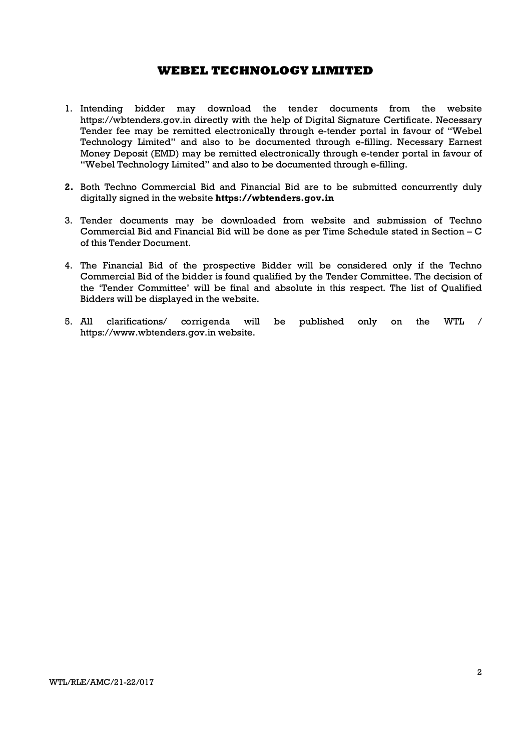## WEBEL TECHNOLOGY LIMITED

1. Intending bidder may download the tender documents from the website https://wbtenders.gov.in directly with the help of Digital Signature Certificate. Necessary Tender fee may be remitted electronically through e-tender portal in favour of "Webel Technology Limited" and also to be documented through e-filling. Necessary Earnest Money Deposit (EMD) may be remitted electronically through e-tender portal in favour of "Webel Technology Limited" and also to be documented through e-filling.

2. Both Techno Commercial Bid and Financial Bid are to be submitted concurrently duly digitally signed in the website **https://wbtenders.gov.in**

3. Tender documents may be downloaded from website and submission of Techno Commercial Bid and Financial Bid will be done as per Time Schedule stated in Section – C of this Tender Document.

4. The Financial Bid of the prospective Bidder will be considered only if the Techno Commercial Bid of the bidder is found qualified by the Tender Committee. The decision of the 'Tender Committee' will be final and absolute in this respect. The list of Qualified Bidders will be displayed in the website.

5. All clarifications/ corrigenda will be published only on the WTL / https://www.wbtenders.gov.in website.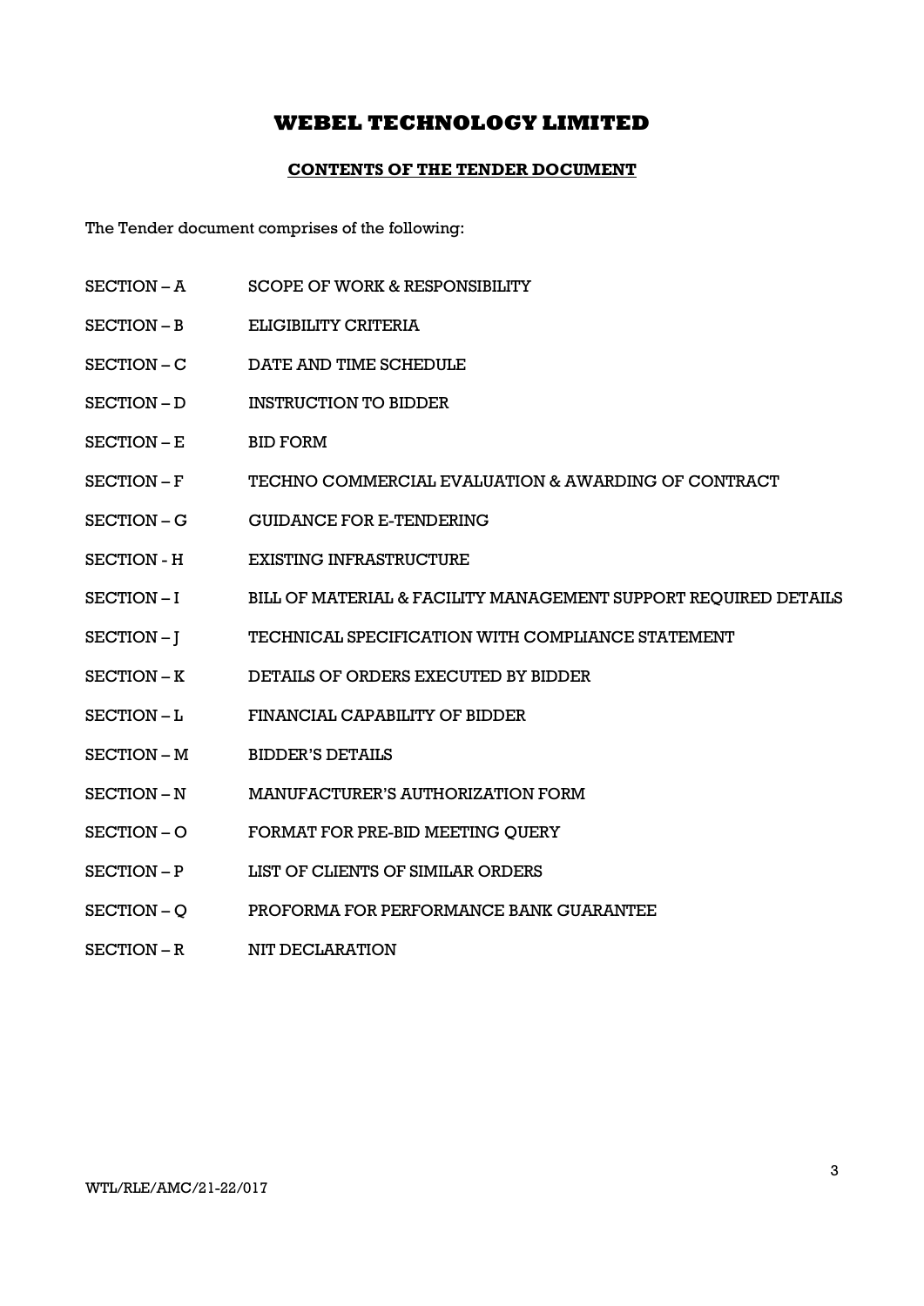# WEBEL TECHNOLOGY LIMITED

## CONTENTS OF THE TENDER DOCUMENT

The Tender document comprises of the following:

| | |
|---|---|
| SECTION – A | SCOPE OF WORK & RESPONSIBILITY |
| SECTION – B | ELIGIBILITY CRITERIA |
| SECTION – C | DATE AND TIME SCHEDULE |
| SECTION – D | INSTRUCTION TO BIDDER |
| SECTION – E | BID FORM |
| SECTION – F | TECHNO COMMERCIAL EVALUATION & AWARDING OF CONTRACT |
| SECTION – G | GUIDANCE FOR E-TENDERING |
| SECTION - H | EXISTING INFRASTRUCTURE |
| SECTION – I | BILL OF MATERIAL & FACILITY MANAGEMENT SUPPORT REQUIRED DETAILS |
| SECTION – J | TECHNICAL SPECIFICATION WITH COMPLIANCE STATEMENT |
| SECTION – K | DETAILS OF ORDERS EXECUTED BY BIDDER |
| SECTION – L | FINANCIAL CAPABILITY OF BIDDER |
| SECTION – M | BIDDER'S DETAILS |
| SECTION – N | MANUFACTURER'S AUTHORIZATION FORM |
| SECTION – O | FORMAT FOR PRE-BID MEETING QUERY |
| SECTION – P | LIST OF CLIENTS OF SIMILAR ORDERS |
| SECTION – Q | PROFORMA FOR PERFORMANCE BANK GUARANTEE |
| SECTION – R | NIT DECLARATION |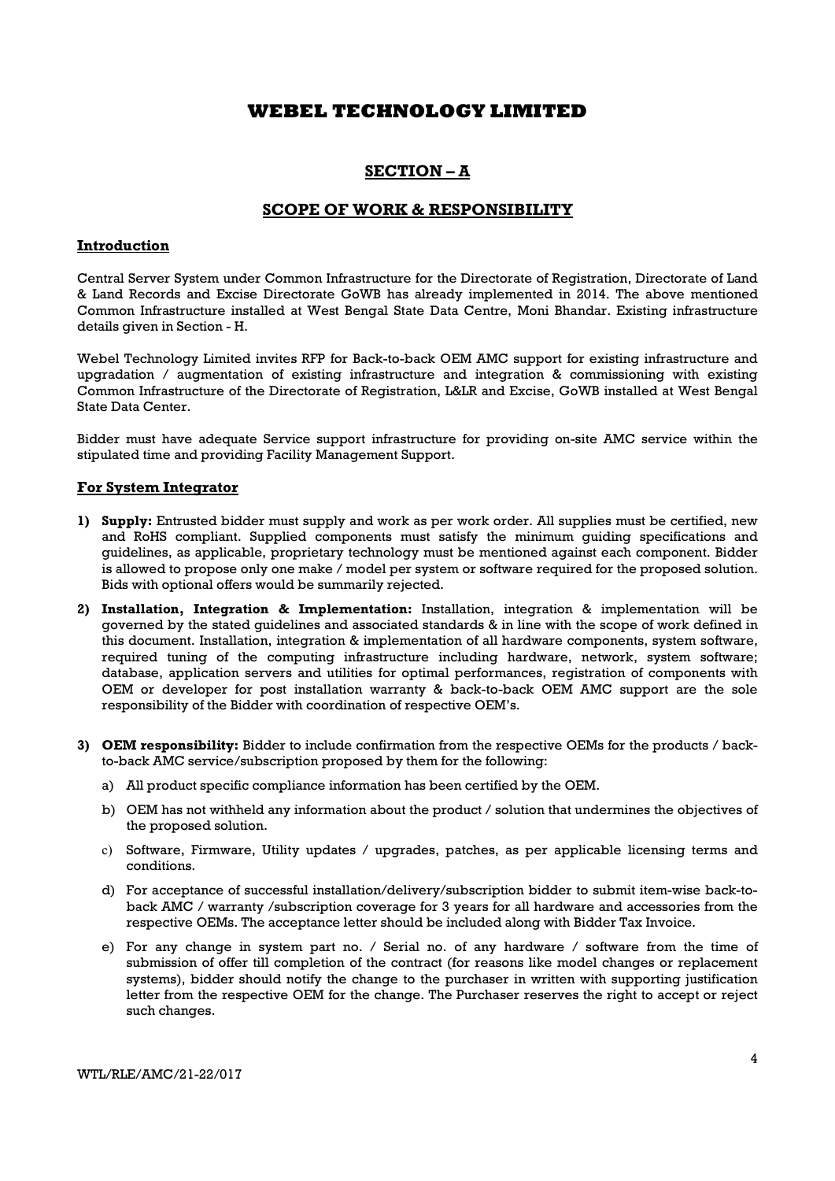# WEBEL TECHNOLOGY LIMITED

## SECTION – A

## SCOPE OF WORK & RESPONSIBILITY

**Introduction**

Central Server System under Common Infrastructure for the Directorate of Registration, Directorate of Land & Land Records and Excise Directorate GoWB has already implemented in 2014. The above mentioned Common Infrastructure installed at West Bengal State Data Centre, Moni Bhandar. Existing infrastructure details given in Section - H.

Webel Technology Limited invites RFP for Back-to-back OEM AMC support for existing infrastructure and upgradation / augmentation of existing infrastructure and integration & commissioning with existing Common Infrastructure of the Directorate of Registration, L&LR and Excise, GoWB installed at West Bengal State Data Center.

Bidder must have adequate Service support infrastructure for providing on-site AMC service within the stipulated time and providing Facility Management Support.

**For System Integrator**

1) **Supply:** Entrusted bidder must supply and work as per work order. All supplies must be certified, new and RoHS compliant. Supplied components must satisfy the minimum guiding specifications and guidelines, as applicable, proprietary technology must be mentioned against each component. Bidder is allowed to propose only one make / model per system or software required for the proposed solution. Bids with optional offers would be summarily rejected.

2) **Installation, Integration & Implementation:** Installation, integration & implementation will be governed by the stated guidelines and associated standards & in line with the scope of work defined in this document. Installation, integration & implementation of all hardware components, system software, required tuning of the computing infrastructure including hardware, network, system software; database, application servers and utilities for optimal performances, registration of components with OEM or developer for post installation warranty & back-to-back OEM AMC support are the sole responsibility of the Bidder with coordination of respective OEM's.

3) **OEM responsibility:** Bidder to include confirmation from the respective OEMs for the products / back-to-back AMC service/subscription proposed by them for the following:

   a) All product specific compliance information has been certified by the OEM.

   b) OEM has not withheld any information about the product / solution that undermines the objectives of the proposed solution.

   c) Software, Firmware, Utility updates / upgrades, patches, as per applicable licensing terms and conditions.

   d) For acceptance of successful installation/delivery/subscription bidder to submit item-wise back-to-back AMC / warranty /subscription coverage for 3 years for all hardware and accessories from the respective OEMs. The acceptance letter should be included along with Bidder Tax Invoice.

   e) For any change in system part no. / Serial no. of any hardware / software from the time of submission of offer till completion of the contract (for reasons like model changes or replacement systems), bidder should notify the change to the purchaser in written with supporting justification letter from the respective OEM for the change. The Purchaser reserves the right to accept or reject such changes.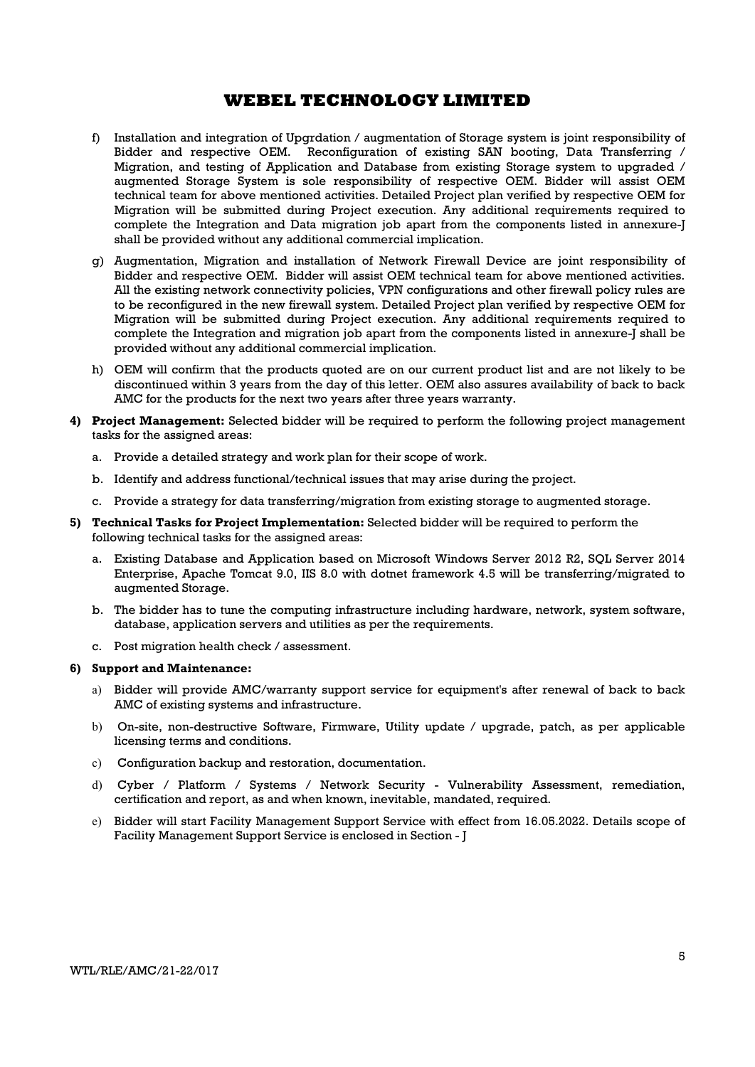f) Installation and integration of Upgrdation / augmentation of Storage system is joint responsibility of Bidder and respective OEM. Reconfiguration of existing SAN booting, Data Transferring / Migration, and testing of Application and Database from existing Storage system to upgraded / augmented Storage System is sole responsibility of respective OEM. Bidder will assist OEM technical team for above mentioned activities. Detailed Project plan verified by respective OEM for Migration will be submitted during Project execution. Any additional requirements required to complete the Integration and Data migration job apart from the components listed in annexure-J shall be provided without any additional commercial implication.

g) Augmentation, Migration and installation of Network Firewall Device are joint responsibility of Bidder and respective OEM. Bidder will assist OEM technical team for above mentioned activities. All the existing network connectivity policies, VPN configurations and other firewall policy rules are to be reconfigured in the new firewall system. Detailed Project plan verified by respective OEM for Migration will be submitted during Project execution. Any additional requirements required to complete the Integration and migration job apart from the components listed in annexure-J shall be provided without any additional commercial implication.

h) OEM will confirm that the products quoted are on our current product list and are not likely to be discontinued within 3 years from the day of this letter. OEM also assures availability of back to back AMC for the products for the next two years after three years warranty.

**4) Project Management:** Selected bidder will be required to perform the following project management tasks for the assigned areas:

a. Provide a detailed strategy and work plan for their scope of work.

b. Identify and address functional/technical issues that may arise during the project.

c. Provide a strategy for data transferring/migration from existing storage to augmented storage.

**5) Technical Tasks for Project Implementation:** Selected bidder will be required to perform the following technical tasks for the assigned areas:

a. Existing Database and Application based on Microsoft Windows Server 2012 R2, SQL Server 2014 Enterprise, Apache Tomcat 9.0, IIS 8.0 with dotnet framework 4.5 will be transferring/migrated to augmented Storage.

b. The bidder has to tune the computing infrastructure including hardware, network, system software, database, application servers and utilities as per the requirements.

c. Post migration health check / assessment.

**6) Support and Maintenance:**

a) Bidder will provide AMC/warranty support service for equipment's after renewal of back to back AMC of existing systems and infrastructure.

b) On-site, non-destructive Software, Firmware, Utility update / upgrade, patch, as per applicable licensing terms and conditions.

c) Configuration backup and restoration, documentation.

d) Cyber / Platform / Systems / Network Security - Vulnerability Assessment, remediation, certification and report, as and when known, inevitable, mandated, required.

e) Bidder will start Facility Management Support Service with effect from 16.05.2022. Details scope of Facility Management Support Service is enclosed in Section - J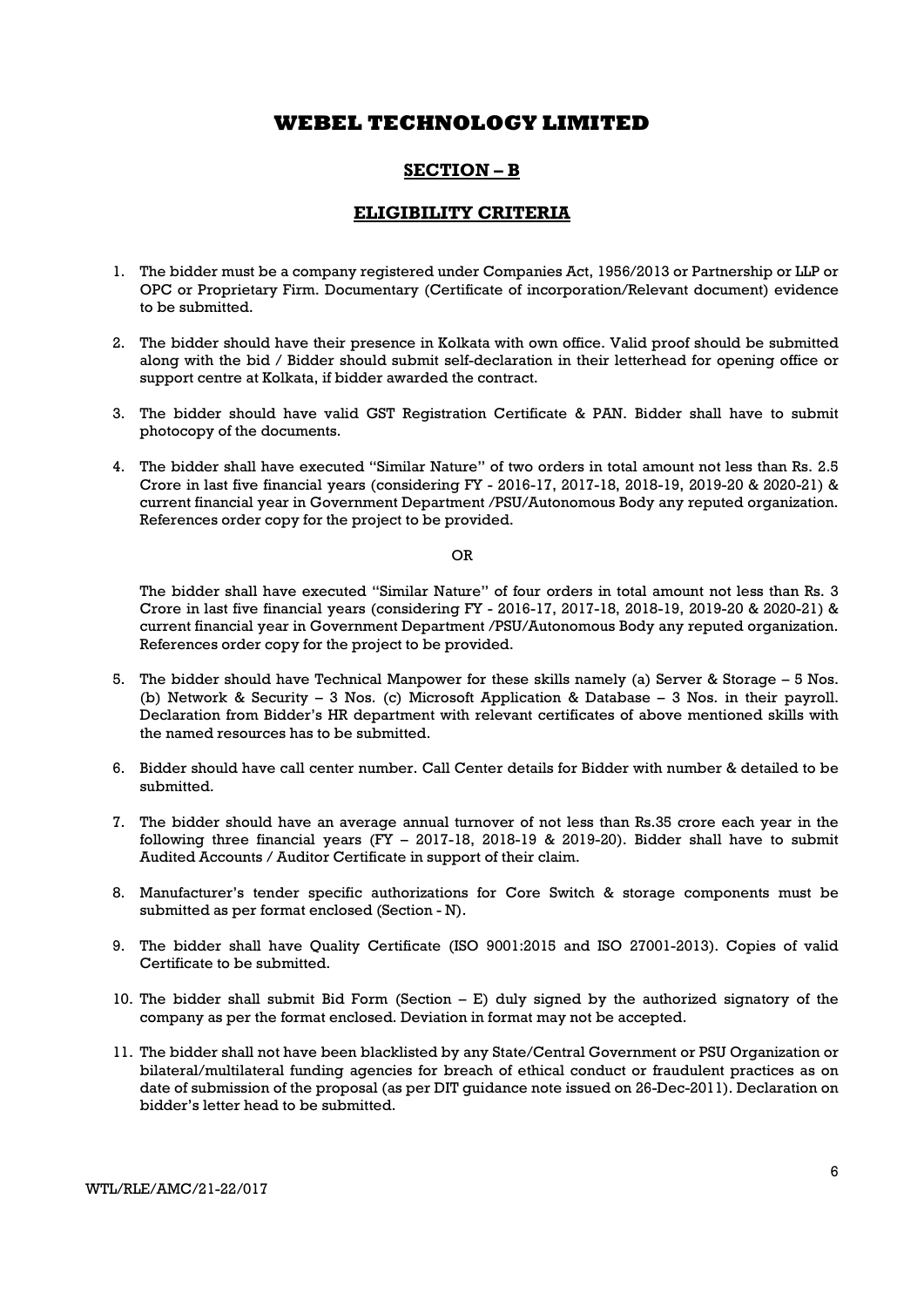# WEBEL TECHNOLOGY LIMITED

## SECTION – B

## ELIGIBILITY CRITERIA

1. The bidder must be a company registered under Companies Act, 1956/2013 or Partnership or LLP or OPC or Proprietary Firm. Documentary (Certificate of incorporation/Relevant document) evidence to be submitted.

2. The bidder should have their presence in Kolkata with own office. Valid proof should be submitted along with the bid / Bidder should submit self-declaration in their letterhead for opening office or support centre at Kolkata, if bidder awarded the contract.

3. The bidder should have valid GST Registration Certificate & PAN. Bidder shall have to submit photocopy of the documents.

4. The bidder shall have executed "Similar Nature" of two orders in total amount not less than Rs. 2.5 Crore in last five financial years (considering FY - 2016-17, 2017-18, 2018-19, 2019-20 & 2020-21) & current financial year in Government Department /PSU/Autonomous Body any reputed organization. References order copy for the project to be provided.

   OR

   The bidder shall have executed "Similar Nature" of four orders in total amount not less than Rs. 3 Crore in last five financial years (considering FY - 2016-17, 2017-18, 2018-19, 2019-20 & 2020-21) & current financial year in Government Department /PSU/Autonomous Body any reputed organization. References order copy for the project to be provided.

5. The bidder should have Technical Manpower for these skills namely (a) Server & Storage – 5 Nos. (b) Network & Security – 3 Nos. (c) Microsoft Application & Database – 3 Nos. in their payroll. Declaration from Bidder's HR department with relevant certificates of above mentioned skills with the named resources has to be submitted.

6. Bidder should have call center number. Call Center details for Bidder with number & detailed to be submitted.

7. The bidder should have an average annual turnover of not less than Rs.35 crore each year in the following three financial years (FY – 2017-18, 2018-19 & 2019-20). Bidder shall have to submit Audited Accounts / Auditor Certificate in support of their claim.

8. Manufacturer's tender specific authorizations for Core Switch & storage components must be submitted as per format enclosed (Section - N).

9. The bidder shall have Quality Certificate (ISO 9001:2015 and ISO 27001-2013). Copies of valid Certificate to be submitted.

10. The bidder shall submit Bid Form (Section – E) duly signed by the authorized signatory of the company as per the format enclosed. Deviation in format may not be accepted.

11. The bidder shall not have been blacklisted by any State/Central Government or PSU Organization or bilateral/multilateral funding agencies for breach of ethical conduct or fraudulent practices as on date of submission of the proposal (as per DIT guidance note issued on 26-Dec-2011). Declaration on bidder's letter head to be submitted.

WTL/RLE/AMC/21-22/017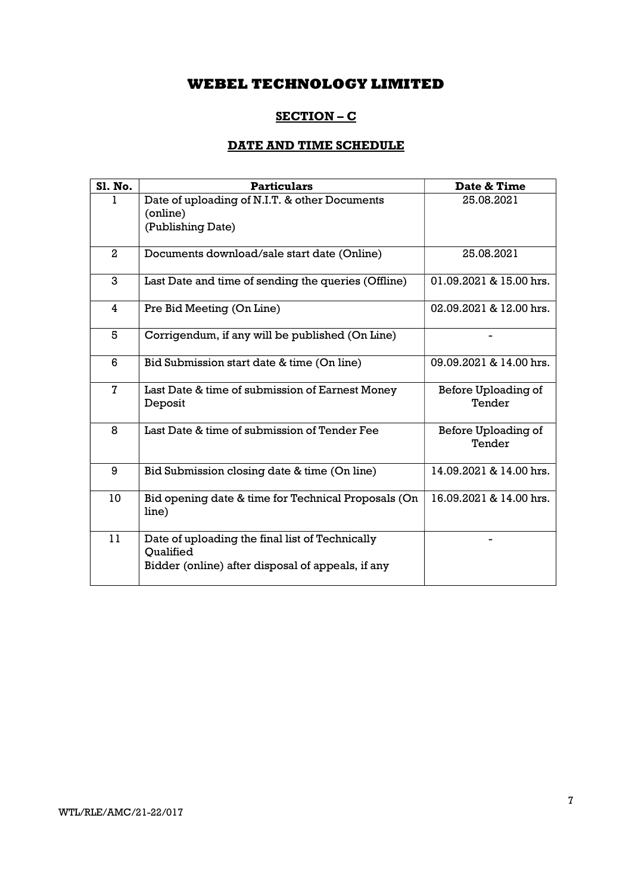# WEBEL TECHNOLOGY LIMITED

## SECTION – C

## DATE AND TIME SCHEDULE

| Sl. No. | Particulars | Date & Time |
|---|---|---|
| 1 | Date of uploading of N.I.T. & other Documents (online) (Publishing Date) | 25.08.2021 |
| 2 | Documents download/sale start date (Online) | 25.08.2021 |
| 3 | Last Date and time of sending the queries (Offline) | 01.09.2021 & 15.00 hrs. |
| 4 | Pre Bid Meeting (On Line) | 02.09.2021 & 12.00 hrs. |
| 5 | Corrigendum, if any will be published (On Line) | - |
| 6 | Bid Submission start date & time (On line) | 09.09.2021 & 14.00 hrs. |
| 7 | Last Date & time of submission of Earnest Money Deposit | Before Uploading of Tender |
| 8 | Last Date & time of submission of Tender Fee | Before Uploading of Tender |
| 9 | Bid Submission closing date & time (On line) | 14.09.2021 & 14.00 hrs. |
| 10 | Bid opening date & time for Technical Proposals (On line) | 16.09.2021 & 14.00 hrs. |
| 11 | Date of uploading the final list of Technically Qualified Bidder (online) after disposal of appeals, if any | - |

WTL/RLE/AMC/21-22/017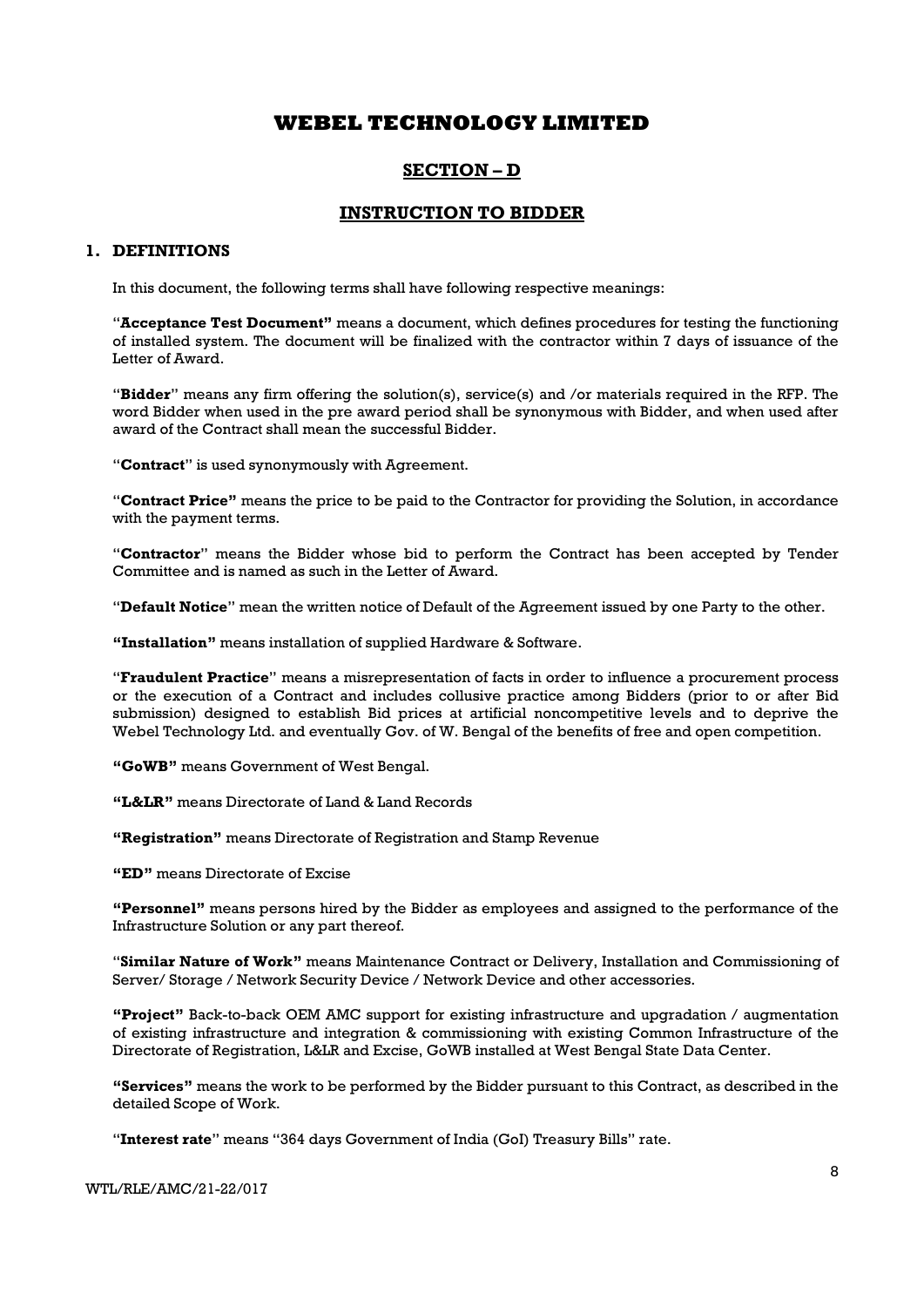# WEBEL TECHNOLOGY LIMITED

## SECTION – D

## INSTRUCTION TO BIDDER

### 1. DEFINITIONS

In this document, the following terms shall have following respective meanings:

"**Acceptance Test Document"** means a document, which defines procedures for testing the functioning of installed system. The document will be finalized with the contractor within 7 days of issuance of the Letter of Award.

"**Bidder**" means any firm offering the solution(s), service(s) and /or materials required in the RFP. The word Bidder when used in the pre award period shall be synonymous with Bidder, and when used after award of the Contract shall mean the successful Bidder.

"**Contract**" is used synonymously with Agreement.

"**Contract Price"** means the price to be paid to the Contractor for providing the Solution, in accordance with the payment terms.

"**Contractor**" means the Bidder whose bid to perform the Contract has been accepted by Tender Committee and is named as such in the Letter of Award.

"**Default Notice**" mean the written notice of Default of the Agreement issued by one Party to the other.

**"Installation"** means installation of supplied Hardware & Software.

"**Fraudulent Practice**" means a misrepresentation of facts in order to influence a procurement process or the execution of a Contract and includes collusive practice among Bidders (prior to or after Bid submission) designed to establish Bid prices at artificial noncompetitive levels and to deprive the Webel Technology Ltd. and eventually Gov. of W. Bengal of the benefits of free and open competition.

**"GoWB"** means Government of West Bengal.

**"L&LR"** means Directorate of Land & Land Records

**"Registration"** means Directorate of Registration and Stamp Revenue

**"ED"** means Directorate of Excise

**"Personnel"** means persons hired by the Bidder as employees and assigned to the performance of the Infrastructure Solution or any part thereof.

"**Similar Nature of Work"** means Maintenance Contract or Delivery, Installation and Commissioning of Server/ Storage / Network Security Device / Network Device and other accessories.

**"Project"** Back-to-back OEM AMC support for existing infrastructure and upgradation / augmentation of existing infrastructure and integration & commissioning with existing Common Infrastructure of the Directorate of Registration, L&LR and Excise, GoWB installed at West Bengal State Data Center.

**"Services"** means the work to be performed by the Bidder pursuant to this Contract, as described in the detailed Scope of Work.

"**Interest rate**" means "364 days Government of India (GoI) Treasury Bills" rate.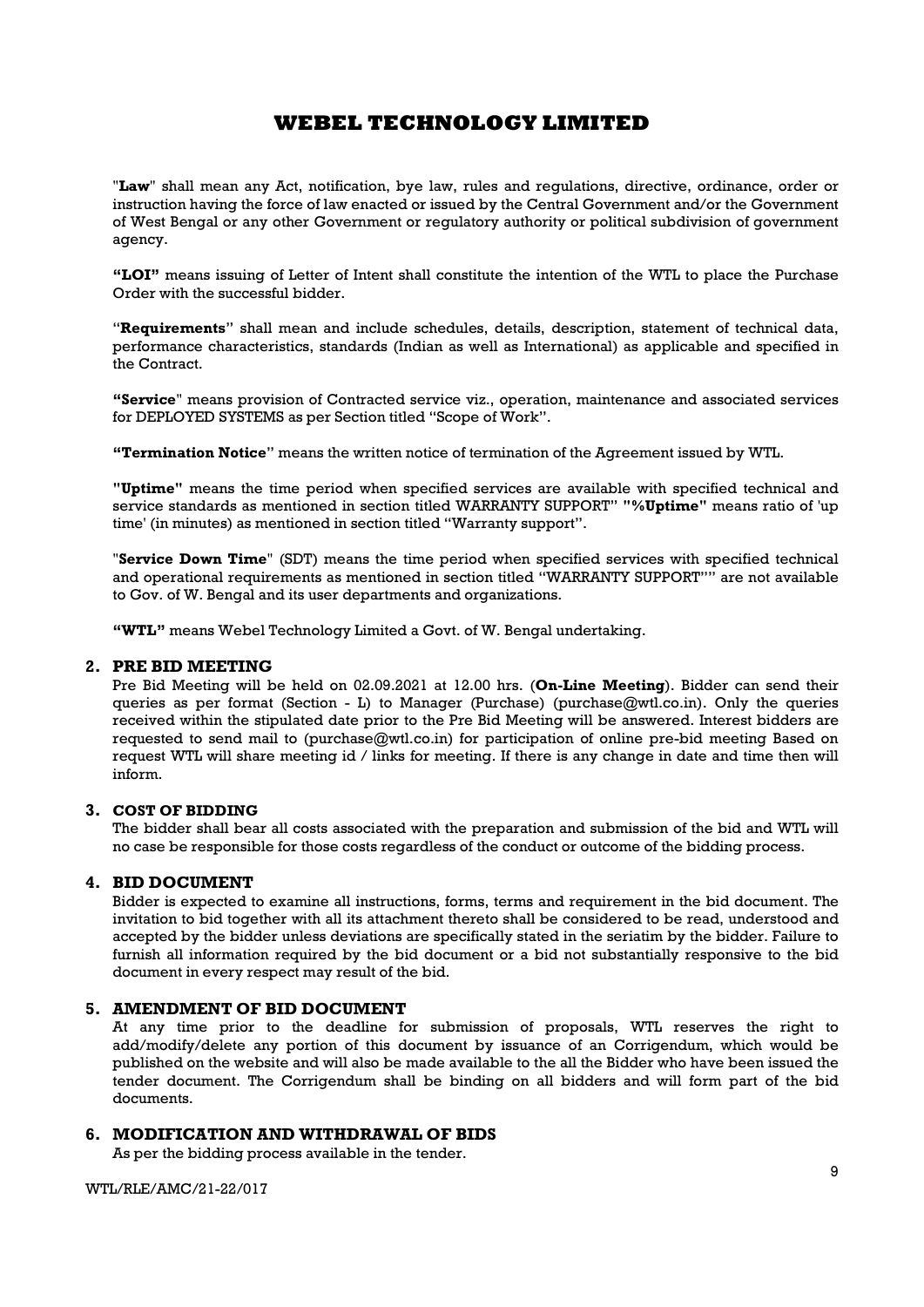"**Law**" shall mean any Act, notification, bye law, rules and regulations, directive, ordinance, order or instruction having the force of law enacted or issued by the Central Government and/or the Government of West Bengal or any other Government or regulatory authority or political subdivision of government agency.

**"LOI"** means issuing of Letter of Intent shall constitute the intention of the WTL to place the Purchase Order with the successful bidder.

"**Requirements**" shall mean and include schedules, details, description, statement of technical data, performance characteristics, standards (Indian as well as International) as applicable and specified in the Contract.

**"Service**" means provision of Contracted service viz., operation, maintenance and associated services for DEPLOYED SYSTEMS as per Section titled "Scope of Work".

**"Termination Notice"** means the written notice of termination of the Agreement issued by WTL.

**"Uptime"** means the time period when specified services are available with specified technical and service standards as mentioned in section titled WARRANTY SUPPORT" **"%Uptime"** means ratio of 'up time' (in minutes) as mentioned in section titled "Warranty support".

"**Service Down Time**" (SDT) means the time period when specified services with specified technical and operational requirements as mentioned in section titled "WARRANTY SUPPORT"" are not available to Gov. of W. Bengal and its user departments and organizations.

**"WTL"** means Webel Technology Limited a Govt. of W. Bengal undertaking.

## 2. PRE BID MEETING

Pre Bid Meeting will be held on 02.09.2021 at 12.00 hrs. (**On-Line Meeting**). Bidder can send their queries as per format (Section - L) to Manager (Purchase) (purchase@wtl.co.in). Only the queries received within the stipulated date prior to the Pre Bid Meeting will be answered. Interest bidders are requested to send mail to (purchase@wtl.co.in) for participation of online pre-bid meeting Based on request WTL will share meeting id / links for meeting. If there is any change in date and time then will inform.

## 3. COST OF BIDDING

The bidder shall bear all costs associated with the preparation and submission of the bid and WTL will no case be responsible for those costs regardless of the conduct or outcome of the bidding process.

## 4. BID DOCUMENT

Bidder is expected to examine all instructions, forms, terms and requirement in the bid document. The invitation to bid together with all its attachment thereto shall be considered to be read, understood and accepted by the bidder unless deviations are specifically stated in the seriatim by the bidder. Failure to furnish all information required by the bid document or a bid not substantially responsive to the bid document in every respect may result of the bid.

## 5. AMENDMENT OF BID DOCUMENT

At any time prior to the deadline for submission of proposals, WTL reserves the right to add/modify/delete any portion of this document by issuance of an Corrigendum, which would be published on the website and will also be made available to the all the Bidder who have been issued the tender document. The Corrigendum shall be binding on all bidders and will form part of the bid documents.

## 6. MODIFICATION AND WITHDRAWAL OF BIDS

As per the bidding process available in the tender.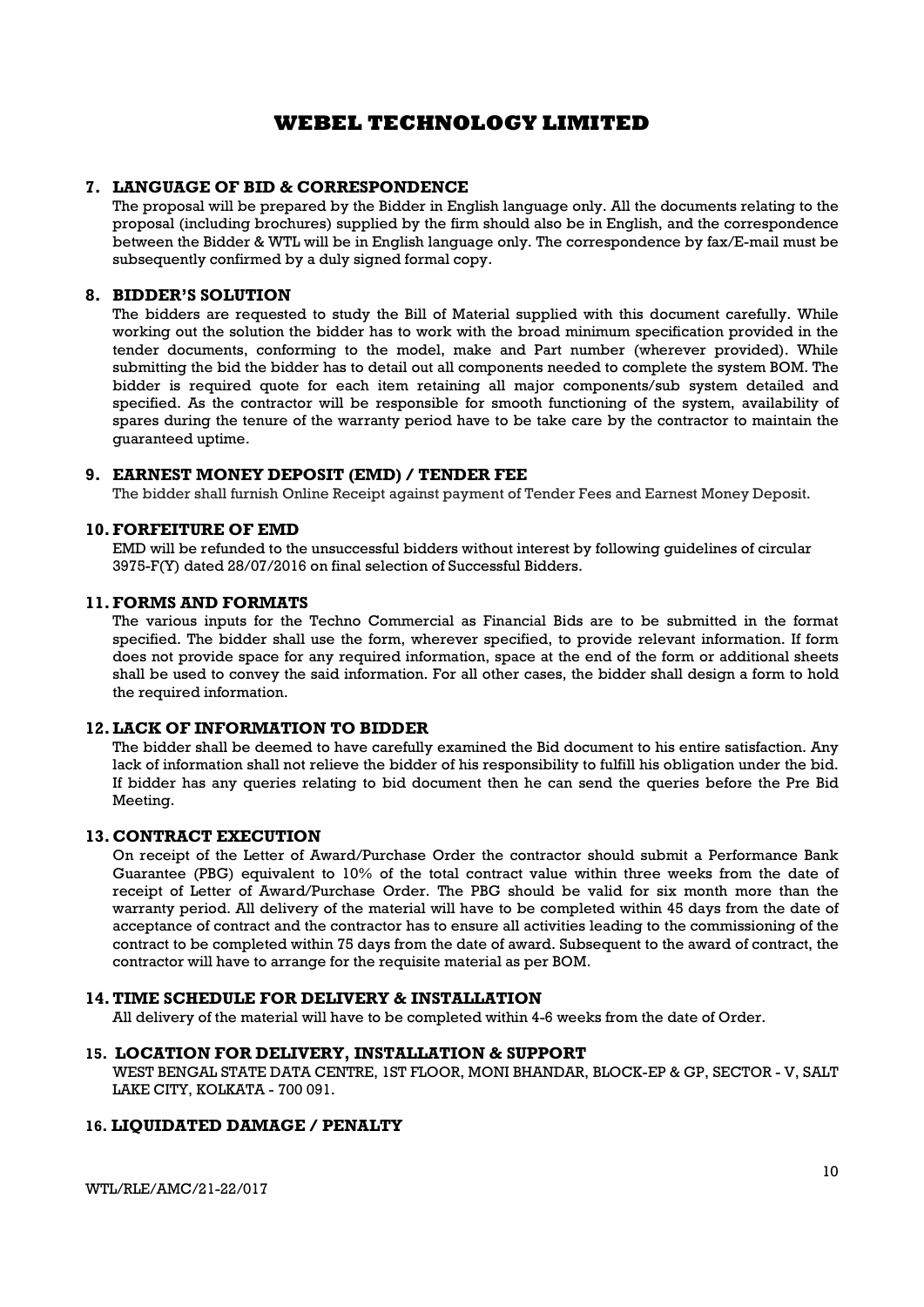## 7. LANGUAGE OF BID & CORRESPONDENCE

The proposal will be prepared by the Bidder in English language only. All the documents relating to the proposal (including brochures) supplied by the firm should also be in English, and the correspondence between the Bidder & WTL will be in English language only. The correspondence by fax/E-mail must be subsequently confirmed by a duly signed formal copy.

## 8. BIDDER'S SOLUTION

The bidders are requested to study the Bill of Material supplied with this document carefully. While working out the solution the bidder has to work with the broad minimum specification provided in the tender documents, conforming to the model, make and Part number (wherever provided). While submitting the bid the bidder has to detail out all components needed to complete the system BOM. The bidder is required quote for each item retaining all major components/sub system detailed and specified. As the contractor will be responsible for smooth functioning of the system, availability of spares during the tenure of the warranty period have to be take care by the contractor to maintain the guaranteed uptime.

## 9. EARNEST MONEY DEPOSIT (EMD) / TENDER FEE

The bidder shall furnish Online Receipt against payment of Tender Fees and Earnest Money Deposit.

## 10. FORFEITURE OF EMD

EMD will be refunded to the unsuccessful bidders without interest by following guidelines of circular 3975-F(Y) dated 28/07/2016 on final selection of Successful Bidders.

## 11. FORMS AND FORMATS

The various inputs for the Techno Commercial as Financial Bids are to be submitted in the format specified. The bidder shall use the form, wherever specified, to provide relevant information. If form does not provide space for any required information, space at the end of the form or additional sheets shall be used to convey the said information. For all other cases, the bidder shall design a form to hold the required information.

## 12. LACK OF INFORMATION TO BIDDER

The bidder shall be deemed to have carefully examined the Bid document to his entire satisfaction. Any lack of information shall not relieve the bidder of his responsibility to fulfill his obligation under the bid. If bidder has any queries relating to bid document then he can send the queries before the Pre Bid Meeting.

## 13. CONTRACT EXECUTION

On receipt of the Letter of Award/Purchase Order the contractor should submit a Performance Bank Guarantee (PBG) equivalent to 10% of the total contract value within three weeks from the date of receipt of Letter of Award/Purchase Order. The PBG should be valid for six month more than the warranty period. All delivery of the material will have to be completed within 45 days from the date of acceptance of contract and the contractor has to ensure all activities leading to the commissioning of the contract to be completed within 75 days from the date of award. Subsequent to the award of contract, the contractor will have to arrange for the requisite material as per BOM.

## 14. TIME SCHEDULE FOR DELIVERY & INSTALLATION

All delivery of the material will have to be completed within 4-6 weeks from the date of Order.

## 15. LOCATION FOR DELIVERY, INSTALLATION & SUPPORT

WEST BENGAL STATE DATA CENTRE, 1ST FLOOR, MONI BHANDAR, BLOCK-EP & GP, SECTOR - V, SALT LAKE CITY, KOLKATA - 700 091.

## 16. LIQUIDATED DAMAGE / PENALTY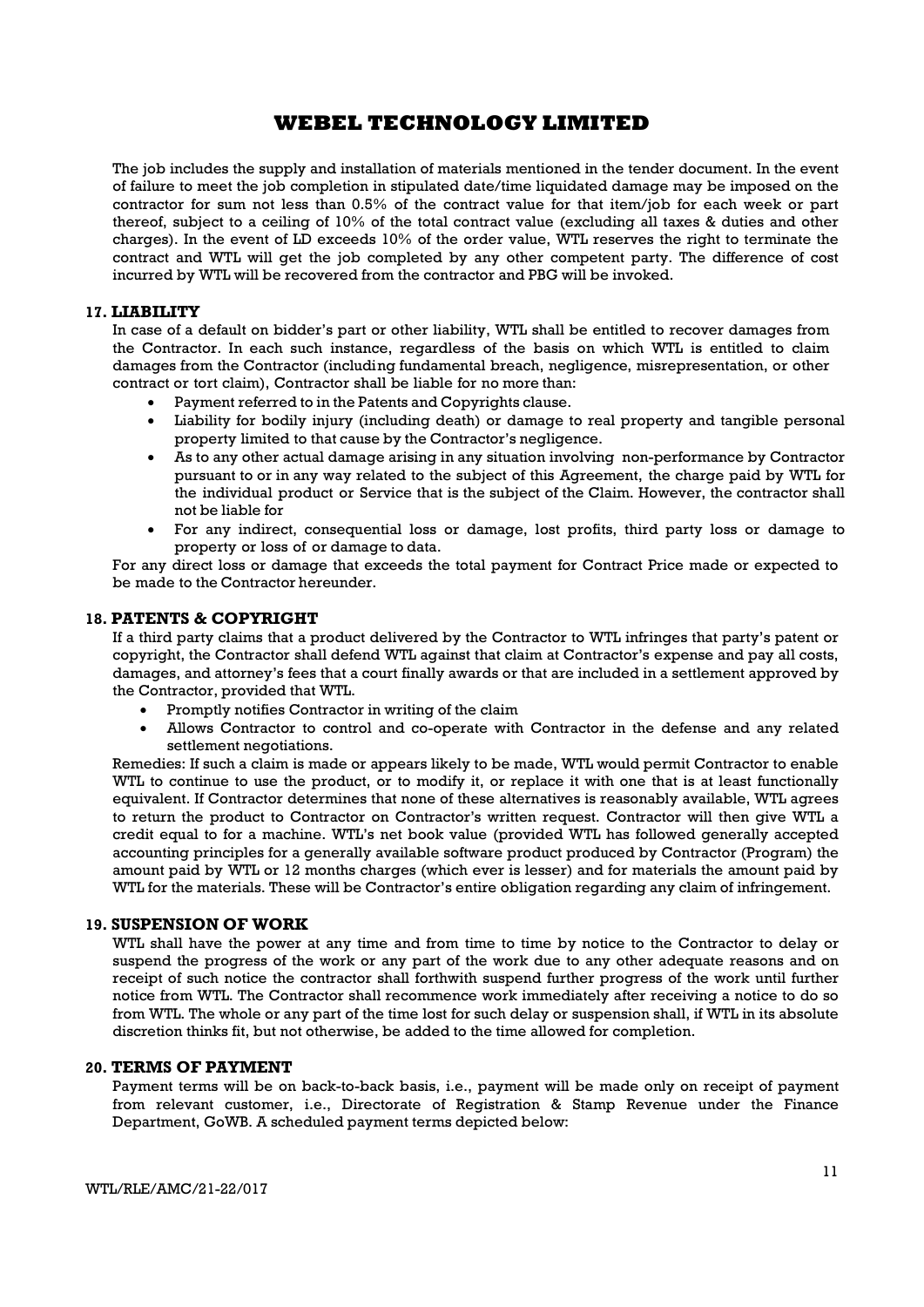# WEBEL TECHNOLOGY LIMITED

The job includes the supply and installation of materials mentioned in the tender document. In the event of failure to meet the job completion in stipulated date/time liquidated damage may be imposed on the contractor for sum not less than 0.5% of the contract value for that item/job for each week or part thereof, subject to a ceiling of 10% of the total contract value (excluding all taxes & duties and other charges). In the event of LD exceeds 10% of the order value, WTL reserves the right to terminate the contract and WTL will get the job completed by any other competent party. The difference of cost incurred by WTL will be recovered from the contractor and PBG will be invoked.

### 17. LIABILITY

In case of a default on bidder's part or other liability, WTL shall be entitled to recover damages from the Contractor. In each such instance, regardless of the basis on which WTL is entitled to claim damages from the Contractor (including fundamental breach, negligence, misrepresentation, or other contract or tort claim), Contractor shall be liable for no more than:

- Payment referred to in the Patents and Copyrights clause.
- Liability for bodily injury (including death) or damage to real property and tangible personal property limited to that cause by the Contractor's negligence.
- As to any other actual damage arising in any situation involving non-performance by Contractor pursuant to or in any way related to the subject of this Agreement, the charge paid by WTL for the individual product or Service that is the subject of the Claim. However, the contractor shall not be liable for
- For any indirect, consequential loss or damage, lost profits, third party loss or damage to property or loss of or damage to data.

For any direct loss or damage that exceeds the total payment for Contract Price made or expected to be made to the Contractor hereunder.

### 18. PATENTS & COPYRIGHT

If a third party claims that a product delivered by the Contractor to WTL infringes that party's patent or copyright, the Contractor shall defend WTL against that claim at Contractor's expense and pay all costs, damages, and attorney's fees that a court finally awards or that are included in a settlement approved by the Contractor, provided that WTL.

- Promptly notifies Contractor in writing of the claim
- Allows Contractor to control and co-operate with Contractor in the defense and any related settlement negotiations.

Remedies: If such a claim is made or appears likely to be made, WTL would permit Contractor to enable WTL to continue to use the product, or to modify it, or replace it with one that is at least functionally equivalent. If Contractor determines that none of these alternatives is reasonably available, WTL agrees to return the product to Contractor on Contractor's written request. Contractor will then give WTL a credit equal to for a machine. WTL's net book value (provided WTL has followed generally accepted accounting principles for a generally available software product produced by Contractor (Program) the amount paid by WTL or 12 months charges (which ever is lesser) and for materials the amount paid by WTL for the materials. These will be Contractor's entire obligation regarding any claim of infringement.

### 19. SUSPENSION OF WORK

WTL shall have the power at any time and from time to time by notice to the Contractor to delay or suspend the progress of the work or any part of the work due to any other adequate reasons and on receipt of such notice the contractor shall forthwith suspend further progress of the work until further notice from WTL. The Contractor shall recommence work immediately after receiving a notice to do so from WTL. The whole or any part of the time lost for such delay or suspension shall, if WTL in its absolute discretion thinks fit, but not otherwise, be added to the time allowed for completion.

### 20. TERMS OF PAYMENT

Payment terms will be on back-to-back basis, i.e., payment will be made only on receipt of payment from relevant customer, i.e., Directorate of Registration & Stamp Revenue under the Finance Department, GoWB. A scheduled payment terms depicted below: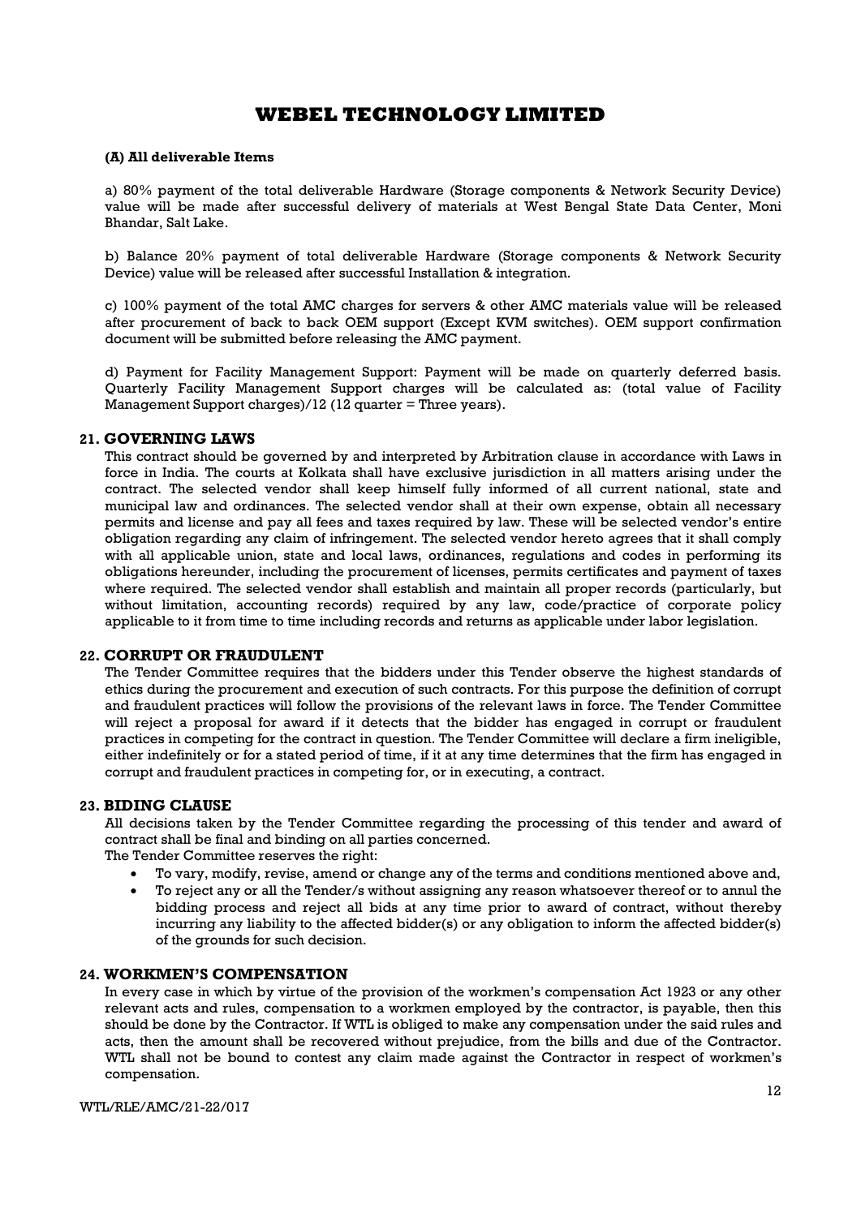**(A) All deliverable Items**

a) 80% payment of the total deliverable Hardware (Storage components & Network Security Device) value will be made after successful delivery of materials at West Bengal State Data Center, Moni Bhandar, Salt Lake.

b) Balance 20% payment of total deliverable Hardware (Storage components & Network Security Device) value will be released after successful Installation & integration.

c) 100% payment of the total AMC charges for servers & other AMC materials value will be released after procurement of back to back OEM support (Except KVM switches). OEM support confirmation document will be submitted before releasing the AMC payment.

d) Payment for Facility Management Support: Payment will be made on quarterly deferred basis. Quarterly Facility Management Support charges will be calculated as: (total value of Facility Management Support charges)/12 (12 quarter = Three years).

## 21. GOVERNING LAWS

This contract should be governed by and interpreted by Arbitration clause in accordance with Laws in force in India. The courts at Kolkata shall have exclusive jurisdiction in all matters arising under the contract. The selected vendor shall keep himself fully informed of all current national, state and municipal law and ordinances. The selected vendor shall at their own expense, obtain all necessary permits and license and pay all fees and taxes required by law. These will be selected vendor's entire obligation regarding any claim of infringement. The selected vendor hereto agrees that it shall comply with all applicable union, state and local laws, ordinances, regulations and codes in performing its obligations hereunder, including the procurement of licenses, permits certificates and payment of taxes where required. The selected vendor shall establish and maintain all proper records (particularly, but without limitation, accounting records) required by any law, code/practice of corporate policy applicable to it from time to time including records and returns as applicable under labor legislation.

## 22. CORRUPT OR FRAUDULENT

The Tender Committee requires that the bidders under this Tender observe the highest standards of ethics during the procurement and execution of such contracts. For this purpose the definition of corrupt and fraudulent practices will follow the provisions of the relevant laws in force. The Tender Committee will reject a proposal for award if it detects that the bidder has engaged in corrupt or fraudulent practices in competing for the contract in question. The Tender Committee will declare a firm ineligible, either indefinitely or for a stated period of time, if it at any time determines that the firm has engaged in corrupt and fraudulent practices in competing for, or in executing, a contract.

## 23. BIDING CLAUSE

All decisions taken by the Tender Committee regarding the processing of this tender and award of contract shall be final and binding on all parties concerned.

The Tender Committee reserves the right:

- To vary, modify, revise, amend or change any of the terms and conditions mentioned above and,
- To reject any or all the Tender/s without assigning any reason whatsoever thereof or to annul the bidding process and reject all bids at any time prior to award of contract, without thereby incurring any liability to the affected bidder(s) or any obligation to inform the affected bidder(s) of the grounds for such decision.

## 24. WORKMEN'S COMPENSATION

In every case in which by virtue of the provision of the workmen's compensation Act 1923 or any other relevant acts and rules, compensation to a workmen employed by the contractor, is payable, then this should be done by the Contractor. If WTL is obliged to make any compensation under the said rules and acts, then the amount shall be recovered without prejudice, from the bills and due of the Contractor. WTL shall not be bound to contest any claim made against the Contractor in respect of workmen's compensation.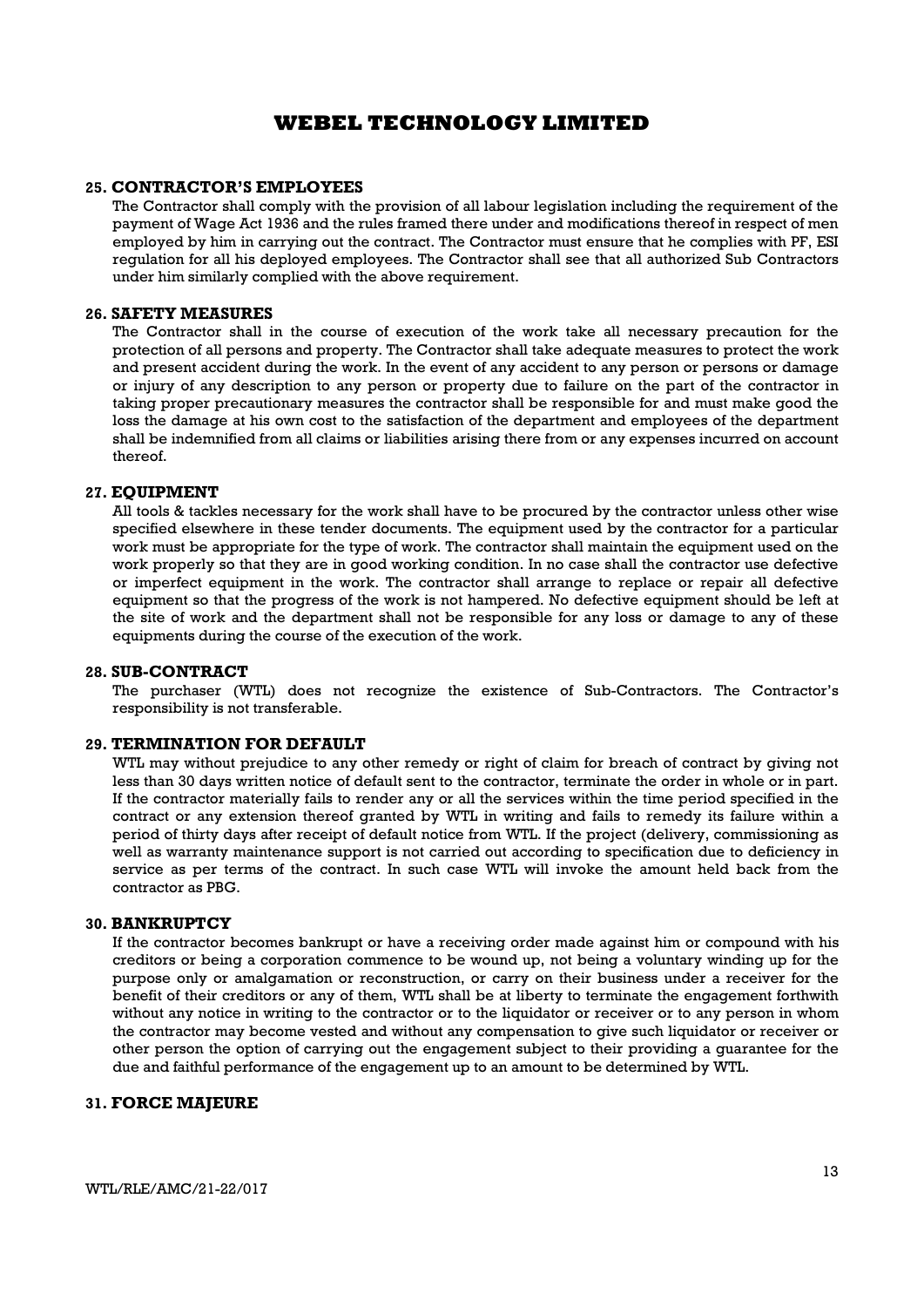### 25. CONTRACTOR'S EMPLOYEES

The Contractor shall comply with the provision of all labour legislation including the requirement of the payment of Wage Act 1936 and the rules framed there under and modifications thereof in respect of men employed by him in carrying out the contract. The Contractor must ensure that he complies with PF, ESI regulation for all his deployed employees. The Contractor shall see that all authorized Sub Contractors under him similarly complied with the above requirement.

### 26. SAFETY MEASURES

The Contractor shall in the course of execution of the work take all necessary precaution for the protection of all persons and property. The Contractor shall take adequate measures to protect the work and present accident during the work. In the event of any accident to any person or persons or damage or injury of any description to any person or property due to failure on the part of the contractor in taking proper precautionary measures the contractor shall be responsible for and must make good the loss the damage at his own cost to the satisfaction of the department and employees of the department shall be indemnified from all claims or liabilities arising there from or any expenses incurred on account thereof.

### 27. EQUIPMENT

All tools & tackles necessary for the work shall have to be procured by the contractor unless other wise specified elsewhere in these tender documents. The equipment used by the contractor for a particular work must be appropriate for the type of work. The contractor shall maintain the equipment used on the work properly so that they are in good working condition. In no case shall the contractor use defective or imperfect equipment in the work. The contractor shall arrange to replace or repair all defective equipment so that the progress of the work is not hampered. No defective equipment should be left at the site of work and the department shall not be responsible for any loss or damage to any of these equipments during the course of the execution of the work.

### 28. SUB-CONTRACT

The purchaser (WTL) does not recognize the existence of Sub-Contractors. The Contractor's responsibility is not transferable.

### 29. TERMINATION FOR DEFAULT

WTL may without prejudice to any other remedy or right of claim for breach of contract by giving not less than 30 days written notice of default sent to the contractor, terminate the order in whole or in part. If the contractor materially fails to render any or all the services within the time period specified in the contract or any extension thereof granted by WTL in writing and fails to remedy its failure within a period of thirty days after receipt of default notice from WTL. If the project (delivery, commissioning as well as warranty maintenance support is not carried out according to specification due to deficiency in service as per terms of the contract. In such case WTL will invoke the amount held back from the contractor as PBG.

### 30. BANKRUPTCY

If the contractor becomes bankrupt or have a receiving order made against him or compound with his creditors or being a corporation commence to be wound up, not being a voluntary winding up for the purpose only or amalgamation or reconstruction, or carry on their business under a receiver for the benefit of their creditors or any of them, WTL shall be at liberty to terminate the engagement forthwith without any notice in writing to the contractor or to the liquidator or receiver or to any person in whom the contractor may become vested and without any compensation to give such liquidator or receiver or other person the option of carrying out the engagement subject to their providing a guarantee for the due and faithful performance of the engagement up to an amount to be determined by WTL.

### 31. FORCE MAJEURE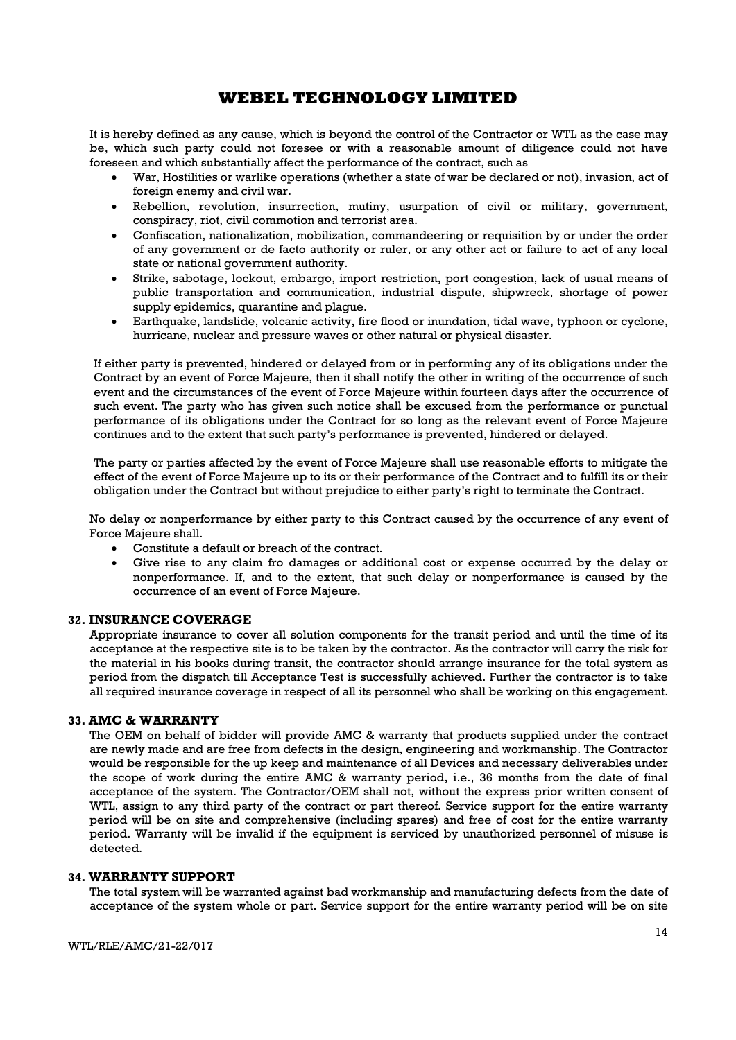It is hereby defined as any cause, which is beyond the control of the Contractor or WTL as the case may be, which such party could not foresee or with a reasonable amount of diligence could not have foreseen and which substantially affect the performance of the contract, such as

- War, Hostilities or warlike operations (whether a state of war be declared or not), invasion, act of foreign enemy and civil war.
- Rebellion, revolution, insurrection, mutiny, usurpation of civil or military, government, conspiracy, riot, civil commotion and terrorist area.
- Confiscation, nationalization, mobilization, commandeering or requisition by or under the order of any government or de facto authority or ruler, or any other act or failure to act of any local state or national government authority.
- Strike, sabotage, lockout, embargo, import restriction, port congestion, lack of usual means of public transportation and communication, industrial dispute, shipwreck, shortage of power supply epidemics, quarantine and plague.
- Earthquake, landslide, volcanic activity, fire flood or inundation, tidal wave, typhoon or cyclone, hurricane, nuclear and pressure waves or other natural or physical disaster.

If either party is prevented, hindered or delayed from or in performing any of its obligations under the Contract by an event of Force Majeure, then it shall notify the other in writing of the occurrence of such event and the circumstances of the event of Force Majeure within fourteen days after the occurrence of such event. The party who has given such notice shall be excused from the performance or punctual performance of its obligations under the Contract for so long as the relevant event of Force Majeure continues and to the extent that such party's performance is prevented, hindered or delayed.

The party or parties affected by the event of Force Majeure shall use reasonable efforts to mitigate the effect of the event of Force Majeure up to its or their performance of the Contract and to fulfill its or their obligation under the Contract but without prejudice to either party's right to terminate the Contract.

No delay or nonperformance by either party to this Contract caused by the occurrence of any event of Force Majeure shall.

- Constitute a default or breach of the contract.
- Give rise to any claim fro damages or additional cost or expense occurred by the delay or nonperformance. If, and to the extent, that such delay or nonperformance is caused by the occurrence of an event of Force Majeure.

## 32. INSURANCE COVERAGE

Appropriate insurance to cover all solution components for the transit period and until the time of its acceptance at the respective site is to be taken by the contractor. As the contractor will carry the risk for the material in his books during transit, the contractor should arrange insurance for the total system as period from the dispatch till Acceptance Test is successfully achieved. Further the contractor is to take all required insurance coverage in respect of all its personnel who shall be working on this engagement.

## 33. AMC & WARRANTY

The OEM on behalf of bidder will provide AMC & warranty that products supplied under the contract are newly made and are free from defects in the design, engineering and workmanship. The Contractor would be responsible for the up keep and maintenance of all Devices and necessary deliverables under the scope of work during the entire AMC & warranty period, i.e., 36 months from the date of final acceptance of the system. The Contractor/OEM shall not, without the express prior written consent of WTL, assign to any third party of the contract or part thereof. Service support for the entire warranty period will be on site and comprehensive (including spares) and free of cost for the entire warranty period. Warranty will be invalid if the equipment is serviced by unauthorized personnel of misuse is detected.

## 34. WARRANTY SUPPORT

The total system will be warranted against bad workmanship and manufacturing defects from the date of acceptance of the system whole or part. Service support for the entire warranty period will be on site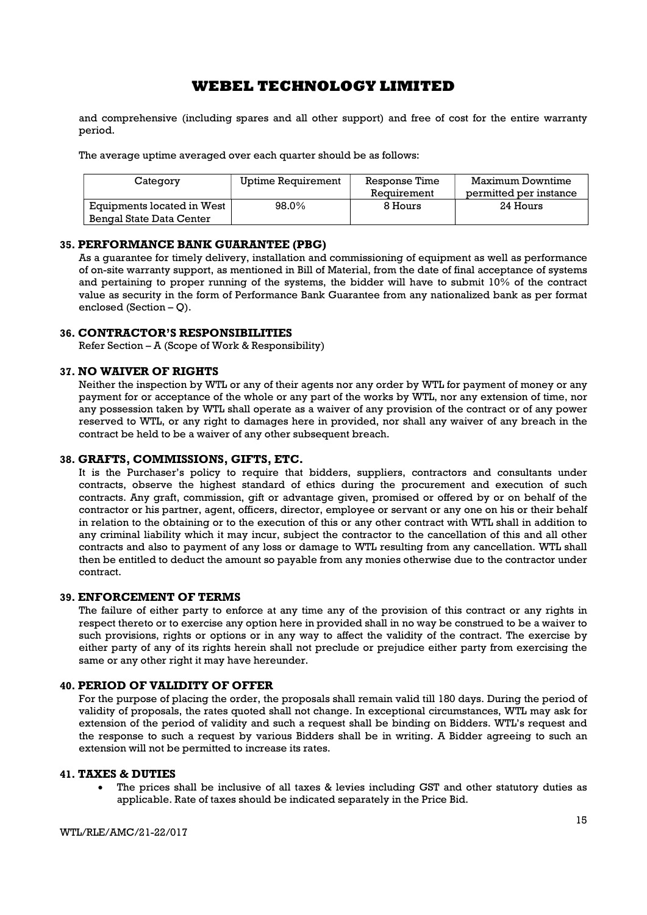and comprehensive (including spares and all other support) and free of cost for the entire warranty period.

The average uptime averaged over each quarter should be as follows:

| Category | Uptime Requirement | Response Time Requirement | Maximum Downtime permitted per instance |
|---|---|---|---|
| Equipments located in West Bengal State Data Center | 98.0% | 8 Hours | 24 Hours |

## 35. PERFORMANCE BANK GUARANTEE (PBG)

As a guarantee for timely delivery, installation and commissioning of equipment as well as performance of on-site warranty support, as mentioned in Bill of Material, from the date of final acceptance of systems and pertaining to proper running of the systems, the bidder will have to submit 10% of the contract value as security in the form of Performance Bank Guarantee from any nationalized bank as per format enclosed (Section – Q).

## 36. CONTRACTOR'S RESPONSIBILITIES

Refer Section – A (Scope of Work & Responsibility)

## 37. NO WAIVER OF RIGHTS

Neither the inspection by WTL or any of their agents nor any order by WTL for payment of money or any payment for or acceptance of the whole or any part of the works by WTL, nor any extension of time, nor any possession taken by WTL shall operate as a waiver of any provision of the contract or of any power reserved to WTL, or any right to damages here in provided, nor shall any waiver of any breach in the contract be held to be a waiver of any other subsequent breach.

## 38. GRAFTS, COMMISSIONS, GIFTS, ETC.

It is the Purchaser's policy to require that bidders, suppliers, contractors and consultants under contracts, observe the highest standard of ethics during the procurement and execution of such contracts. Any graft, commission, gift or advantage given, promised or offered by or on behalf of the contractor or his partner, agent, officers, director, employee or servant or any one on his or their behalf in relation to the obtaining or to the execution of this or any other contract with WTL shall in addition to any criminal liability which it may incur, subject the contractor to the cancellation of this and all other contracts and also to payment of any loss or damage to WTL resulting from any cancellation. WTL shall then be entitled to deduct the amount so payable from any monies otherwise due to the contractor under contract.

## 39. ENFORCEMENT OF TERMS

The failure of either party to enforce at any time any of the provision of this contract or any rights in respect thereto or to exercise any option here in provided shall in no way be construed to be a waiver to such provisions, rights or options or in any way to affect the validity of the contract. The exercise by either party of any of its rights herein shall not preclude or prejudice either party from exercising the same or any other right it may have hereunder.

## 40. PERIOD OF VALIDITY OF OFFER

For the purpose of placing the order, the proposals shall remain valid till 180 days. During the period of validity of proposals, the rates quoted shall not change. In exceptional circumstances, WTL may ask for extension of the period of validity and such a request shall be binding on Bidders. WTL's request and the response to such a request by various Bidders shall be in writing. A Bidder agreeing to such an extension will not be permitted to increase its rates.

## 41. TAXES & DUTIES

- The prices shall be inclusive of all taxes & levies including GST and other statutory duties as applicable. Rate of taxes should be indicated separately in the Price Bid.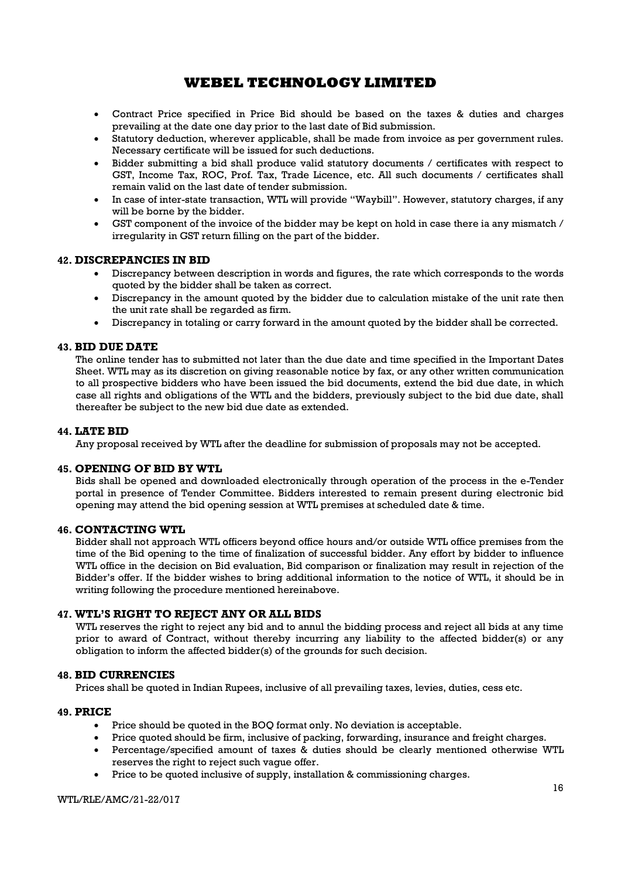- Contract Price specified in Price Bid should be based on the taxes & duties and charges prevailing at the date one day prior to the last date of Bid submission.
- Statutory deduction, wherever applicable, shall be made from invoice as per government rules. Necessary certificate will be issued for such deductions.
- Bidder submitting a bid shall produce valid statutory documents / certificates with respect to GST, Income Tax, ROC, Prof. Tax, Trade Licence, etc. All such documents / certificates shall remain valid on the last date of tender submission.
- In case of inter-state transaction, WTL will provide "Waybill". However, statutory charges, if any will be borne by the bidder.
- GST component of the invoice of the bidder may be kept on hold in case there ia any mismatch / irregularity in GST return filling on the part of the bidder.

### 42. DISCREPANCIES IN BID

- Discrepancy between description in words and figures, the rate which corresponds to the words quoted by the bidder shall be taken as correct.
- Discrepancy in the amount quoted by the bidder due to calculation mistake of the unit rate then the unit rate shall be regarded as firm.
- Discrepancy in totaling or carry forward in the amount quoted by the bidder shall be corrected.

### 43. BID DUE DATE

The online tender has to submitted not later than the due date and time specified in the Important Dates Sheet. WTL may as its discretion on giving reasonable notice by fax, or any other written communication to all prospective bidders who have been issued the bid documents, extend the bid due date, in which case all rights and obligations of the WTL and the bidders, previously subject to the bid due date, shall thereafter be subject to the new bid due date as extended.

### 44. LATE BID

Any proposal received by WTL after the deadline for submission of proposals may not be accepted.

### 45. OPENING OF BID BY WTL

Bids shall be opened and downloaded electronically through operation of the process in the e-Tender portal in presence of Tender Committee. Bidders interested to remain present during electronic bid opening may attend the bid opening session at WTL premises at scheduled date & time.

### 46. CONTACTING WTL

Bidder shall not approach WTL officers beyond office hours and/or outside WTL office premises from the time of the Bid opening to the time of finalization of successful bidder. Any effort by bidder to influence WTL office in the decision on Bid evaluation, Bid comparison or finalization may result in rejection of the Bidder's offer. If the bidder wishes to bring additional information to the notice of WTL, it should be in writing following the procedure mentioned hereinabove.

### 47. WTL'S RIGHT TO REJECT ANY OR ALL BIDS

WTL reserves the right to reject any bid and to annul the bidding process and reject all bids at any time prior to award of Contract, without thereby incurring any liability to the affected bidder(s) or any obligation to inform the affected bidder(s) of the grounds for such decision.

### 48. BID CURRENCIES

Prices shall be quoted in Indian Rupees, inclusive of all prevailing taxes, levies, duties, cess etc.

### 49. PRICE

- Price should be quoted in the BOQ format only. No deviation is acceptable.
- Price quoted should be firm, inclusive of packing, forwarding, insurance and freight charges.
- Percentage/specified amount of taxes & duties should be clearly mentioned otherwise WTL reserves the right to reject such vague offer.
- Price to be quoted inclusive of supply, installation & commissioning charges.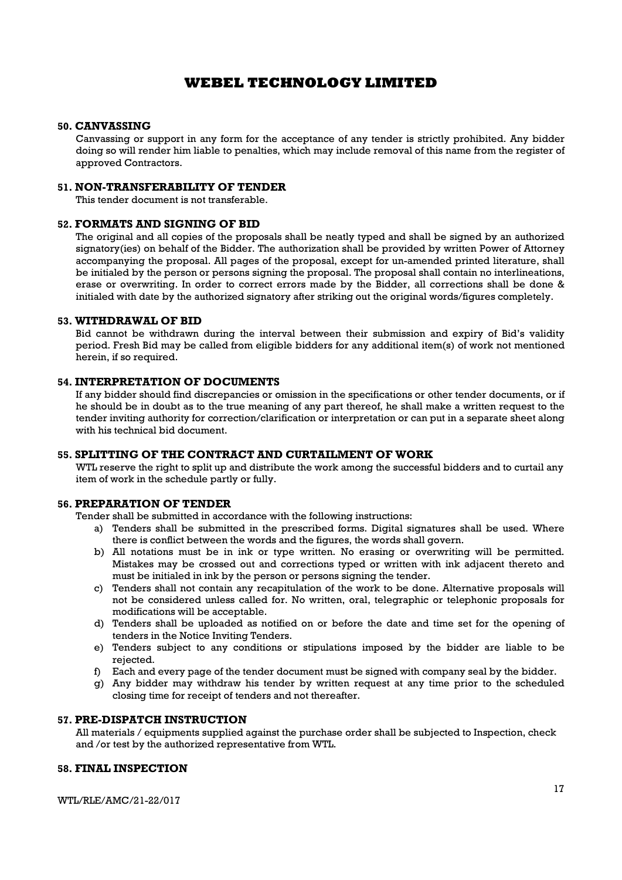### 50. CANVASSING

Canvassing or support in any form for the acceptance of any tender is strictly prohibited. Any bidder doing so will render him liable to penalties, which may include removal of this name from the register of approved Contractors.

### 51. NON-TRANSFERABILITY OF TENDER

This tender document is not transferable.

### 52. FORMATS AND SIGNING OF BID

The original and all copies of the proposals shall be neatly typed and shall be signed by an authorized signatory(ies) on behalf of the Bidder. The authorization shall be provided by written Power of Attorney accompanying the proposal. All pages of the proposal, except for un-amended printed literature, shall be initialed by the person or persons signing the proposal. The proposal shall contain no interlineations, erase or overwriting. In order to correct errors made by the Bidder, all corrections shall be done & initialed with date by the authorized signatory after striking out the original words/figures completely.

### 53. WITHDRAWAL OF BID

Bid cannot be withdrawn during the interval between their submission and expiry of Bid's validity period. Fresh Bid may be called from eligible bidders for any additional item(s) of work not mentioned herein, if so required.

### 54. INTERPRETATION OF DOCUMENTS

If any bidder should find discrepancies or omission in the specifications or other tender documents, or if he should be in doubt as to the true meaning of any part thereof, he shall make a written request to the tender inviting authority for correction/clarification or interpretation or can put in a separate sheet along with his technical bid document.

### 55. SPLITTING OF THE CONTRACT AND CURTAILMENT OF WORK

WTL reserve the right to split up and distribute the work among the successful bidders and to curtail any item of work in the schedule partly or fully.

### 56. PREPARATION OF TENDER

Tender shall be submitted in accordance with the following instructions:

a) Tenders shall be submitted in the prescribed forms. Digital signatures shall be used. Where there is conflict between the words and the figures, the words shall govern.
b) All notations must be in ink or type written. No erasing or overwriting will be permitted. Mistakes may be crossed out and corrections typed or written with ink adjacent thereto and must be initialed in ink by the person or persons signing the tender.
c) Tenders shall not contain any recapitulation of the work to be done. Alternative proposals will not be considered unless called for. No written, oral, telegraphic or telephonic proposals for modifications will be acceptable.
d) Tenders shall be uploaded as notified on or before the date and time set for the opening of tenders in the Notice Inviting Tenders.
e) Tenders subject to any conditions or stipulations imposed by the bidder are liable to be rejected.
f) Each and every page of the tender document must be signed with company seal by the bidder.
g) Any bidder may withdraw his tender by written request at any time prior to the scheduled closing time for receipt of tenders and not thereafter.

### 57. PRE-DISPATCH INSTRUCTION

All materials / equipments supplied against the purchase order shall be subjected to Inspection, check and /or test by the authorized representative from WTL.

### 58. FINAL INSPECTION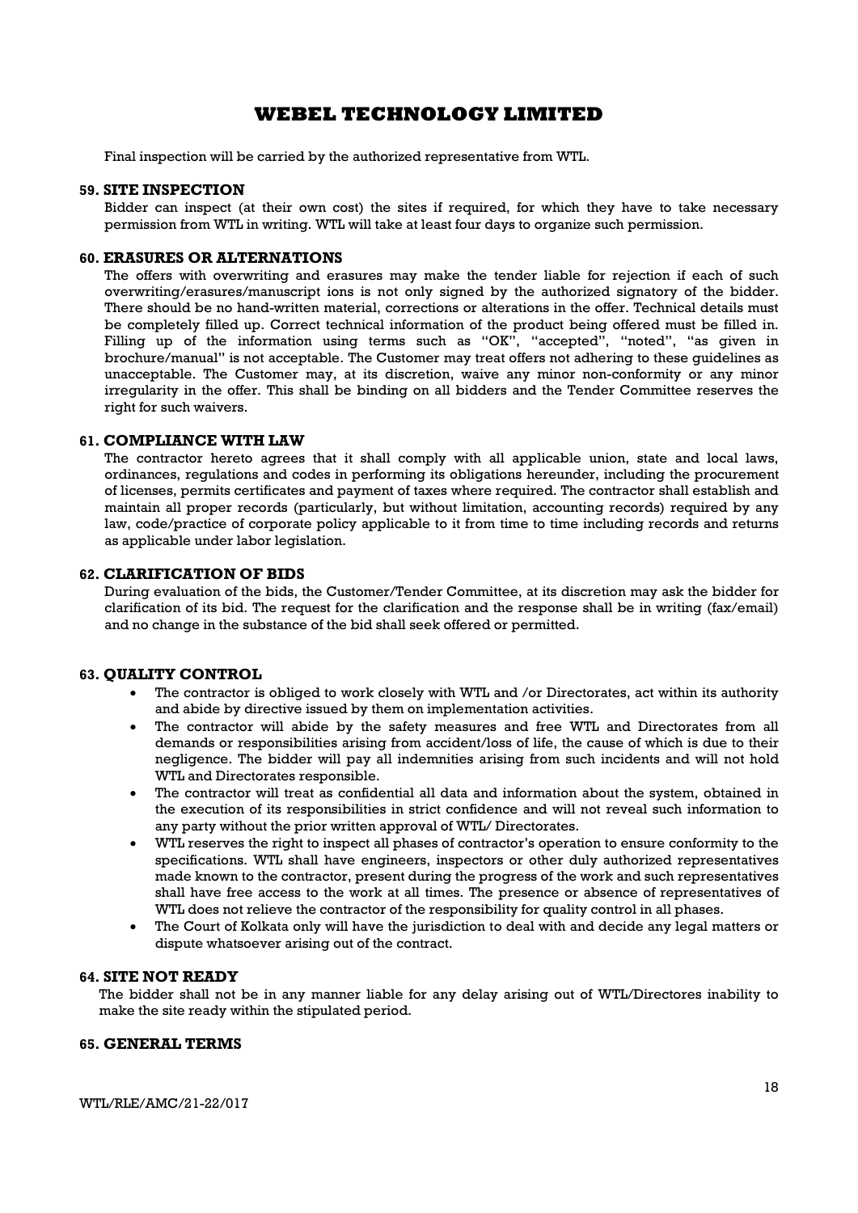Final inspection will be carried by the authorized representative from WTL.

**59. SITE INSPECTION**

Bidder can inspect (at their own cost) the sites if required, for which they have to take necessary permission from WTL in writing. WTL will take at least four days to organize such permission.

**60. ERASURES OR ALTERNATIONS**

The offers with overwriting and erasures may make the tender liable for rejection if each of such overwriting/erasures/manuscript ions is not only signed by the authorized signatory of the bidder. There should be no hand-written material, corrections or alterations in the offer. Technical details must be completely filled up. Correct technical information of the product being offered must be filled in. Filling up of the information using terms such as "OK", "accepted", "noted", "as given in brochure/manual" is not acceptable. The Customer may treat offers not adhering to these guidelines as unacceptable. The Customer may, at its discretion, waive any minor non-conformity or any minor irregularity in the offer. This shall be binding on all bidders and the Tender Committee reserves the right for such waivers.

**61. COMPLIANCE WITH LAW**

The contractor hereto agrees that it shall comply with all applicable union, state and local laws, ordinances, regulations and codes in performing its obligations hereunder, including the procurement of licenses, permits certificates and payment of taxes where required. The contractor shall establish and maintain all proper records (particularly, but without limitation, accounting records) required by any law, code/practice of corporate policy applicable to it from time to time including records and returns as applicable under labor legislation.

**62. CLARIFICATION OF BIDS**

During evaluation of the bids, the Customer/Tender Committee, at its discretion may ask the bidder for clarification of its bid. The request for the clarification and the response shall be in writing (fax/email) and no change in the substance of the bid shall seek offered or permitted.

**63. QUALITY CONTROL**

- The contractor is obliged to work closely with WTL and /or Directorates, act within its authority and abide by directive issued by them on implementation activities.
- The contractor will abide by the safety measures and free WTL and Directorates from all demands or responsibilities arising from accident/loss of life, the cause of which is due to their negligence. The bidder will pay all indemnities arising from such incidents and will not hold WTL and Directorates responsible.
- The contractor will treat as confidential all data and information about the system, obtained in the execution of its responsibilities in strict confidence and will not reveal such information to any party without the prior written approval of WTL/ Directorates.
- WTL reserves the right to inspect all phases of contractor's operation to ensure conformity to the specifications. WTL shall have engineers, inspectors or other duly authorized representatives made known to the contractor, present during the progress of the work and such representatives shall have free access to the work at all times. The presence or absence of representatives of WTL does not relieve the contractor of the responsibility for quality control in all phases.
- The Court of Kolkata only will have the jurisdiction to deal with and decide any legal matters or dispute whatsoever arising out of the contract.

**64. SITE NOT READY**

The bidder shall not be in any manner liable for any delay arising out of WTL/Directores inability to make the site ready within the stipulated period.

**65. GENERAL TERMS**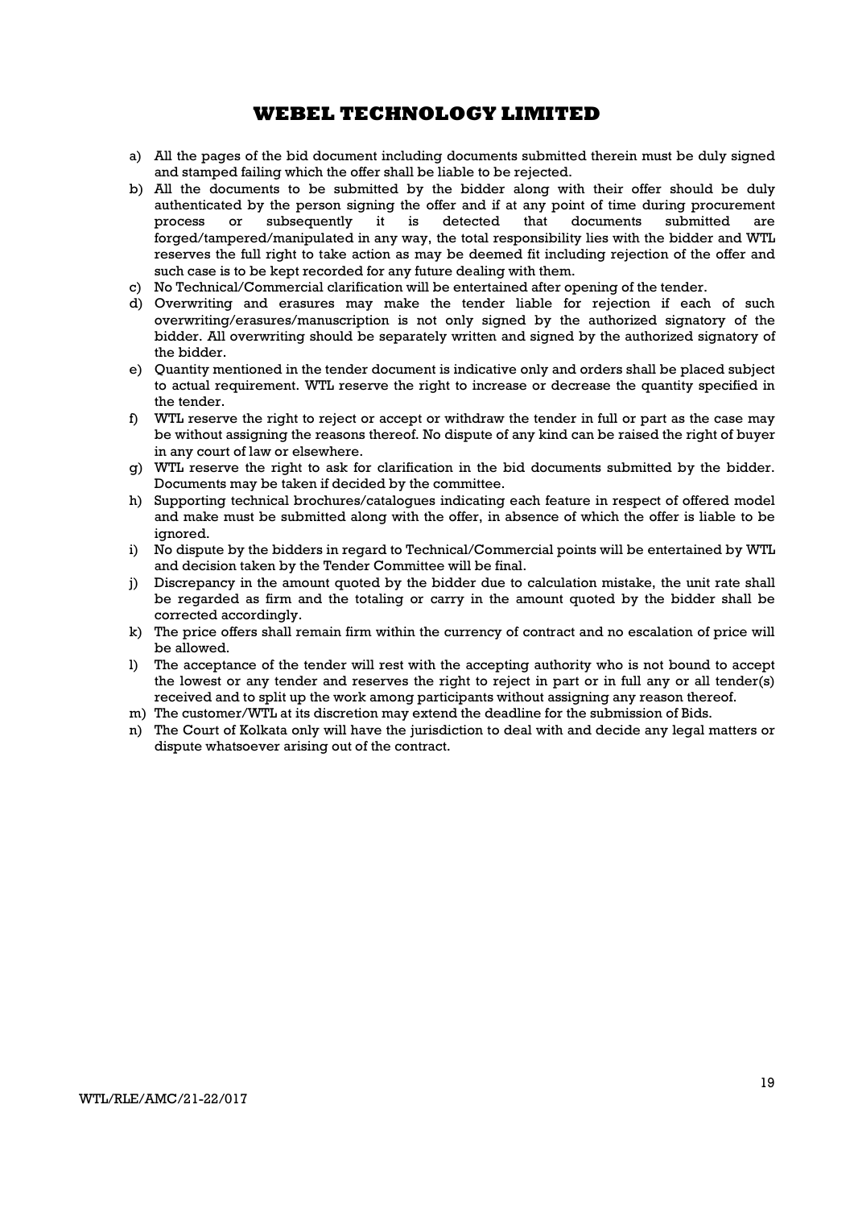a) All the pages of the bid document including documents submitted therein must be duly signed and stamped failing which the offer shall be liable to be rejected.
b) All the documents to be submitted by the bidder along with their offer should be duly authenticated by the person signing the offer and if at any point of time during procurement process or subsequently it is detected that documents submitted are forged/tampered/manipulated in any way, the total responsibility lies with the bidder and WTL reserves the full right to take action as may be deemed fit including rejection of the offer and such case is to be kept recorded for any future dealing with them.
c) No Technical/Commercial clarification will be entertained after opening of the tender.
d) Overwriting and erasures may make the tender liable for rejection if each of such overwriting/erasures/manuscription is not only signed by the authorized signatory of the bidder. All overwriting should be separately written and signed by the authorized signatory of the bidder.
e) Quantity mentioned in the tender document is indicative only and orders shall be placed subject to actual requirement. WTL reserve the right to increase or decrease the quantity specified in the tender.
f) WTL reserve the right to reject or accept or withdraw the tender in full or part as the case may be without assigning the reasons thereof. No dispute of any kind can be raised the right of buyer in any court of law or elsewhere.
g) WTL reserve the right to ask for clarification in the bid documents submitted by the bidder. Documents may be taken if decided by the committee.
h) Supporting technical brochures/catalogues indicating each feature in respect of offered model and make must be submitted along with the offer, in absence of which the offer is liable to be ignored.
i) No dispute by the bidders in regard to Technical/Commercial points will be entertained by WTL and decision taken by the Tender Committee will be final.
j) Discrepancy in the amount quoted by the bidder due to calculation mistake, the unit rate shall be regarded as firm and the totaling or carry in the amount quoted by the bidder shall be corrected accordingly.
k) The price offers shall remain firm within the currency of contract and no escalation of price will be allowed.
l) The acceptance of the tender will rest with the accepting authority who is not bound to accept the lowest or any tender and reserves the right to reject in part or in full any or all tender(s) received and to split up the work among participants without assigning any reason thereof.
m) The customer/WTL at its discretion may extend the deadline for the submission of Bids.
n) The Court of Kolkata only will have the jurisdiction to deal with and decide any legal matters or dispute whatsoever arising out of the contract.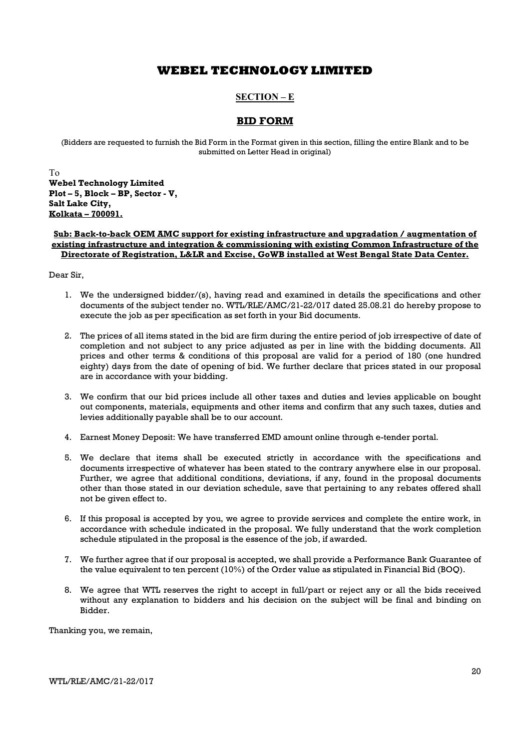# WEBEL TECHNOLOGY LIMITED

## SECTION – E

## BID FORM

(Bidders are requested to furnish the Bid Form in the Format given in this section, filling the entire Blank and to be submitted on Letter Head in original)

To
**Webel Technology Limited**
**Plot – 5, Block – BP, Sector - V,**
**Salt Lake City,**
**Kolkata – 700091.**

**Sub: Back-to-back OEM AMC support for existing infrastructure and upgradation / augmentation of existing infrastructure and integration & commissioning with existing Common Infrastructure of the Directorate of Registration, L&LR and Excise, GoWB installed at West Bengal State Data Center.**

Dear Sir,

1. We the undersigned bidder/(s), having read and examined in details the specifications and other documents of the subject tender no. WTL/RLE/AMC/21-22/017 dated 25.08.21 do hereby propose to execute the job as per specification as set forth in your Bid documents.

2. The prices of all items stated in the bid are firm during the entire period of job irrespective of date of completion and not subject to any price adjusted as per in line with the bidding documents. All prices and other terms & conditions of this proposal are valid for a period of 180 (one hundred eighty) days from the date of opening of bid. We further declare that prices stated in our proposal are in accordance with your bidding.

3. We confirm that our bid prices include all other taxes and duties and levies applicable on bought out components, materials, equipments and other items and confirm that any such taxes, duties and levies additionally payable shall be to our account.

4. Earnest Money Deposit: We have transferred EMD amount online through e-tender portal.

5. We declare that items shall be executed strictly in accordance with the specifications and documents irrespective of whatever has been stated to the contrary anywhere else in our proposal. Further, we agree that additional conditions, deviations, if any, found in the proposal documents other than those stated in our deviation schedule, save that pertaining to any rebates offered shall not be given effect to.

6. If this proposal is accepted by you, we agree to provide services and complete the entire work, in accordance with schedule indicated in the proposal. We fully understand that the work completion schedule stipulated in the proposal is the essence of the job, if awarded.

7. We further agree that if our proposal is accepted, we shall provide a Performance Bank Guarantee of the value equivalent to ten percent (10%) of the Order value as stipulated in Financial Bid (BOQ).

8. We agree that WTL reserves the right to accept in full/part or reject any or all the bids received without any explanation to bidders and his decision on the subject will be final and binding on Bidder.

Thanking you, we remain,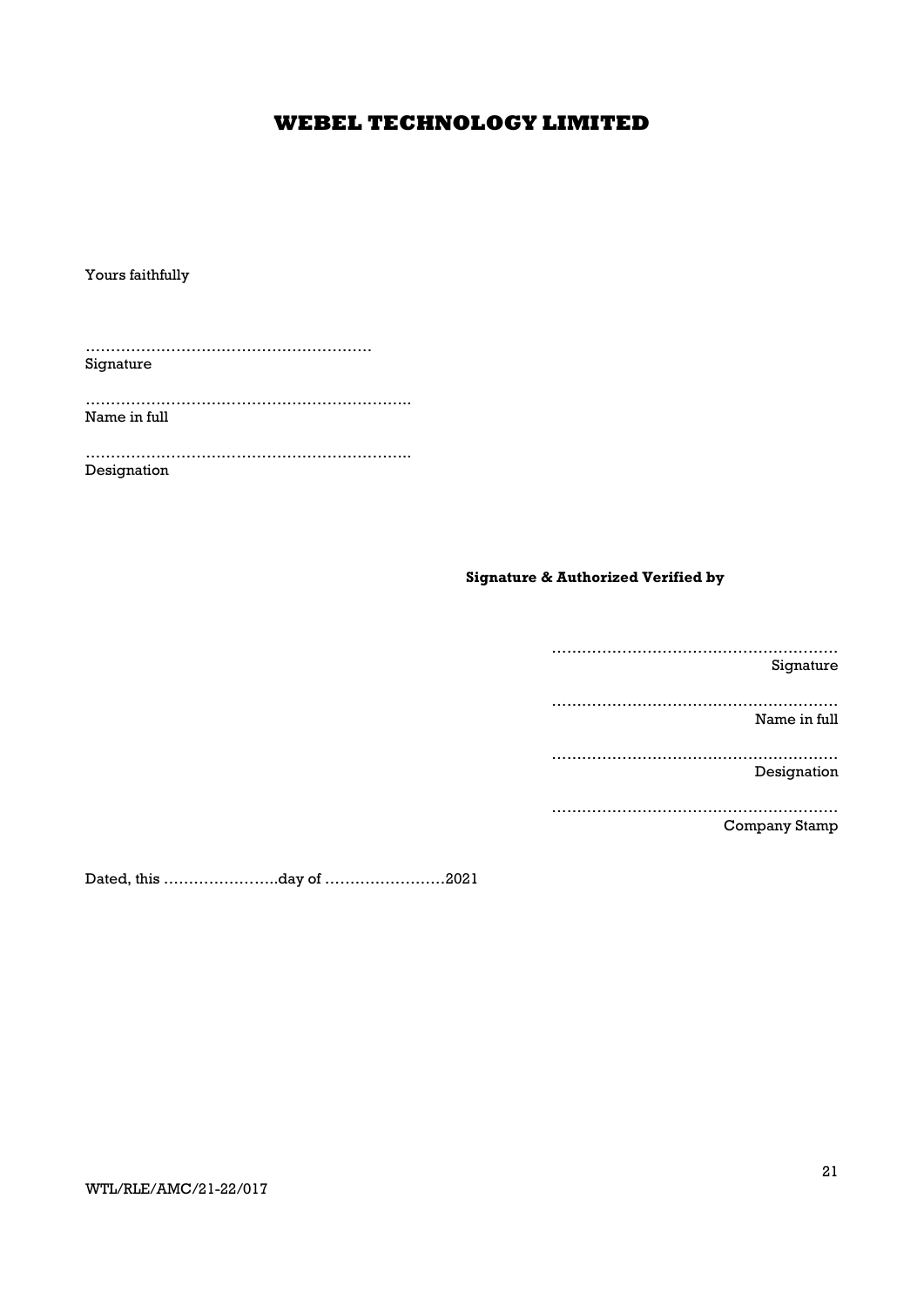Yours faithfully

…………………………………………………
Signature

………………………………………………………..
Name in full

………………………………………………………..
Designation

**Signature & Authorized Verified by**

…………………………………………………
Signature

…………………………………………………
Name in full

…………………………………………………
Designation

…………………………………………………
Company Stamp

Dated, this …………………..day of ……………………2021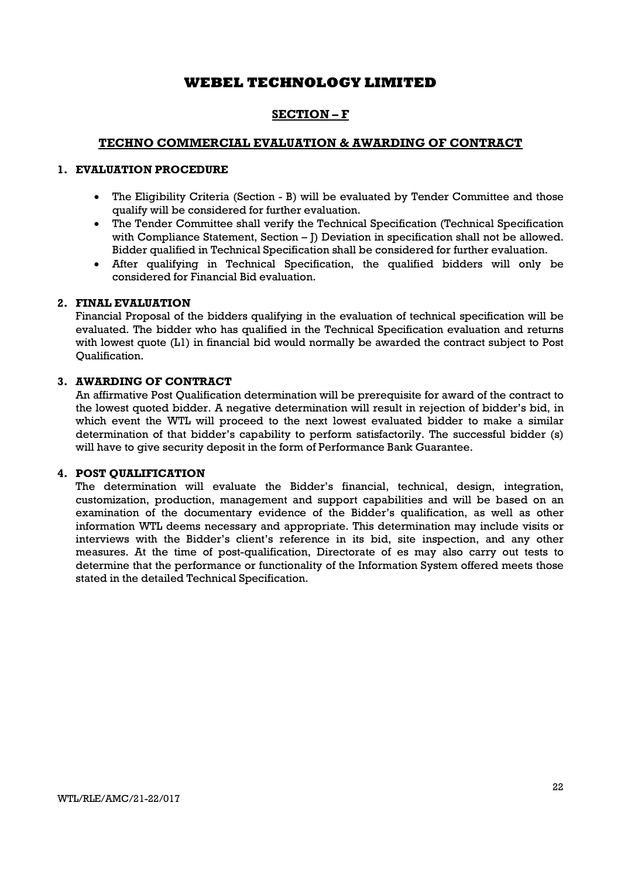# WEBEL TECHNOLOGY LIMITED

## SECTION – F

## TECHNO COMMERCIAL EVALUATION & AWARDING OF CONTRACT

### 1. EVALUATION PROCEDURE

- The Eligibility Criteria (Section - B) will be evaluated by Tender Committee and those qualify will be considered for further evaluation.
- The Tender Committee shall verify the Technical Specification (Technical Specification with Compliance Statement, Section – J) Deviation in specification shall not be allowed. Bidder qualified in Technical Specification shall be considered for further evaluation.
- After qualifying in Technical Specification, the qualified bidders will only be considered for Financial Bid evaluation.

### 2. FINAL EVALUATION

Financial Proposal of the bidders qualifying in the evaluation of technical specification will be evaluated. The bidder who has qualified in the Technical Specification evaluation and returns with lowest quote (L1) in financial bid would normally be awarded the contract subject to Post Qualification.

### 3. AWARDING OF CONTRACT

An affirmative Post Qualification determination will be prerequisite for award of the contract to the lowest quoted bidder. A negative determination will result in rejection of bidder's bid, in which event the WTL will proceed to the next lowest evaluated bidder to make a similar determination of that bidder's capability to perform satisfactorily. The successful bidder (s) will have to give security deposit in the form of Performance Bank Guarantee.

### 4. POST QUALIFICATION

The determination will evaluate the Bidder's financial, technical, design, integration, customization, production, management and support capabilities and will be based on an examination of the documentary evidence of the Bidder's qualification, as well as other information WTL deems necessary and appropriate. This determination may include visits or interviews with the Bidder's client's reference in its bid, site inspection, and any other measures. At the time of post-qualification, Directorate of es may also carry out tests to determine that the performance or functionality of the Information System offered meets those stated in the detailed Technical Specification.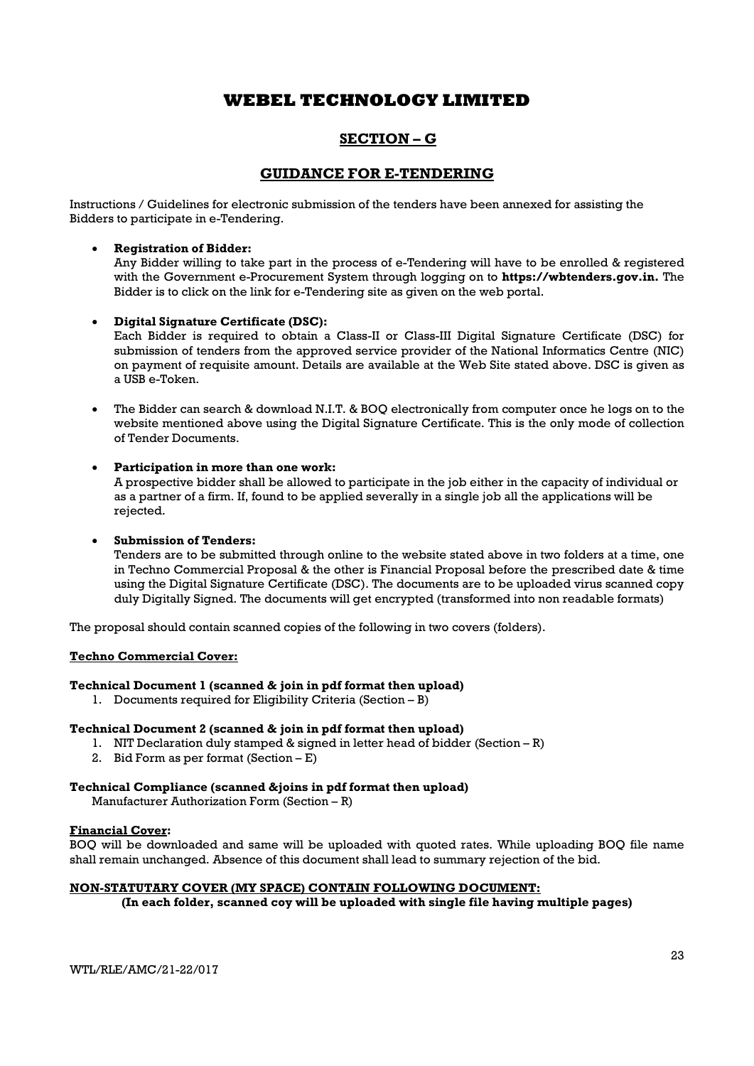# WEBEL TECHNOLOGY LIMITED

## SECTION – G

## GUIDANCE FOR E-TENDERING

Instructions / Guidelines for electronic submission of the tenders have been annexed for assisting the Bidders to participate in e-Tendering.

- **Registration of Bidder:**
  Any Bidder willing to take part in the process of e-Tendering will have to be enrolled & registered with the Government e-Procurement System through logging on to **https://wbtenders.gov.in.** The Bidder is to click on the link for e-Tendering site as given on the web portal.

- **Digital Signature Certificate (DSC):**
  Each Bidder is required to obtain a Class-II or Class-III Digital Signature Certificate (DSC) for submission of tenders from the approved service provider of the National Informatics Centre (NIC) on payment of requisite amount. Details are available at the Web Site stated above. DSC is given as a USB e-Token.

- The Bidder can search & download N.I.T. & BOQ electronically from computer once he logs on to the website mentioned above using the Digital Signature Certificate. This is the only mode of collection of Tender Documents.

- **Participation in more than one work:**
  A prospective bidder shall be allowed to participate in the job either in the capacity of individual or as a partner of a firm. If, found to be applied severally in a single job all the applications will be rejected.

- **Submission of Tenders:**
  Tenders are to be submitted through online to the website stated above in two folders at a time, one in Techno Commercial Proposal & the other is Financial Proposal before the prescribed date & time using the Digital Signature Certificate (DSC). The documents are to be uploaded virus scanned copy duly Digitally Signed. The documents will get encrypted (transformed into non readable formats)

The proposal should contain scanned copies of the following in two covers (folders).

**Techno Commercial Cover:**

**Technical Document 1 (scanned & join in pdf format then upload)**

1. Documents required for Eligibility Criteria (Section – B)

**Technical Document 2 (scanned & join in pdf format then upload)**

1. NIT Declaration duly stamped & signed in letter head of bidder (Section – R)
2. Bid Form as per format (Section – E)

**Technical Compliance (scanned &joins in pdf format then upload)**

Manufacturer Authorization Form (Section – R)

**Financial Cover:**

BOQ will be downloaded and same will be uploaded with quoted rates. While uploading BOQ file name shall remain unchanged. Absence of this document shall lead to summary rejection of the bid.

**NON-STATUTARY COVER (MY SPACE) CONTAIN FOLLOWING DOCUMENT:**

**(In each folder, scanned coy will be uploaded with single file having multiple pages)**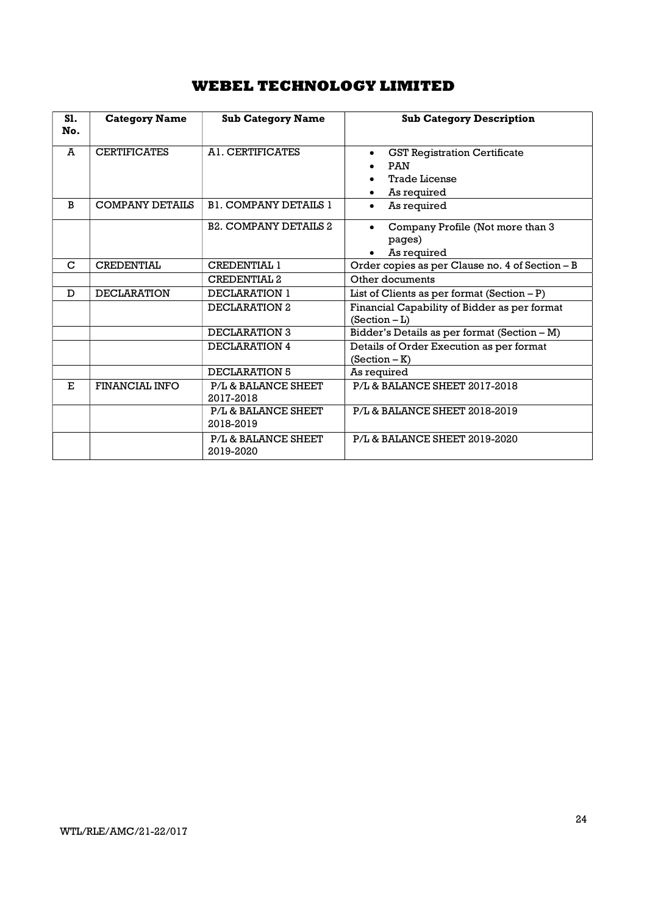# WEBEL TECHNOLOGY LIMITED

| Sl. No. | Category Name | Sub Category Name | Sub Category Description |
|---|---|---|---|
| A | CERTIFICATES | A1. CERTIFICATES | • GST Registration Certificate<br>• PAN<br>• Trade License<br>• As required |
| B | COMPANY DETAILS | B1. COMPANY DETAILS 1 | • As required |
| | | B2. COMPANY DETAILS 2 | • Company Profile (Not more than 3 pages)<br>• As required |
| C | CREDENTIAL | CREDENTIAL 1 | Order copies as per Clause no. 4 of Section – B |
| | | CREDENTIAL 2 | Other documents |
| D | DECLARATION | DECLARATION 1 | List of Clients as per format (Section – P) |
| | | DECLARATION 2 | Financial Capability of Bidder as per format (Section – L) |
| | | DECLARATION 3 | Bidder's Details as per format (Section – M) |
| | | DECLARATION 4 | Details of Order Execution as per format (Section – K) |
| | | DECLARATION 5 | As required |
| E | FINANCIAL INFO | P/L & BALANCE SHEET 2017-2018 | P/L & BALANCE SHEET 2017-2018 |
| | | P/L & BALANCE SHEET 2018-2019 | P/L & BALANCE SHEET 2018-2019 |
| | | P/L & BALANCE SHEET 2019-2020 | P/L & BALANCE SHEET 2019-2020 |

WTL/RLE/AMC/21-22/017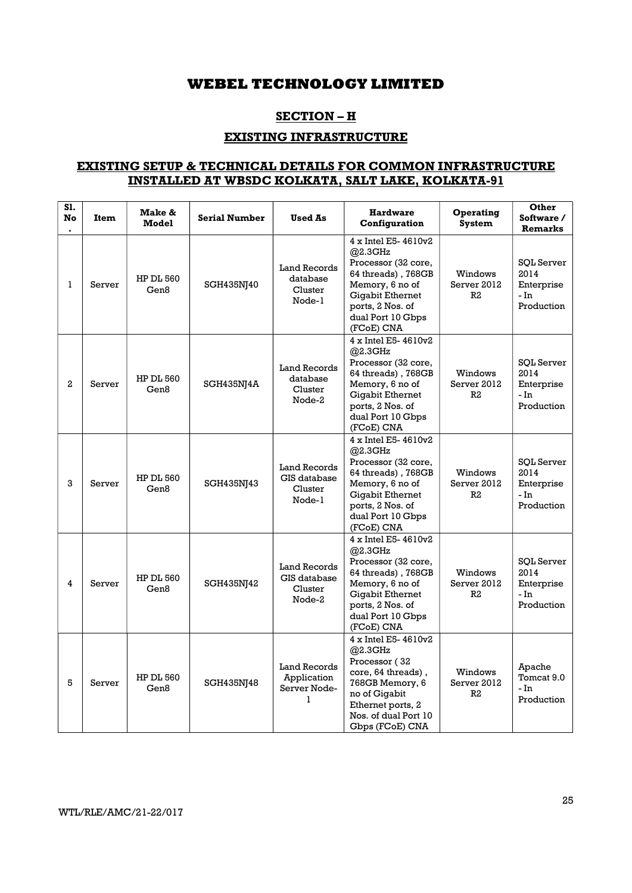# WEBEL TECHNOLOGY LIMITED

## SECTION – H

## EXISTING INFRASTRUCTURE

### EXISTING SETUP & TECHNICAL DETAILS FOR COMMON INFRASTRUCTURE INSTALLED AT WBSDC KOLKATA, SALT LAKE, KOLKATA-91

| Sl. No. | Item | Make & Model | Serial Number | Used As | Hardware Configuration | Operating System | Other Software / Remarks |
|---|---|---|---|---|---|---|---|
| 1 | Server | HP DL 560 Gen8 | SGH435NJ40 | Land Records database Cluster Node-1 | 4 x Intel E5- 4610v2 @2.3GHz Processor (32 core, 64 threads) , 768GB Memory, 6 no of Gigabit Ethernet ports, 2 Nos. of dual Port 10 Gbps (FCoE) CNA | Windows Server 2012 R2 | SQL Server 2014 Enterprise - In Production |
| 2 | Server | HP DL 560 Gen8 | SGH435NJ4A | Land Records database Cluster Node-2 | 4 x Intel E5- 4610v2 @2.3GHz Processor (32 core, 64 threads) , 768GB Memory, 6 no of Gigabit Ethernet ports, 2 Nos. of dual Port 10 Gbps (FCoE) CNA | Windows Server 2012 R2 | SQL Server 2014 Enterprise - In Production |
| 3 | Server | HP DL 560 Gen8 | SGH435NJ43 | Land Records GIS database Cluster Node-1 | 4 x Intel E5- 4610v2 @2.3GHz Processor (32 core, 64 threads) , 768GB Memory, 6 no of Gigabit Ethernet ports, 2 Nos. of dual Port 10 Gbps (FCoE) CNA | Windows Server 2012 R2 | SQL Server 2014 Enterprise - In Production |
| 4 | Server | HP DL 560 Gen8 | SGH435NJ42 | Land Records GIS database Cluster Node-2 | 4 x Intel E5- 4610v2 @2.3GHz Processor (32 core, 64 threads) , 768GB Memory, 6 no of Gigabit Ethernet ports, 2 Nos. of dual Port 10 Gbps (FCoE) CNA | Windows Server 2012 R2 | SQL Server 2014 Enterprise - In Production |
| 5 | Server | HP DL 560 Gen8 | SGH435NJ48 | Land Records Application Server Node-1 | 4 x Intel E5- 4610v2 @2.3GHz Processor ( 32 core, 64 threads) , 768GB Memory, 6 no of Gigabit Ethernet ports, 2 Nos. of dual Port 10 Gbps (FCoE) CNA | Windows Server 2012 R2 | Apache Tomcat 9.0 - In Production |

WTL/RLE/AMC/21-22/017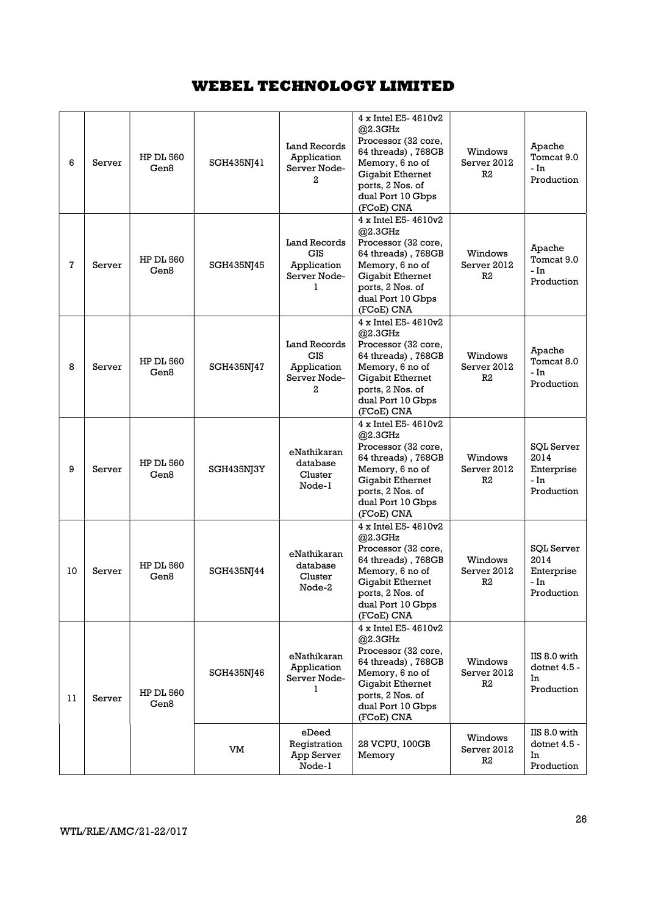# WEBEL TECHNOLOGY LIMITED

| | | | | | | | |
|---|---|---|---|---|---|---|---|
| 6 | Server | HP DL 560 Gen8 | SGH435NJ41 | Land Records Application Server Node-2 | 4 x Intel E5- 4610v2 @2.3GHz Processor (32 core, 64 threads) , 768GB Memory, 6 no of Gigabit Ethernet ports, 2 Nos. of dual Port 10 Gbps (FCoE) CNA | Windows Server 2012 R2 | Apache Tomcat 9.0 - In Production |
| 7 | Server | HP DL 560 Gen8 | SGH435NJ45 | Land Records GIS Application Server Node-1 | 4 x Intel E5- 4610v2 @2.3GHz Processor (32 core, 64 threads) , 768GB Memory, 6 no of Gigabit Ethernet ports, 2 Nos. of dual Port 10 Gbps (FCoE) CNA | Windows Server 2012 R2 | Apache Tomcat 9.0 - In Production |
| 8 | Server | HP DL 560 Gen8 | SGH435NJ47 | Land Records GIS Application Server Node-2 | 4 x Intel E5- 4610v2 @2.3GHz Processor (32 core, 64 threads) , 768GB Memory, 6 no of Gigabit Ethernet ports, 2 Nos. of dual Port 10 Gbps (FCoE) CNA | Windows Server 2012 R2 | Apache Tomcat 8.0 - In Production |
| 9 | Server | HP DL 560 Gen8 | SGH435NJ3Y | eNathikaran database Cluster Node-1 | 4 x Intel E5- 4610v2 @2.3GHz Processor (32 core, 64 threads) , 768GB Memory, 6 no of Gigabit Ethernet ports, 2 Nos. of dual Port 10 Gbps (FCoE) CNA | Windows Server 2012 R2 | SQL Server 2014 Enterprise - In Production |
| 10 | Server | HP DL 560 Gen8 | SGH435NJ44 | eNathikaran database Cluster Node-2 | 4 x Intel E5- 4610v2 @2.3GHz Processor (32 core, 64 threads) , 768GB Memory, 6 no of Gigabit Ethernet ports, 2 Nos. of dual Port 10 Gbps (FCoE) CNA | Windows Server 2012 R2 | SQL Server 2014 Enterprise - In Production |
| 11 | Server | HP DL 560 Gen8 | SGH435NJ46 | eNathikaran Application Server Node-1 | 4 x Intel E5- 4610v2 @2.3GHz Processor (32 core, 64 threads) , 768GB Memory, 6 no of Gigabit Ethernet ports, 2 Nos. of dual Port 10 Gbps (FCoE) CNA | Windows Server 2012 R2 | IIS 8.0 with dotnet 4.5 - In Production |
| | | | VM | eDeed Registration App Server Node-1 | 28 VCPU, 100GB Memory | Windows Server 2012 R2 | IIS 8.0 with dotnet 4.5 - In Production |

WTL/RLE/AMC/21-22/017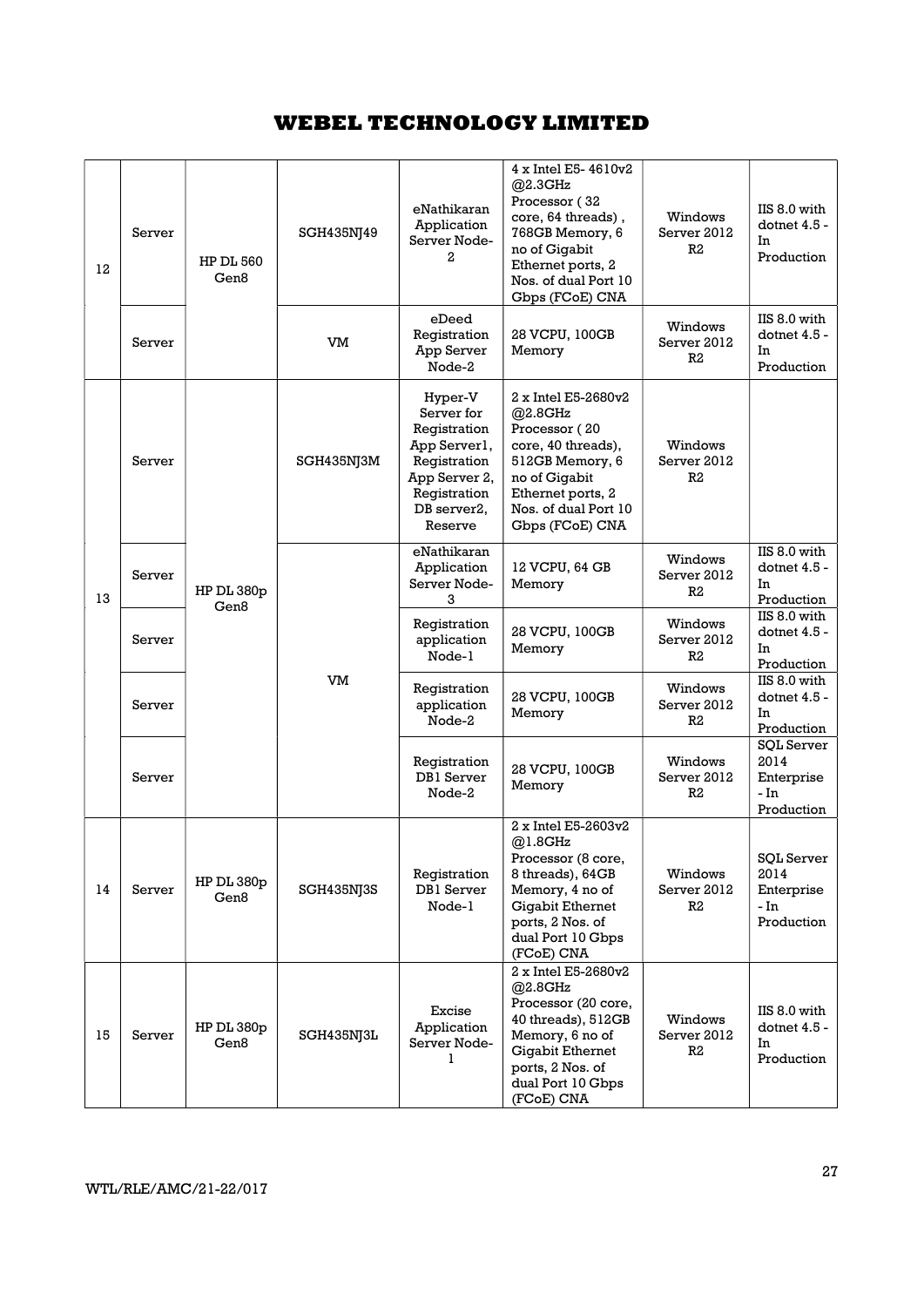# WEBEL TECHNOLOGY LIMITED

| | | | | | | | |
|---|---|---|---|---|---|---|---|
| 12 | Server | HP DL 560 Gen8 | SGH435NJ49 | eNathikaran Application Server Node-2 | 4 x Intel E5- 4610v2 @2.3GHz Processor ( 32 core, 64 threads) , 768GB Memory, 6 no of Gigabit Ethernet ports, 2 Nos. of dual Port 10 Gbps (FCoE) CNA | Windows Server 2012 R2 | IIS 8.0 with dotnet 4.5 - In Production |
| | Server | | VM | eDeed Registration App Server Node-2 | 28 VCPU, 100GB Memory | Windows Server 2012 R2 | IIS 8.0 with dotnet 4.5 - In Production |
| 13 | Server | HP DL 380p Gen8 | SGH435NJ3M | Hyper-V Server for Registration App Server1, Registration App Server 2, Registration DB server2, Reserve | 2 x Intel E5-2680v2 @2.8GHz Processor ( 20 core, 40 threads), 512GB Memory, 6 no of Gigabit Ethernet ports, 2 Nos. of dual Port 10 Gbps (FCoE) CNA | Windows Server 2012 R2 | |
| | Server | | VM | eNathikaran Application Server Node-3 | 12 VCPU, 64 GB Memory | Windows Server 2012 R2 | IIS 8.0 with dotnet 4.5 - In Production |
| | Server | | | Registration application Node-1 | 28 VCPU, 100GB Memory | Windows Server 2012 R2 | IIS 8.0 with dotnet 4.5 - In Production |
| | Server | | | Registration application Node-2 | 28 VCPU, 100GB Memory | Windows Server 2012 R2 | IIS 8.0 with dotnet 4.5 - In Production |
| | Server | | | Registration DB1 Server Node-2 | 28 VCPU, 100GB Memory | Windows Server 2012 R2 | SQL Server 2014 Enterprise - In Production |
| 14 | Server | HP DL 380p Gen8 | SGH435NJ3S | Registration DB1 Server Node-1 | 2 x Intel E5-2603v2 @1.8GHz Processor (8 core, 8 threads), 64GB Memory, 4 no of Gigabit Ethernet ports, 2 Nos. of dual Port 10 Gbps (FCoE) CNA | Windows Server 2012 R2 | SQL Server 2014 Enterprise - In Production |
| 15 | Server | HP DL 380p Gen8 | SGH435NJ3L | Excise Application Server Node-1 | 2 x Intel E5-2680v2 @2.8GHz Processor (20 core, 40 threads), 512GB Memory, 6 no of Gigabit Ethernet ports, 2 Nos. of dual Port 10 Gbps (FCoE) CNA | Windows Server 2012 R2 | IIS 8.0 with dotnet 4.5 - In Production |

WTL/RLE/AMC/21-22/017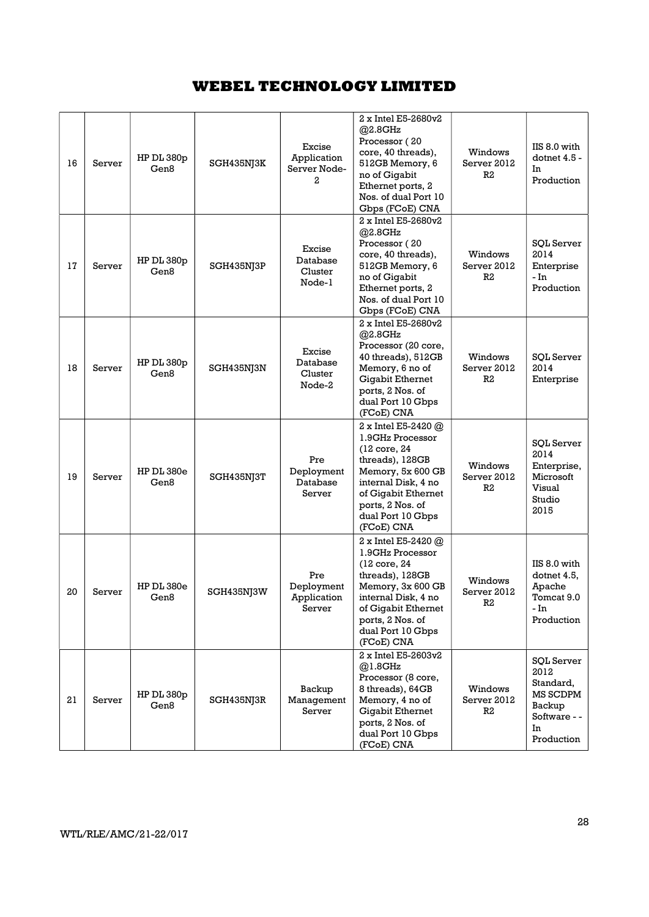# WEBEL TECHNOLOGY LIMITED

| 16 | Server | HP DL 380p Gen8 | SGH435NJ3K | Excise Application Server Node-2 | 2 x Intel E5-2680v2 @2.8GHz Processor ( 20 core, 40 threads), 512GB Memory, 6 no of Gigabit Ethernet ports, 2 Nos. of dual Port 10 Gbps (FCoE) CNA | Windows Server 2012 R2 | IIS 8.0 with dotnet 4.5 - In Production |
|---|---|---|---|---|---|---|---|
| 17 | Server | HP DL 380p Gen8 | SGH435NJ3P | Excise Database Cluster Node-1 | 2 x Intel E5-2680v2 @2.8GHz Processor ( 20 core, 40 threads), 512GB Memory, 6 no of Gigabit Ethernet ports, 2 Nos. of dual Port 10 Gbps (FCoE) CNA | Windows Server 2012 R2 | SQL Server 2014 Enterprise - In Production |
| 18 | Server | HP DL 380p Gen8 | SGH435NJ3N | Excise Database Cluster Node-2 | 2 x Intel E5-2680v2 @2.8GHz Processor (20 core, 40 threads), 512GB Memory, 6 no of Gigabit Ethernet ports, 2 Nos. of dual Port 10 Gbps (FCoE) CNA | Windows Server 2012 R2 | SQL Server 2014 Enterprise |
| 19 | Server | HP DL 380e Gen8 | SGH435NJ3T | Pre Deployment Database Server | 2 x Intel E5-2420 @ 1.9GHz Processor (12 core, 24 threads), 128GB Memory, 5x 600 GB internal Disk, 4 no of Gigabit Ethernet ports, 2 Nos. of dual Port 10 Gbps (FCoE) CNA | Windows Server 2012 R2 | SQL Server 2014 Enterprise, Microsoft Visual Studio 2015 |
| 20 | Server | HP DL 380e Gen8 | SGH435NJ3W | Pre Deployment Application Server | 2 x Intel E5-2420 @ 1.9GHz Processor (12 core, 24 threads), 128GB Memory, 3x 600 GB internal Disk, 4 no of Gigabit Ethernet ports, 2 Nos. of dual Port 10 Gbps (FCoE) CNA | Windows Server 2012 R2 | IIS 8.0 with dotnet 4.5, Apache Tomcat 9.0 - In Production |
| 21 | Server | HP DL 380p Gen8 | SGH435NJ3R | Backup Management Server | 2 x Intel E5-2603v2 @1.8GHz Processor (8 core, 8 threads), 64GB Memory, 4 no of Gigabit Ethernet ports, 2 Nos. of dual Port 10 Gbps (FCoE) CNA | Windows Server 2012 R2 | SQL Server 2012 Standard, MS SCDPM Backup Software - - In Production |

WTL/RLE/AMC/21-22/017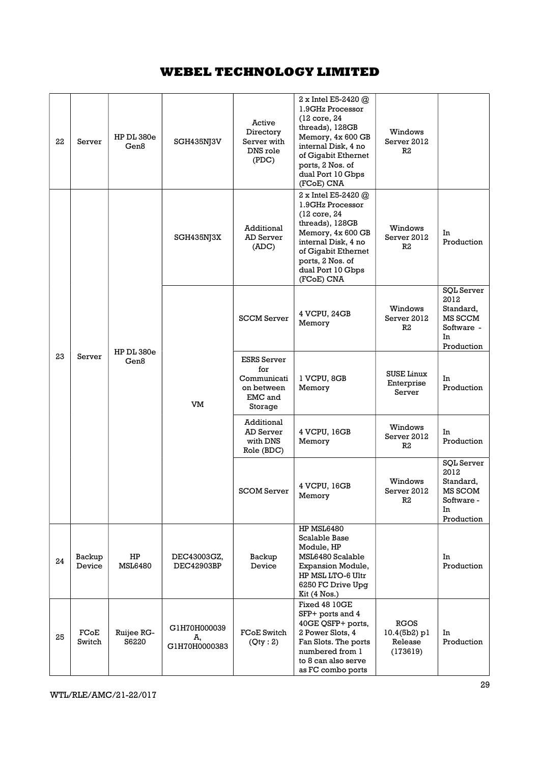# WEBEL TECHNOLOGY LIMITED

| 22 | Server | HP DL 380e Gen8 | SGH435NJ3V | Active Directory Server with DNS role (PDC) | 2 x Intel E5-2420 @ 1.9GHz Processor (12 core, 24 threads), 128GB Memory, 4x 600 GB internal Disk, 4 no of Gigabit Ethernet ports, 2 Nos. of dual Port 10 Gbps (FCoE) CNA | Windows Server 2012 R2 | |
|---|---|---|---|---|---|---|---|
| 23 | Server | HP DL 380e Gen8 | SGH435NJ3X | Additional AD Server (ADC) | 2 x Intel E5-2420 @ 1.9GHz Processor (12 core, 24 threads), 128GB Memory, 4x 600 GB internal Disk, 4 no of Gigabit Ethernet ports, 2 Nos. of dual Port 10 Gbps (FCoE) CNA | Windows Server 2012 R2 | In Production |
| | | | VM | SCCM Server | 4 VCPU, 24GB Memory | Windows Server 2012 R2 | SQL Server 2012 Standard, MS SCCM Software - In Production |
| | | | | ESRS Server for Communication between EMC and Storage | 1 VCPU, 8GB Memory | SUSE Linux Enterprise Server | In Production |
| | | | | Additional AD Server with DNS Role (BDC) | 4 VCPU, 16GB Memory | Windows Server 2012 R2 | In Production |
| | | | | SCOM Server | 4 VCPU, 16GB Memory | Windows Server 2012 R2 | SQL Server 2012 Standard, MS SCOM Software - In Production |
| 24 | Backup Device | HP MSL6480 | DEC43003GZ, DEC42903BP | Backup Device | HP MSL6480 Scalable Base Module, HP MSL6480 Scalable Expansion Module, HP MSL LTO-6 Ultr 6250 FC Drive Upg Kit (4 Nos.) | | In Production |
| 25 | FCoE Switch | Ruijee RG-S6220 | G1H70H000039A, G1H70H0000383 | FCoE Switch (Qty : 2) | Fixed 48 10GE SFP+ ports and 4 40GE QSFP+ ports, 2 Power Slots, 4 Fan Slots. The ports numbered from 1 to 8 can also serve as FC combo ports | RGOS 10.4(5b2) p1 Release (173619) | In Production |

WTL/RLE/AMC/21-22/017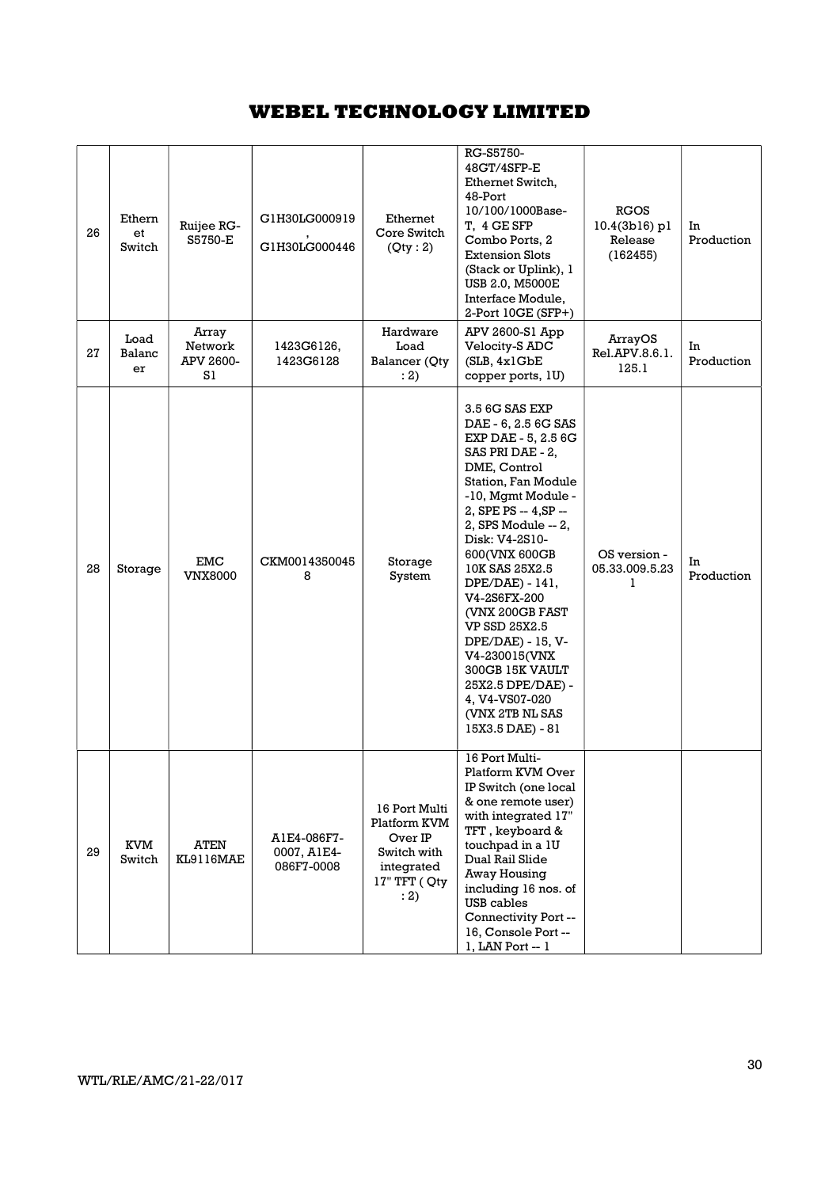| 26 | Ethernet Switch | Ruijee RG-S5750-E | G1H30LG000919, G1H30LG000446 | Ethernet Core Switch (Qty : 2) | RG-S5750-48GT/4SFP-E Ethernet Switch, 48-Port 10/100/1000Base-T, 4 GE SFP Combo Ports, 2 Extension Slots (Stack or Uplink), 1 USB 2.0, M5000E Interface Module, 2-Port 10GE (SFP+) | RGOS 10.4(3b16) p1 Release (162455) | In Production |
|---|---|---|---|---|---|---|---|
| 27 | Load Balancer | Array Network APV 2600-S1 | 1423G6126, 1423G6128 | Hardware Load Balancer (Qty : 2) | APV 2600-S1 App Velocity-S ADC (SLB, 4x1GbE copper ports, 1U) | ArrayOS Rel.APV.8.6.1.125.1 | In Production |
| 28 | Storage | EMC VNX8000 | CKM00143500458 | Storage System | 3.5 6G SAS EXP DAE - 6, 2.5 6G SAS EXP DAE - 5, 2.5 6G SAS PRI DAE - 2, DME, Control Station, Fan Module -10, Mgmt Module - 2, SPE PS -- 4,SP -- 2, SPS Module -- 2, Disk: V4-2S10-600(VNX 600GB 10K SAS 25X2.5 DPE/DAE) - 141, V4-2S6FX-200 (VNX 200GB FAST VP SSD 25X2.5 DPE/DAE) - 15, V-V4-230015(VNX 300GB 15K VAULT 25X2.5 DPE/DAE) - 4, V4-VS07-020 (VNX 2TB NL SAS 15X3.5 DAE) - 81 | OS version - 05.33.009.5.231 | In Production |
| 29 | KVM Switch | ATEN KL9116MAE | A1E4-086F7-0007, A1E4-086F7-0008 | 16 Port Multi Platform KVM Over IP Switch with integrated 17" TFT ( Qty : 2) | 16 Port Multi-Platform KVM Over IP Switch (one local & one remote user) with integrated 17" TFT , keyboard & touchpad in a 1U Dual Rail Slide Away Housing including 16 nos. of USB cables Connectivity Port -- 16, Console Port -- 1, LAN Port -- 1 | | |

WTL/RLE/AMC/21-22/017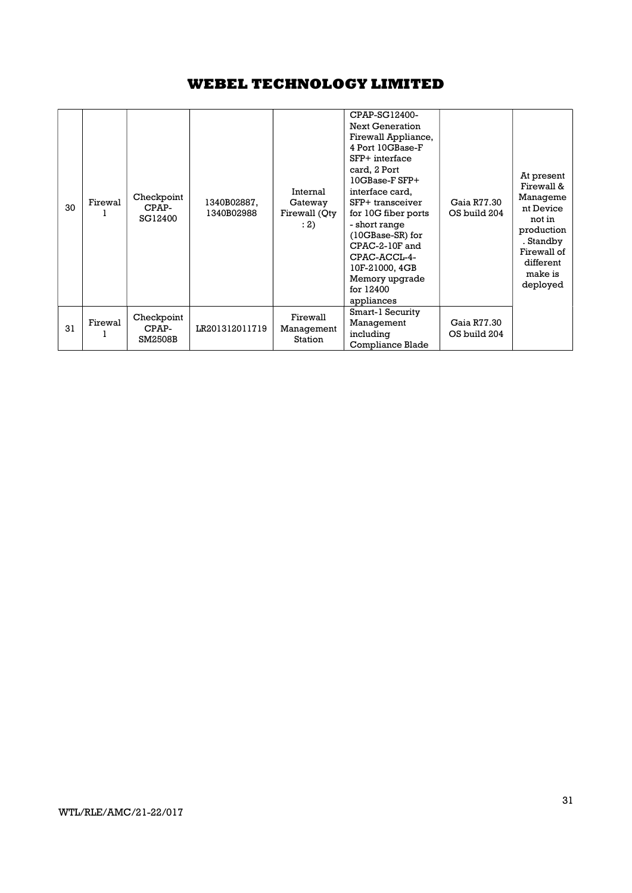# WEBEL TECHNOLOGY LIMITED

| 30 | Firewall | Checkpoint CPAP-SG12400 | 1340B02887, 1340B02988 | Internal Gateway Firewall (Qty : 2) | CPAP-SG12400-Next Generation Firewall Appliance, 4 Port 10GBase-F SFP+ interface card, 2 Port 10GBase-F SFP+ interface card, SFP+ transceiver for 10G fiber ports - short range (10GBase-SR) for CPAC-2-10F and CPAC-ACCL-4-10F-21000, 4GB Memory upgrade for 12400 appliances | Gaia R77.30 OS build 204 | At present Firewall & Management Device not in production. Standby Firewall of different make is deployed |
|---|---|---|---|---|---|---|---|
| 31 | Firewall | Checkpoint CPAP-SM2508B | LR201312011719 | Firewall Management Station | Smart-1 Security Management including Compliance Blade | Gaia R77.30 OS build 204 | |

WTL/RLE/AMC/21-22/017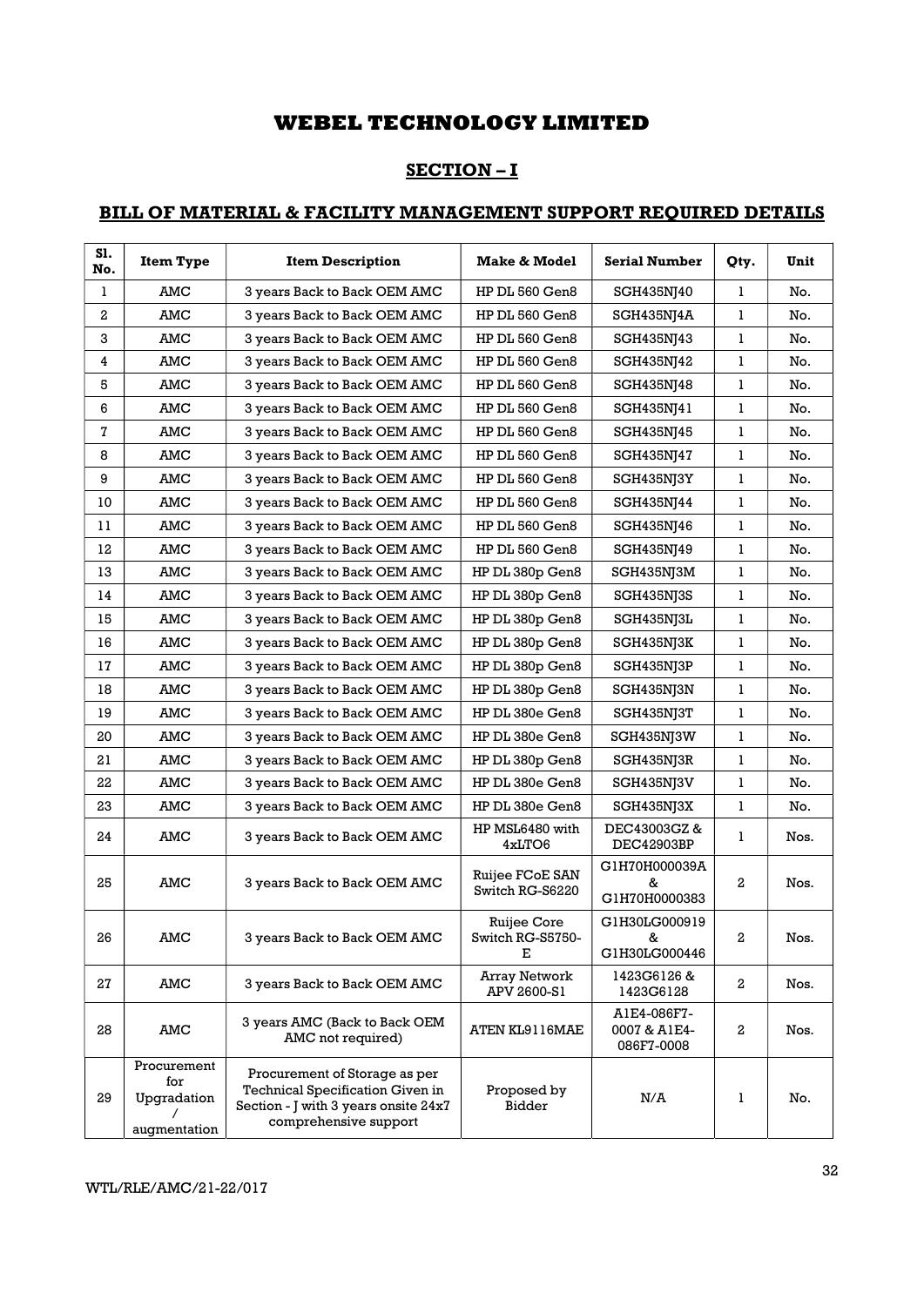# WEBEL TECHNOLOGY LIMITED

## SECTION – I

## BILL OF MATERIAL & FACILITY MANAGEMENT SUPPORT REQUIRED DETAILS

| Sl. No. | Item Type | Item Description | Make & Model | Serial Number | Qty. | Unit |
|---|---|---|---|---|---|---|
| 1 | AMC | 3 years Back to Back OEM AMC | HP DL 560 Gen8 | SGH435NJ40 | 1 | No. |
| 2 | AMC | 3 years Back to Back OEM AMC | HP DL 560 Gen8 | SGH435NJ4A | 1 | No. |
| 3 | AMC | 3 years Back to Back OEM AMC | HP DL 560 Gen8 | SGH435NJ43 | 1 | No. |
| 4 | AMC | 3 years Back to Back OEM AMC | HP DL 560 Gen8 | SGH435NJ42 | 1 | No. |
| 5 | AMC | 3 years Back to Back OEM AMC | HP DL 560 Gen8 | SGH435NJ48 | 1 | No. |
| 6 | AMC | 3 years Back to Back OEM AMC | HP DL 560 Gen8 | SGH435NJ41 | 1 | No. |
| 7 | AMC | 3 years Back to Back OEM AMC | HP DL 560 Gen8 | SGH435NJ45 | 1 | No. |
| 8 | AMC | 3 years Back to Back OEM AMC | HP DL 560 Gen8 | SGH435NJ47 | 1 | No. |
| 9 | AMC | 3 years Back to Back OEM AMC | HP DL 560 Gen8 | SGH435NJ3Y | 1 | No. |
| 10 | AMC | 3 years Back to Back OEM AMC | HP DL 560 Gen8 | SGH435NJ44 | 1 | No. |
| 11 | AMC | 3 years Back to Back OEM AMC | HP DL 560 Gen8 | SGH435NJ46 | 1 | No. |
| 12 | AMC | 3 years Back to Back OEM AMC | HP DL 560 Gen8 | SGH435NJ49 | 1 | No. |
| 13 | AMC | 3 years Back to Back OEM AMC | HP DL 380p Gen8 | SGH435NJ3M | 1 | No. |
| 14 | AMC | 3 years Back to Back OEM AMC | HP DL 380p Gen8 | SGH435NJ3S | 1 | No. |
| 15 | AMC | 3 years Back to Back OEM AMC | HP DL 380p Gen8 | SGH435NJ3L | 1 | No. |
| 16 | AMC | 3 years Back to Back OEM AMC | HP DL 380p Gen8 | SGH435NJ3K | 1 | No. |
| 17 | AMC | 3 years Back to Back OEM AMC | HP DL 380p Gen8 | SGH435NJ3P | 1 | No. |
| 18 | AMC | 3 years Back to Back OEM AMC | HP DL 380p Gen8 | SGH435NJ3N | 1 | No. |
| 19 | AMC | 3 years Back to Back OEM AMC | HP DL 380e Gen8 | SGH435NJ3T | 1 | No. |
| 20 | AMC | 3 years Back to Back OEM AMC | HP DL 380e Gen8 | SGH435NJ3W | 1 | No. |
| 21 | AMC | 3 years Back to Back OEM AMC | HP DL 380p Gen8 | SGH435NJ3R | 1 | No. |
| 22 | AMC | 3 years Back to Back OEM AMC | HP DL 380e Gen8 | SGH435NJ3V | 1 | No. |
| 23 | AMC | 3 years Back to Back OEM AMC | HP DL 380e Gen8 | SGH435NJ3X | 1 | No. |
| 24 | AMC | 3 years Back to Back OEM AMC | HP MSL6480 with 4xLTO6 | DEC43003GZ & DEC42903BP | 1 | Nos. |
| 25 | AMC | 3 years Back to Back OEM AMC | Ruijee FCoE SAN Switch RG-S6220 | G1H70H000039A & G1H70H0000383 | 2 | Nos. |
| 26 | AMC | 3 years Back to Back OEM AMC | Ruijee Core Switch RG-S5750-E | G1H30LG000919 & G1H30LG000446 | 2 | Nos. |
| 27 | AMC | 3 years Back to Back OEM AMC | Array Network APV 2600-S1 | 1423G6126 & 1423G6128 | 2 | Nos. |
| 28 | AMC | 3 years AMC (Back to Back OEM AMC not required) | ATEN KL9116MAE | A1E4-086F7-0007 & A1E4-086F7-0008 | 2 | Nos. |
| 29 | Procurement for Upgradation / augmentation | Procurement of Storage as per Technical Specification Given in Section - J with 3 years onsite 24x7 comprehensive support | Proposed by Bidder | N/A | 1 | No. |

WTL/RLE/AMC/21-22/017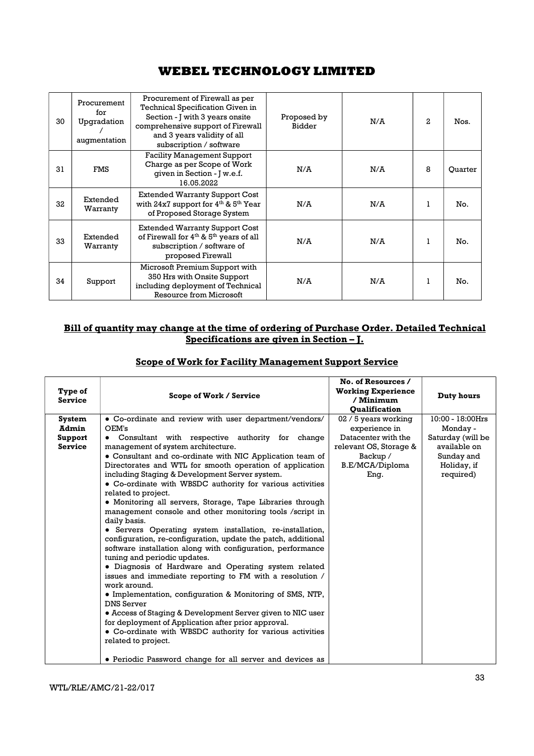# WEBEL TECHNOLOGY LIMITED

| 30 | Procurement for Upgradation / augmentation | Procurement of Firewall as per Technical Specification Given in Section - J with 3 years onsite comprehensive support of Firewall and 3 years validity of all subscription / software | Proposed by Bidder | N/A | 2 | Nos. |
|---|---|---|---|---|---|---|
| 31 | FMS | Facility Management Support Charge as per Scope of Work given in Section - J w.e.f. 16.05.2022 | N/A | N/A | 8 | Quarter |
| 32 | Extended Warranty | Extended Warranty Support Cost with 24x7 support for 4th & 5th Year of Proposed Storage System | N/A | N/A | 1 | No. |
| 33 | Extended Warranty | Extended Warranty Support Cost of Firewall for 4th & 5th years of all subscription / software of proposed Firewall | N/A | N/A | 1 | No. |
| 34 | Support | Microsoft Premium Support with 350 Hrs with Onsite Support including deployment of Technical Resource from Microsoft | N/A | N/A | 1 | No. |

**Bill of quantity may change at the time of ordering of Purchase Order. Detailed Technical Specifications are given in Section – J.**

## Scope of Work for Facility Management Support Service

| Type of Service | Scope of Work / Service | No. of Resources / Working Experience / Minimum Qualification | Duty hours |
|---|---|---|---|
| **System Admin Support Service** | • Co-ordinate and review with user department/vendors/ OEM's<br>• Consultant with respective authority for change management of system architecture.<br>• Consultant and co-ordinate with NIC Application team of Directorates and WTL for smooth operation of application including Staging & Development Server system.<br>• Co-ordinate with WBSDC authority for various activities related to project.<br>• Monitoring all servers, Storage, Tape Libraries through management console and other monitoring tools /script in daily basis.<br>• Servers Operating system installation, re-installation, configuration, re-configuration, update the patch, additional software installation along with configuration, performance tuning and periodic updates.<br>• Diagnosis of Hardware and Operating system related issues and immediate reporting to FM with a resolution / work around.<br>• Implementation, configuration & Monitoring of SMS, NTP, DNS Server<br>• Access of Staging & Development Server given to NIC user for deployment of Application after prior approval.<br>• Co-ordinate with WBSDC authority for various activities related to project.<br><br>• Periodic Password change for all server and devices as | 02 / 5 years working experience in Datacenter with the relevant OS, Storage & Backup / B.E/MCA/Diploma Eng. | 10:00 - 18:00Hrs Monday - Saturday (will be available on Sunday and Holiday, if required) |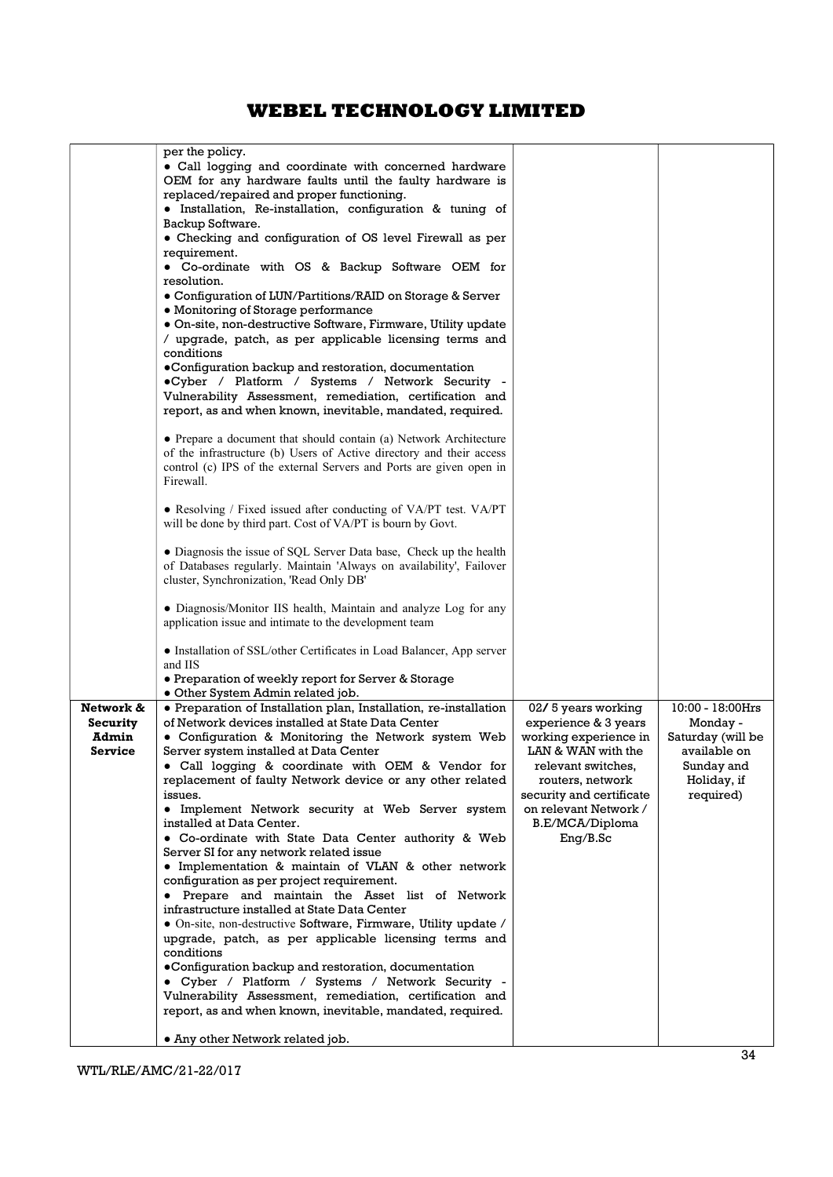| | | | |
|---|---|---|---|
| | per the policy.<br>• Call logging and coordinate with concerned hardware OEM for any hardware faults until the faulty hardware is replaced/repaired and proper functioning.<br>• Installation, Re-installation, configuration & tuning of Backup Software.<br>• Checking and configuration of OS level Firewall as per requirement.<br>• Co-ordinate with OS & Backup Software OEM for resolution.<br>• Configuration of LUN/Partitions/RAID on Storage & Server<br>• Monitoring of Storage performance<br>• On-site, non-destructive Software, Firmware, Utility update / upgrade, patch, as per applicable licensing terms and conditions<br>•Configuration backup and restoration, documentation<br>•Cyber / Platform / Systems / Network Security - Vulnerability Assessment, remediation, certification and report, as and when known, inevitable, mandated, required.<br><br>• Prepare a document that should contain (a) Network Architecture of the infrastructure (b) Users of Active directory and their access control (c) IPS of the external Servers and Ports are given open in Firewall.<br><br>• Resolving / Fixed issued after conducting of VA/PT test. VA/PT will be done by third part. Cost of VA/PT is bourn by Govt.<br><br>• Diagnosis the issue of SQL Server Data base, Check up the health of Databases regularly. Maintain 'Always on availability', Failover cluster, Synchronization, 'Read Only DB'<br><br>• Diagnosis/Monitor IIS health, Maintain and analyze Log for any application issue and intimate to the development team<br><br>• Installation of SSL/other Certificates in Load Balancer, App server and IIS<br>• Preparation of weekly report for Server & Storage<br>• Other System Admin related job. | | |
| **Network & Security Admin Service** | • Preparation of Installation plan, Installation, re-installation of Network devices installed at State Data Center<br>• Configuration & Monitoring the Network system Web Server system installed at Data Center<br>• Call logging & coordinate with OEM & Vendor for replacement of faulty Network device or any other related issues.<br>• Implement Network security at Web Server system installed at Data Center.<br>• Co-ordinate with State Data Center authority & Web Server SI for any network related issue<br>• Implementation & maintain of VLAN & other network configuration as per project requirement.<br>• Prepare and maintain the Asset list of Network infrastructure installed at State Data Center<br>• On-site, non-destructive Software, Firmware, Utility update / upgrade, patch, as per applicable licensing terms and conditions<br>•Configuration backup and restoration, documentation<br>• Cyber / Platform / Systems / Network Security - Vulnerability Assessment, remediation, certification and report, as and when known, inevitable, mandated, required.<br><br>• Any other Network related job. | 02/ 5 years working experience & 3 years working experience in LAN & WAN with the relevant switches, routers, network security and certificate on relevant Network / B.E/MCA/Diploma Eng/B.Sc | 10:00 - 18:00Hrs Monday - Saturday (will be available on Sunday and Holiday, if required) |

WTL/RLE/AMC/21-22/017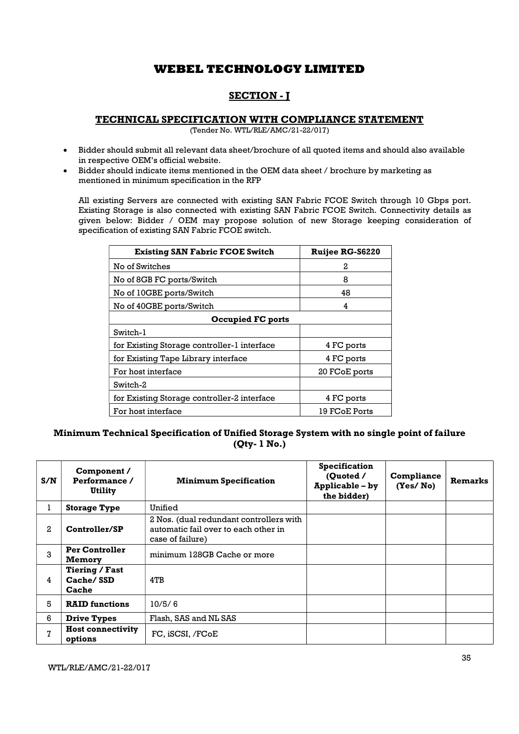# WEBEL TECHNOLOGY LIMITED

## SECTION - J

### TECHNICAL SPECIFICATION WITH COMPLIANCE STATEMENT

(Tender No. WTL/RLE/AMC/21-22/017)

- Bidder should submit all relevant data sheet/brochure of all quoted items and should also available in respective OEM's official website.
- Bidder should indicate items mentioned in the OEM data sheet / brochure by marketing as mentioned in minimum specification in the RFP

All existing Servers are connected with existing SAN Fabric FCOE Switch through 10 Gbps port. Existing Storage is also connected with existing SAN Fabric FCOE Switch. Connectivity details as given below: Bidder / OEM may propose solution of new Storage keeping consideration of specification of existing SAN Fabric FCOE switch.

| Existing SAN Fabric FCOE Switch | Ruijee RG-S6220 |
|---|---|
| No of Switches | 2 |
| No of 8GB FC ports/Switch | 8 |
| No of 10GBE ports/Switch | 48 |
| No of 40GBE ports/Switch | 4 |
| **Occupied FC ports** | |
| Switch-1 | |
| for Existing Storage controller-1 interface | 4 FC ports |
| for Existing Tape Library interface | 4 FC ports |
| For host interface | 20 FCoE ports |
| Switch-2 | |
| for Existing Storage controller-2 interface | 4 FC ports |
| For host interface | 19 FCoE Ports |

### Minimum Technical Specification of Unified Storage System with no single point of failure (Qty- 1 No.)

| S/N | Component / Performance / Utility | Minimum Specification | Specification (Quoted / Applicable – by the bidder) | Compliance (Yes/ No) | Remarks |
|---|---|---|---|---|---|
| 1 | **Storage Type** | Unified | | | |
| 2 | **Controller/SP** | 2 Nos. (dual redundant controllers with automatic fail over to each other in case of failure) | | | |
| 3 | **Per Controller Memory** | minimum 128GB Cache or more | | | |
| 4 | **Tiering / Fast Cache/ SSD Cache** | 4TB | | | |
| 5 | **RAID functions** | 10/5/ 6 | | | |
| 6 | **Drive Types** | Flash, SAS and NL SAS | | | |
| 7 | **Host connectivity options** | FC, iSCSI, /FCoE | | | |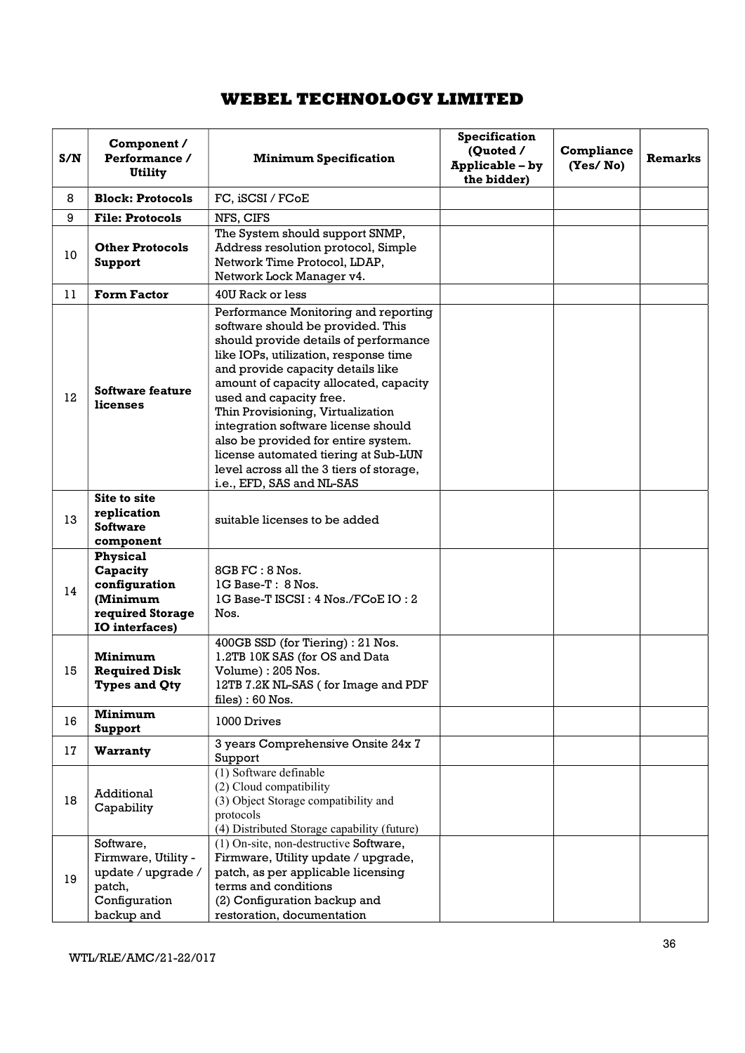# WEBEL TECHNOLOGY LIMITED

| S/N | Component / Performance / Utility | Minimum Specification | Specification (Quoted / Applicable – by the bidder) | Compliance (Yes/ No) | Remarks |
|---|---|---|---|---|---|
| 8 | **Block: Protocols** | FC, iSCSI / FCoE | | | |
| 9 | **File: Protocols** | NFS, CIFS | | | |
| 10 | **Other Protocols Support** | The System should support SNMP, Address resolution protocol, Simple Network Time Protocol, LDAP, Network Lock Manager v4. | | | |
| 11 | **Form Factor** | 40U Rack or less | | | |
| 12 | **Software feature licenses** | Performance Monitoring and reporting software should be provided. This should provide details of performance like IOPs, utilization, response time and provide capacity details like amount of capacity allocated, capacity used and capacity free.<br>Thin Provisioning, Virtualization integration software license should also be provided for entire system. license automated tiering at Sub-LUN level across all the 3 tiers of storage, i.e., EFD, SAS and NL-SAS | | | |
| 13 | **Site to site replication Software component** | suitable licenses to be added | | | |
| 14 | **Physical Capacity configuration (Minimum required Storage IO interfaces)** | 8GB FC : 8 Nos.<br>1G Base-T : 8 Nos.<br>1G Base-T ISCSI : 4 Nos./FCoE IO : 2 Nos. | | | |
| 15 | **Minimum Required Disk Types and Qty** | 400GB SSD (for Tiering) : 21 Nos.<br>1.2TB 10K SAS (for OS and Data Volume) : 205 Nos.<br>12TB 7.2K NL-SAS ( for Image and PDF files) : 60 Nos. | | | |
| 16 | **Minimum Support** | 1000 Drives | | | |
| 17 | **Warranty** | 3 years Comprehensive Onsite 24x 7 Support | | | |
| 18 | Additional Capability | (1) Software definable<br>(2) Cloud compatibility<br>(3) Object Storage compatibility and protocols<br>(4) Distributed Storage capability (future) | | | |
| 19 | Software, Firmware, Utility - update / upgrade / patch, Configuration backup and | (1) On-site, non-destructive Software, Firmware, Utility update / upgrade, patch, as per applicable licensing terms and conditions<br>(2) Configuration backup and restoration, documentation | | | |

WTL/RLE/AMC/21-22/017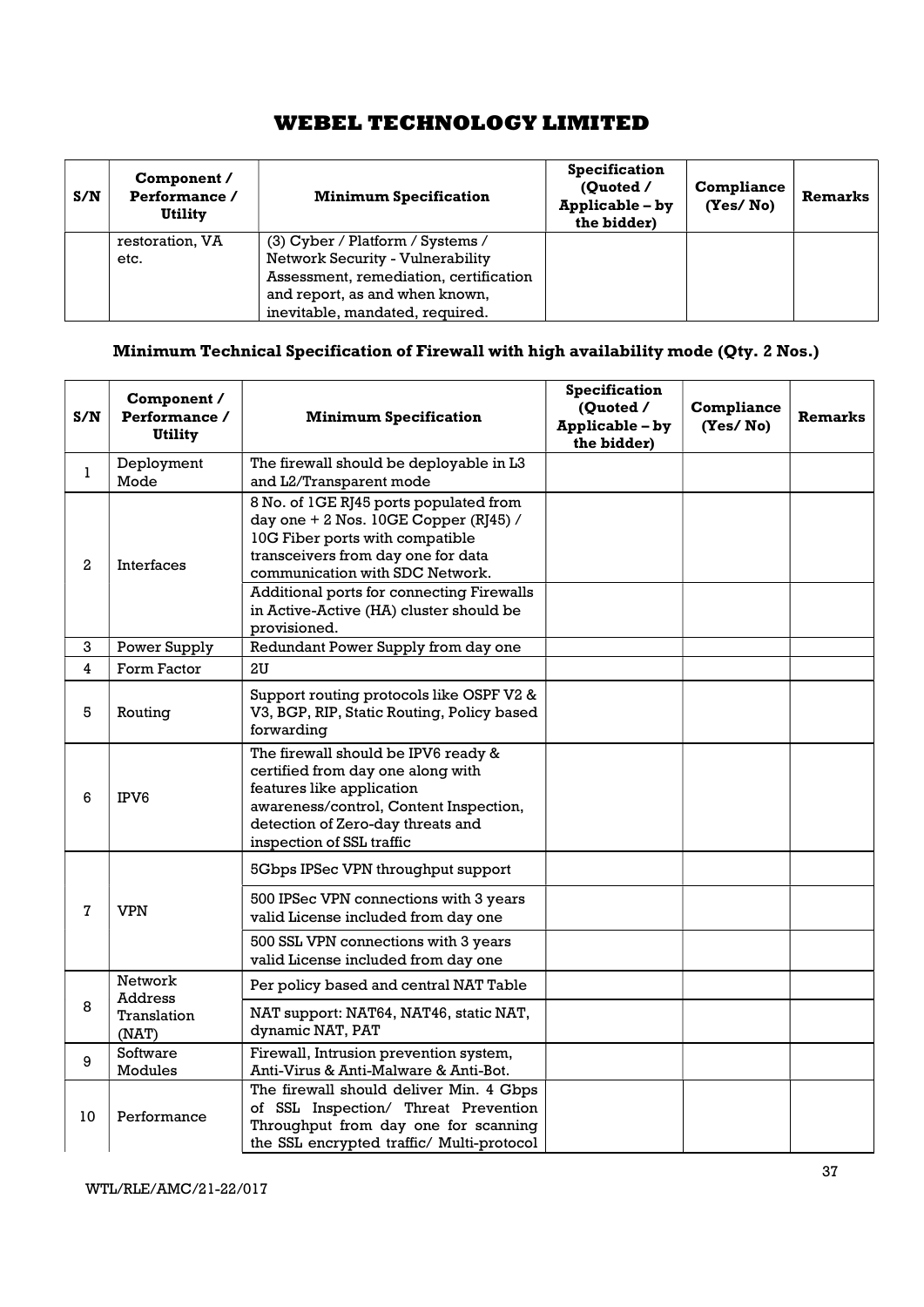# WEBEL TECHNOLOGY LIMITED

| S/N | Component / Performance / Utility | Minimum Specification | Specification (Quoted / Applicable – by the bidder) | Compliance (Yes/ No) | Remarks |
|---|---|---|---|---|---|
| | restoration, VA etc. | (3) Cyber / Platform / Systems / Network Security - Vulnerability Assessment, remediation, certification and report, as and when known, inevitable, mandated, required. | | | |

### Minimum Technical Specification of Firewall with high availability mode (Qty. 2 Nos.)

| S/N | Component / Performance / Utility | Minimum Specification | Specification (Quoted / Applicable – by the bidder) | Compliance (Yes/ No) | Remarks |
|---|---|---|---|---|---|
| 1 | Deployment Mode | The firewall should be deployable in L3 and L2/Transparent mode | | | |
| 2 | Interfaces | 8 No. of 1GE RJ45 ports populated from day one + 2 Nos. 10GE Copper (RJ45) / 10G Fiber ports with compatible transceivers from day one for data communication with SDC Network. | | | |
| | | Additional ports for connecting Firewalls in Active-Active (HA) cluster should be provisioned. | | | |
| 3 | Power Supply | Redundant Power Supply from day one | | | |
| 4 | Form Factor | 2U | | | |
| 5 | Routing | Support routing protocols like OSPF V2 & V3, BGP, RIP, Static Routing, Policy based forwarding | | | |
| 6 | IPV6 | The firewall should be IPV6 ready & certified from day one along with features like application awareness/control, Content Inspection, detection of Zero-day threats and inspection of SSL traffic | | | |
| 7 | VPN | 5Gbps IPSec VPN throughput support | | | |
| | | 500 IPSec VPN connections with 3 years valid License included from day one | | | |
| | | 500 SSL VPN connections with 3 years valid License included from day one | | | |
| 8 | Network Address Translation (NAT) | Per policy based and central NAT Table | | | |
| | | NAT support: NAT64, NAT46, static NAT, dynamic NAT, PAT | | | |
| 9 | Software Modules | Firewall, Intrusion prevention system, Anti-Virus & Anti-Malware & Anti-Bot. | | | |
| 10 | Performance | The firewall should deliver Min. 4 Gbps of SSL Inspection/ Threat Prevention Throughput from day one for scanning the SSL encrypted traffic/ Multi-protocol | | | |

WTL/RLE/AMC/21-22/017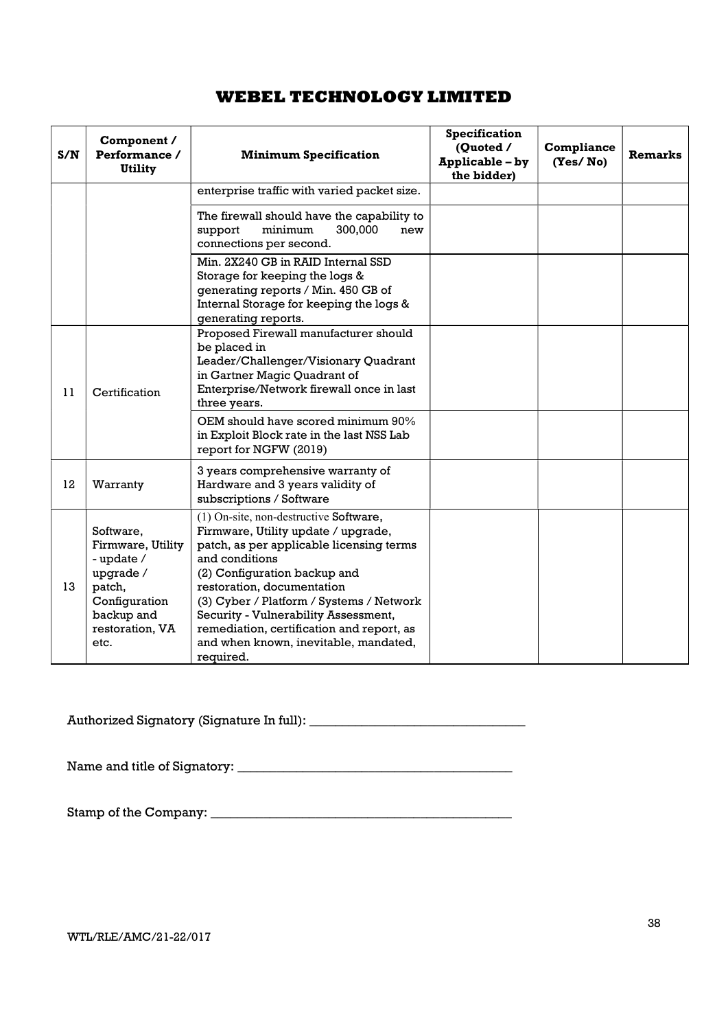# WEBEL TECHNOLOGY LIMITED

| S/N | Component / Performance / Utility | Minimum Specification | Specification (Quoted / Applicable – by the bidder) | Compliance (Yes/ No) | Remarks |
|---|---|---|---|---|---|
| | | enterprise traffic with varied packet size. | | | |
| | | The firewall should have the capability to support minimum 300,000 new connections per second. | | | |
| | | Min. 2X240 GB in RAID Internal SSD Storage for keeping the logs & generating reports / Min. 450 GB of Internal Storage for keeping the logs & generating reports. | | | |
| 11 | Certification | Proposed Firewall manufacturer should be placed in Leader/Challenger/Visionary Quadrant in Gartner Magic Quadrant of Enterprise/Network firewall once in last three years. | | | |
| | | OEM should have scored minimum 90% in Exploit Block rate in the last NSS Lab report for NGFW (2019) | | | |
| 12 | Warranty | 3 years comprehensive warranty of Hardware and 3 years validity of subscriptions / Software | | | |
| 13 | Software, Firmware, Utility - update / upgrade / patch, Configuration backup and restoration, VA etc. | (1) On-site, non-destructive Software, Firmware, Utility update / upgrade, patch, as per applicable licensing terms and conditions<br>(2) Configuration backup and restoration, documentation<br>(3) Cyber / Platform / Systems / Network Security - Vulnerability Assessment, remediation, certification and report, as and when known, inevitable, mandated, required. | | | |

Authorized Signatory (Signature In full): _________________________________

Name and title of Signatory: __________________________________________

Stamp of the Company: _______________________________________________

WTL/RLE/AMC/21-22/017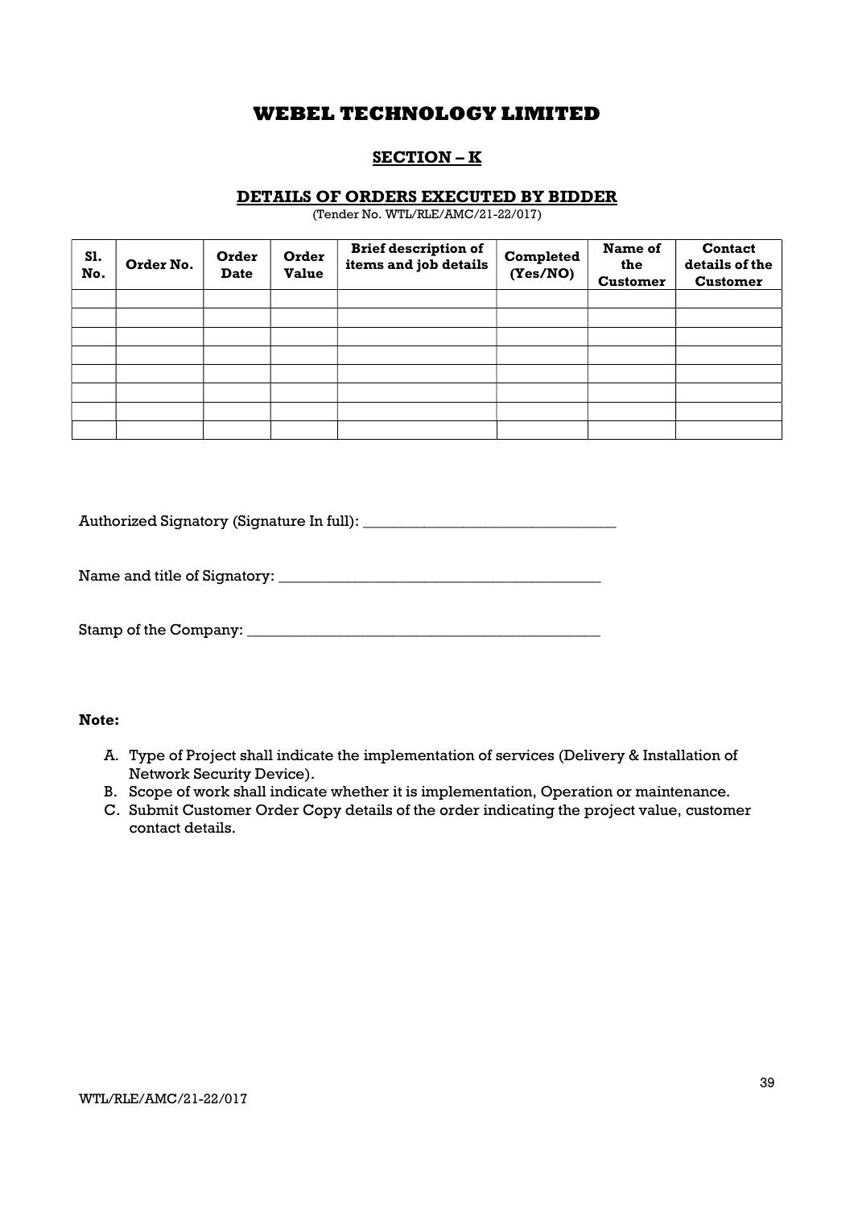# WEBEL TECHNOLOGY LIMITED

## SECTION – K

### DETAILS OF ORDERS EXECUTED BY BIDDER

(Tender No. WTL/RLE/AMC/21-22/017)

| Sl. No. | Order No. | Order Date | Order Value | Brief description of items and job details | Completed (Yes/NO) | Name of the Customer | Contact details of the Customer |
|---|---|---|---|---|---|---|---|
| | | | | | | | |
| | | | | | | | |
| | | | | | | | |
| | | | | | | | |
| | | | | | | | |
| | | | | | | | |
| | | | | | | | |
| | | | | | | | |

Authorized Signatory (Signature In full): _________________________________

Name and title of Signatory: __________________________________________

Stamp of the Company: ______________________________________________

**Note:**

A. Type of Project shall indicate the implementation of services (Delivery & Installation of Network Security Device).
B. Scope of work shall indicate whether it is implementation, Operation or maintenance.
C. Submit Customer Order Copy details of the order indicating the project value, customer contact details.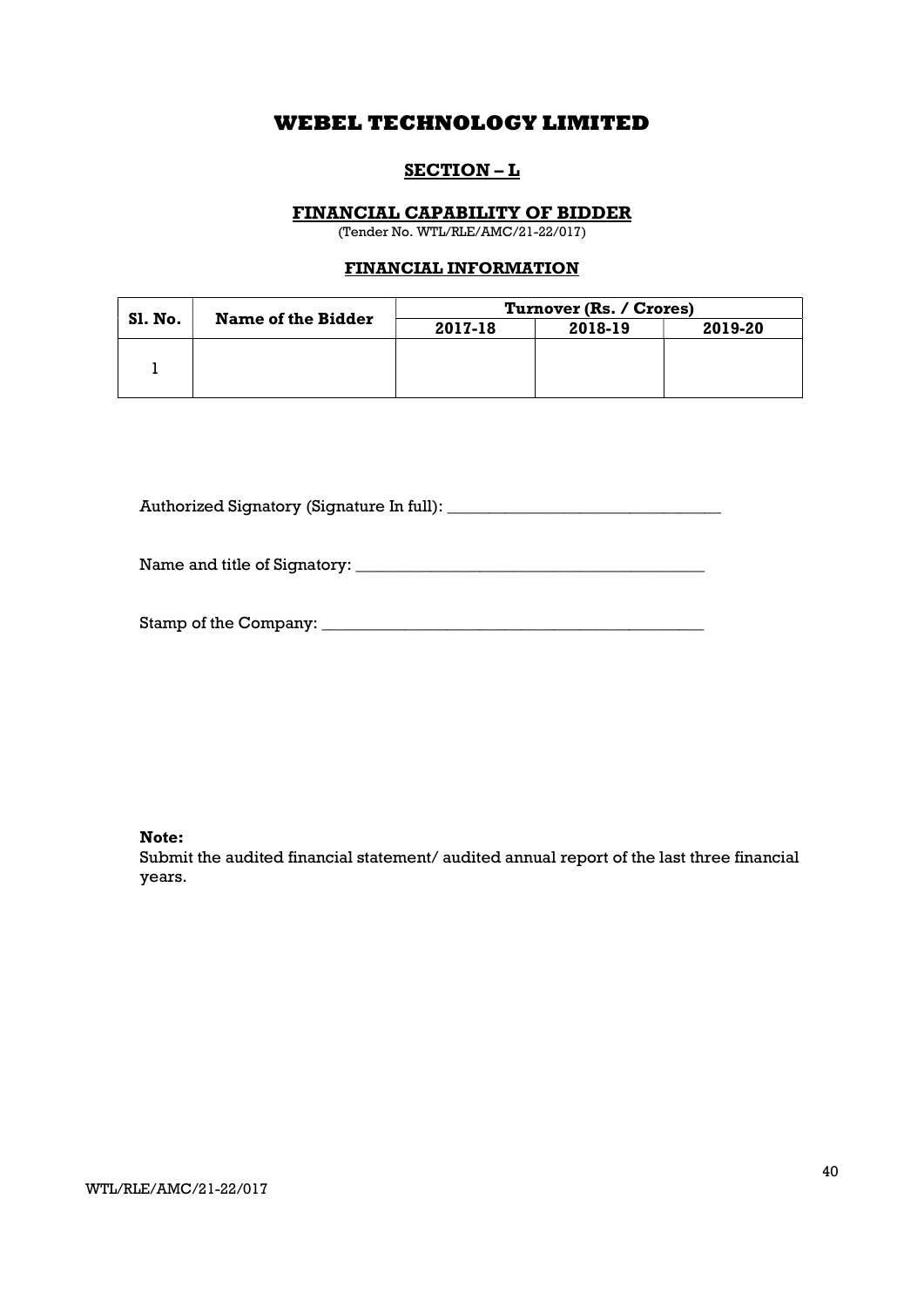# WEBEL TECHNOLOGY LIMITED

## SECTION – L

### FINANCIAL CAPABILITY OF BIDDER

(Tender No. WTL/RLE/AMC/21-22/017)

#### FINANCIAL INFORMATION

| Sl. No. | Name of the Bidder | Turnover (Rs. / Crores) | | |
|---|---|---|---|---|
| | | 2017-18 | 2018-19 | 2019-20 |
| 1 | | | | |

Authorized Signatory (Signature In full): _________________________________

Name and title of Signatory: __________________________________________

Stamp of the Company: ______________________________________________

**Note:**
Submit the audited financial statement/ audited annual report of the last three financial years.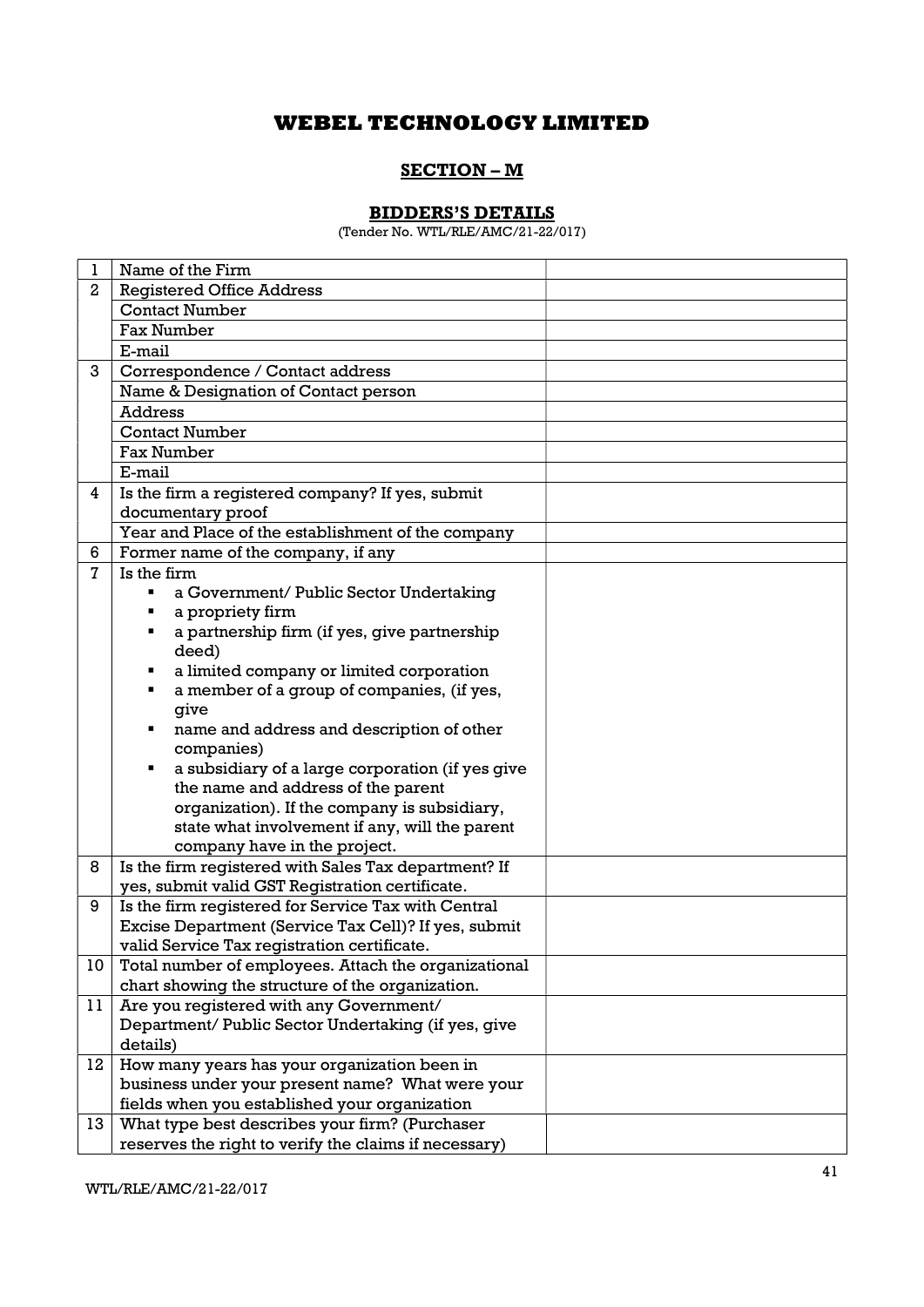# WEBEL TECHNOLOGY LIMITED

## SECTION – M

### BIDDERS'S DETAILS

(Tender No. WTL/RLE/AMC/21-22/017)

| | | |
|---|---|---|
| 1 | Name of the Firm | |
| 2 | Registered Office Address | |
| | Contact Number | |
| | Fax Number | |
| | E-mail | |
| 3 | Correspondence / Contact address | |
| | Name & Designation of Contact person | |
| | Address | |
| | Contact Number | |
| | Fax Number | |
| | E-mail | |
| 4 | Is the firm a registered company? If yes, submit documentary proof | |
| | Year and Place of the establishment of the company | |
| 6 | Former name of the company, if any | |
| 7 | Is the firm<br>▪ a Government/ Public Sector Undertaking<br>▪ a propriety firm<br>▪ a partnership firm (if yes, give partnership deed)<br>▪ a limited company or limited corporation<br>▪ a member of a group of companies, (if yes, give<br>▪ name and address and description of other companies)<br>▪ a subsidiary of a large corporation (if yes give the name and address of the parent organization). If the company is subsidiary, state what involvement if any, will the parent company have in the project. | |
| 8 | Is the firm registered with Sales Tax department? If yes, submit valid GST Registration certificate. | |
| 9 | Is the firm registered for Service Tax with Central Excise Department (Service Tax Cell)? If yes, submit valid Service Tax registration certificate. | |
| 10 | Total number of employees. Attach the organizational chart showing the structure of the organization. | |
| 11 | Are you registered with any Government/ Department/ Public Sector Undertaking (if yes, give details) | |
| 12 | How many years has your organization been in business under your present name? What were your fields when you established your organization | |
| 13 | What type best describes your firm? (Purchaser reserves the right to verify the claims if necessary) | |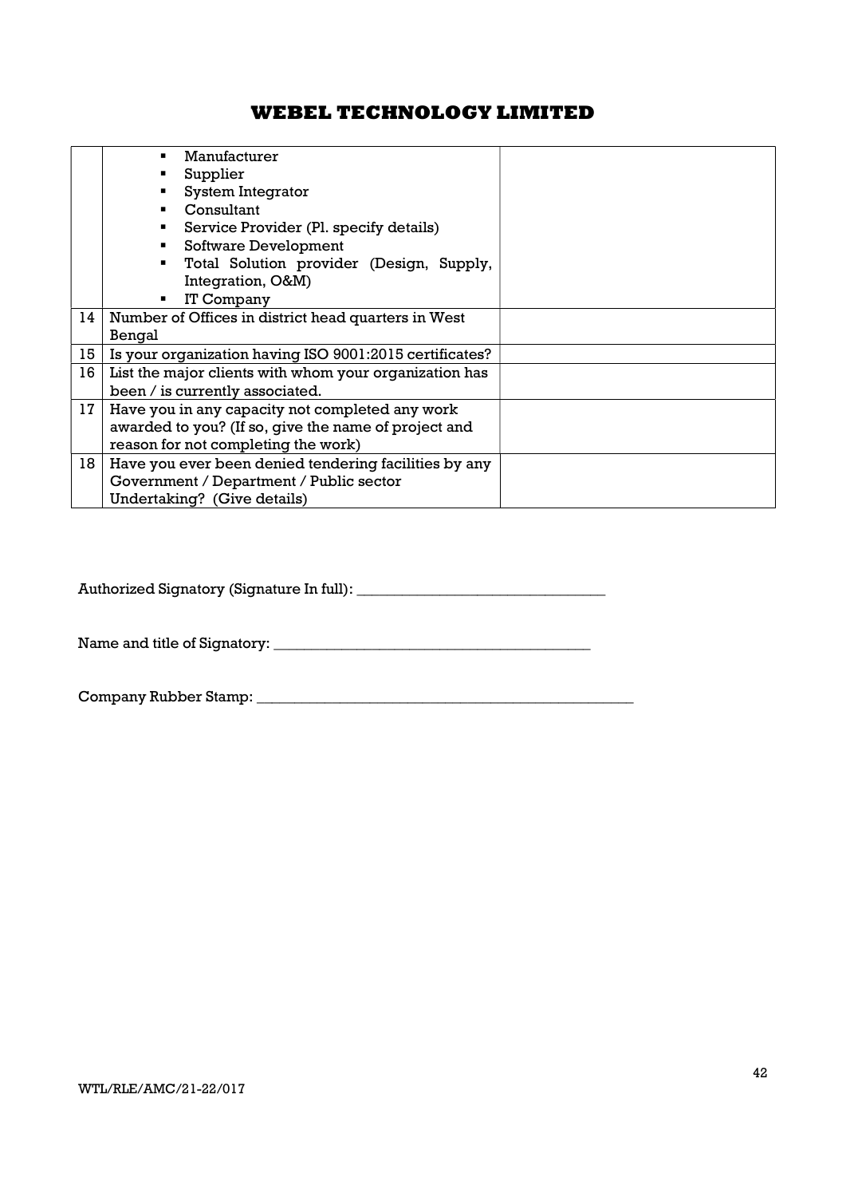| | | |
|---|---|---|
| | ▪ Manufacturer<br>▪ Supplier<br>▪ System Integrator<br>▪ Consultant<br>▪ Service Provider (Pl. specify details)<br>▪ Software Development<br>▪ Total Solution provider (Design, Supply, Integration, O&M)<br>▪ IT Company | |
| 14 | Number of Offices in district head quarters in West Bengal | |
| 15 | Is your organization having ISO 9001:2015 certificates? | |
| 16 | List the major clients with whom your organization has been / is currently associated. | |
| 17 | Have you in any capacity not completed any work awarded to you? (If so, give the name of project and reason for not completing the work) | |
| 18 | Have you ever been denied tendering facilities by any Government / Department / Public sector Undertaking? (Give details) | |

Authorized Signatory (Signature In full): _________________________________

Name and title of Signatory: __________________________________________

Company Rubber Stamp: ____________________________________________________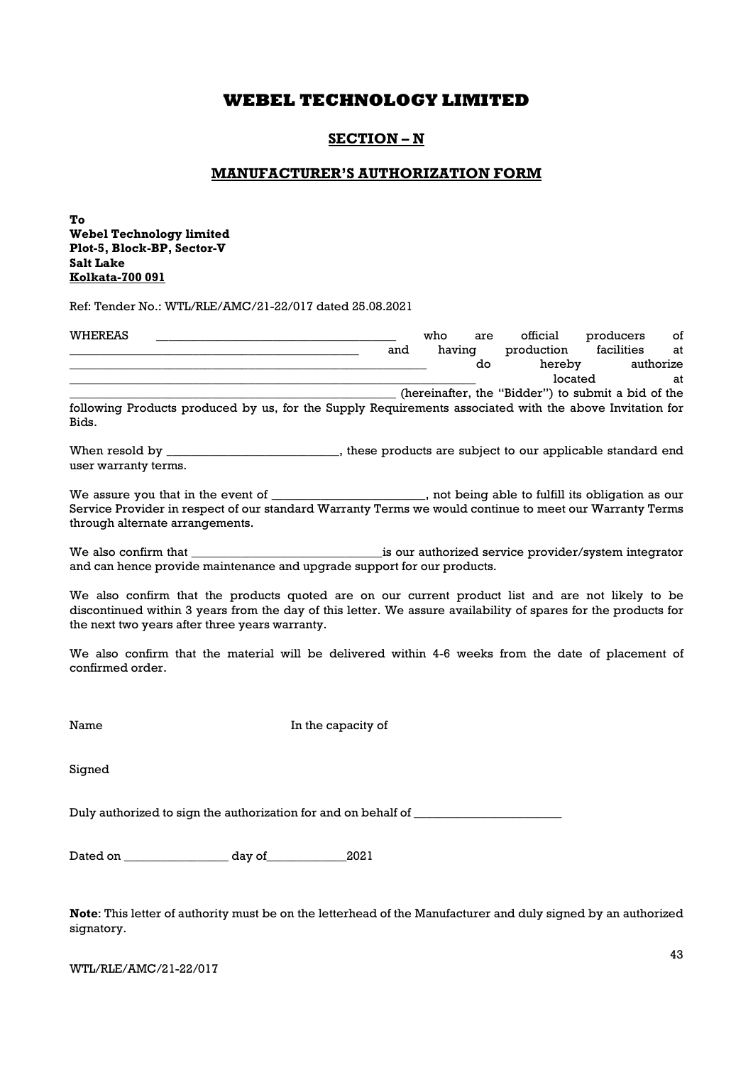# WEBEL TECHNOLOGY LIMITED

## SECTION – N

## MANUFACTURER'S AUTHORIZATION FORM

**To**
**Webel Technology limited**
**Plot-5, Block-BP, Sector-V**
**Salt Lake**
**Kolkata-700 091**

Ref: Tender No.: WTL/RLE/AMC/21-22/017 dated 25.08.2021

WHEREAS _______________________________________ who are official producers of _______________________________________________ and having production facilities at ____________________________________________________________ do hereby authorize _________________________________________________________________ located at _______________________________________________________ (hereinafter, the "Bidder") to submit a bid of the following Products produced by us, for the Supply Requirements associated with the above Invitation for Bids.

When resold by ___________________________, these products are subject to our applicable standard end user warranty terms.

We assure you that in the event of ________________________, not being able to fulfill its obligation as our Service Provider in respect of our standard Warranty Terms we would continue to meet our Warranty Terms through alternate arrangements.

We also confirm that ______________________________is our authorized service provider/system integrator and can hence provide maintenance and upgrade support for our products.

We also confirm that the products quoted are on our current product list and are not likely to be discontinued within 3 years from the day of this letter. We assure availability of spares for the products for the next two years after three years warranty.

We also confirm that the material will be delivered within 4-6 weeks from the date of placement of confirmed order.

Name In the capacity of

Signed

Duly authorized to sign the authorization for and on behalf of ________________________

Dated on _________________ day of_____________2021

**Note**: This letter of authority must be on the letterhead of the Manufacturer and duly signed by an authorized signatory.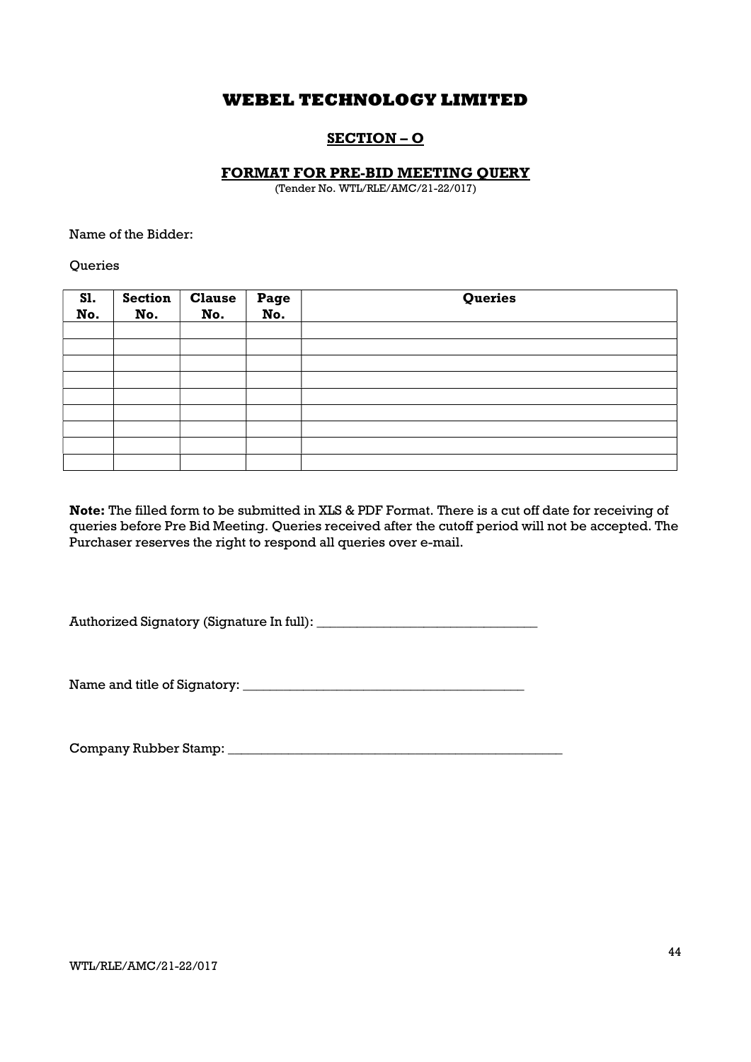# WEBEL TECHNOLOGY LIMITED

## SECTION – O

### FORMAT FOR PRE-BID MEETING QUERY

(Tender No. WTL/RLE/AMC/21-22/017)

Name of the Bidder:

Queries

| Sl. No. | Section No. | Clause No. | Page No. | Queries |
|---|---|---|---|---|
| | | | | |
| | | | | |
| | | | | |
| | | | | |
| | | | | |
| | | | | |
| | | | | |
| | | | | |
| | | | | |

**Note:** The filled form to be submitted in XLS & PDF Format. There is a cut off date for receiving of queries before Pre Bid Meeting. Queries received after the cutoff period will not be accepted. The Purchaser reserves the right to respond all queries over e-mail.

Authorized Signatory (Signature In full): _________________________________

Name and title of Signatory: ___________________________________________

Company Rubber Stamp: ____________________________________________________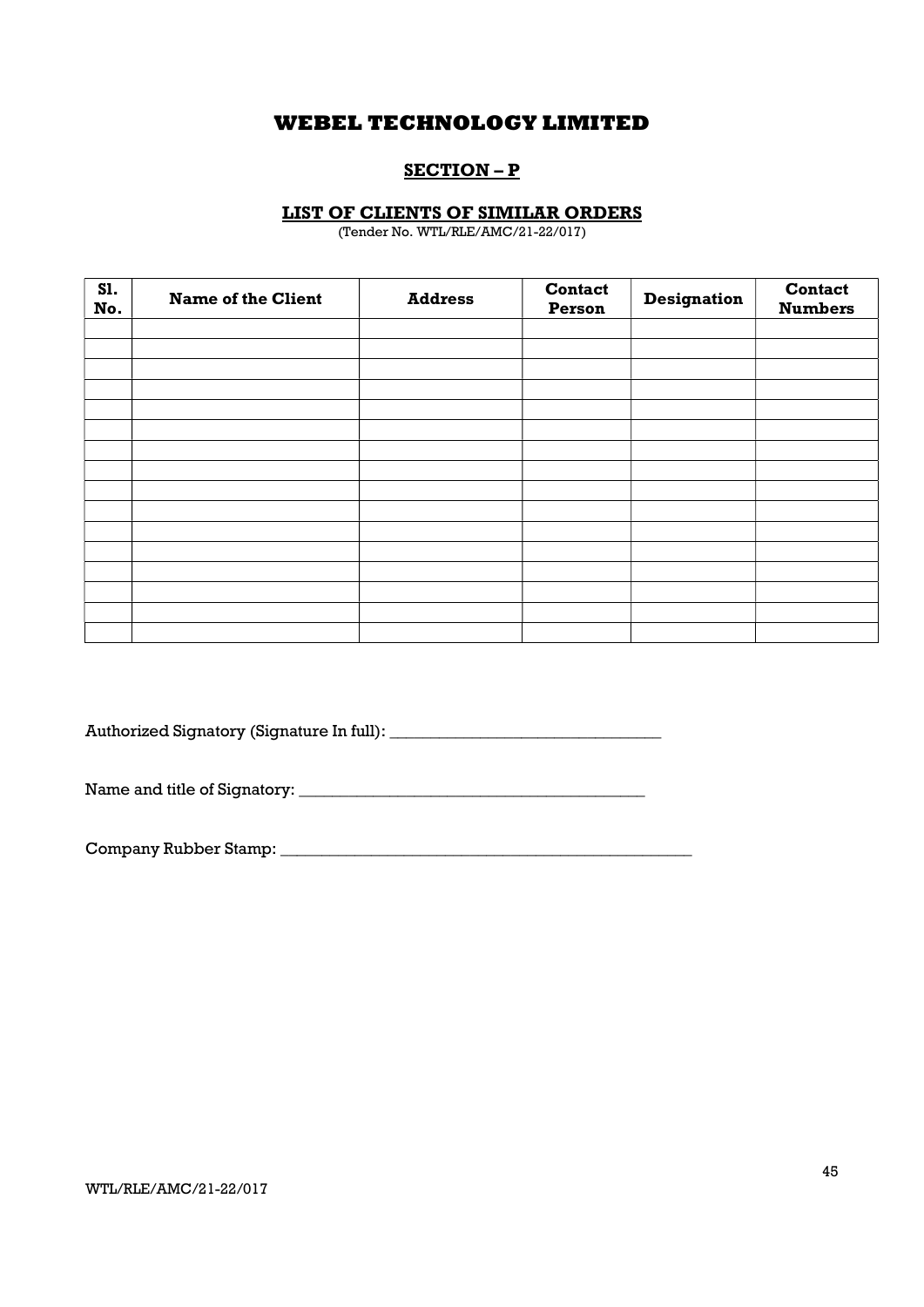# WEBEL TECHNOLOGY LIMITED

## SECTION – P

### LIST OF CLIENTS OF SIMILAR ORDERS

(Tender No. WTL/RLE/AMC/21-22/017)

| Sl. No. | Name of the Client | Address | Contact Person | Designation | Contact Numbers |
|---|---|---|---|---|---|
| | | | | | |
| | | | | | |
| | | | | | |
| | | | | | |
| | | | | | |
| | | | | | |
| | | | | | |
| | | | | | |
| | | | | | |
| | | | | | |
| | | | | | |
| | | | | | |
| | | | | | |
| | | | | | |
| | | | | | |
| | | | | | |

Authorized Signatory (Signature In full): _________________________________

Name and title of Signatory: __________________________________________

Company Rubber Stamp: ____________________________________________________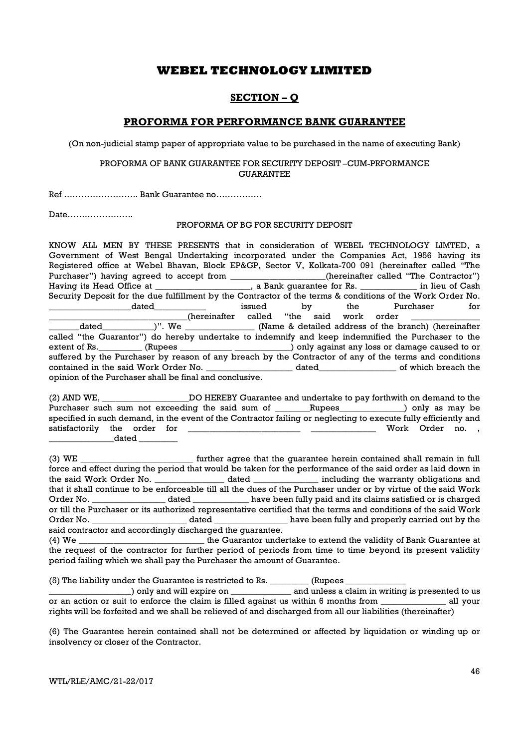# WEBEL TECHNOLOGY LIMITED

## SECTION – Q

## PROFORMA FOR PERFORMANCE BANK GUARANTEE

(On non-judicial stamp paper of appropriate value to be purchased in the name of executing Bank)

PROFORMA OF BANK GUARANTEE FOR SECURITY DEPOSIT –CUM-PRFORMANCE GUARANTEE

Ref …………………….. Bank Guarantee no…………….

Date…………………..

PROFORMA OF BG FOR SECURITY DEPOSIT

KNOW ALL MEN BY THESE PRESENTS that in consideration of WEBEL TECHNOLOGY LIMTED, a Government of West Bengal Undertaking incorporated under the Companies Act, 1956 having its Registered office at Webel Bhavan, Block EP&GP, Sector V, Kolkata-700 091 (hereinafter called "The Purchaser") having agreed to accept from ____________________(hereinafter called "The Contractor") Having its Head Office at ____________________, a Bank guarantee for Rs. ____________ in lieu of Cash Security Deposit for the due fulfillment by the Contractor of the terms & conditions of the Work Order No. __________________dated___________ issued by the Purchaser for ______________________________(hereinafter called "the said work order _______________ _______dated___________)". We _______________ (Name & detailed address of the branch) (hereinafter called "the Guarantor") do hereby undertake to indemnify and keep indemnified the Purchaser to the extent of Rs._________ (Rupees ___________ ____________) only against any loss or damage caused to or suffered by the Purchaser by reason of any breach by the Contractor of any of the terms and conditions contained in the said Work Order No. ___________________ dated_________________ of which breach the opinion of the Purchaser shall be final and conclusive.

(2) AND WE, ___________________DO HEREBY Guarantee and undertake to pay forthwith on demand to the Purchaser such sum not exceeding the said sum of ________Rupees______________) only as may be specified in such demand, in the event of the Contractor failing or neglecting to execute fully efficiently and satisfactorily the order for ________________________ ______________ Work Order no. , ______________dated ________

(3) WE ________________________ further agree that the guarantee herein contained shall remain in full force and effect during the period that would be taken for the performance of the said order as laid down in the said Work Order No. _______________ dated ______________ including the warranty obligations and that it shall continue to be enforceable till all the dues of the Purchaser under or by virtue of the said Work Order No. ________________ dated ____________ have been fully paid and its claims satisfied or is charged or till the Purchaser or its authorized representative certified that the terms and conditions of the said Work Order No. _____________________ dated ________________ have been fully and properly carried out by the said contractor and accordingly discharged the guarantee.

(4) We ____________________________ the Guarantor undertake to extend the validity of Bank Guarantee at the request of the contractor for further period of periods from time to time beyond its present validity period failing which we shall pay the Purchaser the amount of Guarantee.

(5) The liability under the Guarantee is restricted to Rs. ________ (Rupees _____________ __________________) only and will expire on _____________ and unless a claim in writing is presented to us or an action or suit to enforce the claim is filled against us within 6 months from ______________ all your rights will be forfeited and we shall be relieved of and discharged from all our liabilities (thereinafter)

(6) The Guarantee herein contained shall not be determined or affected by liquidation or winding up or insolvency or closer of the Contractor.

WTL/RLE/AMC/21-22/017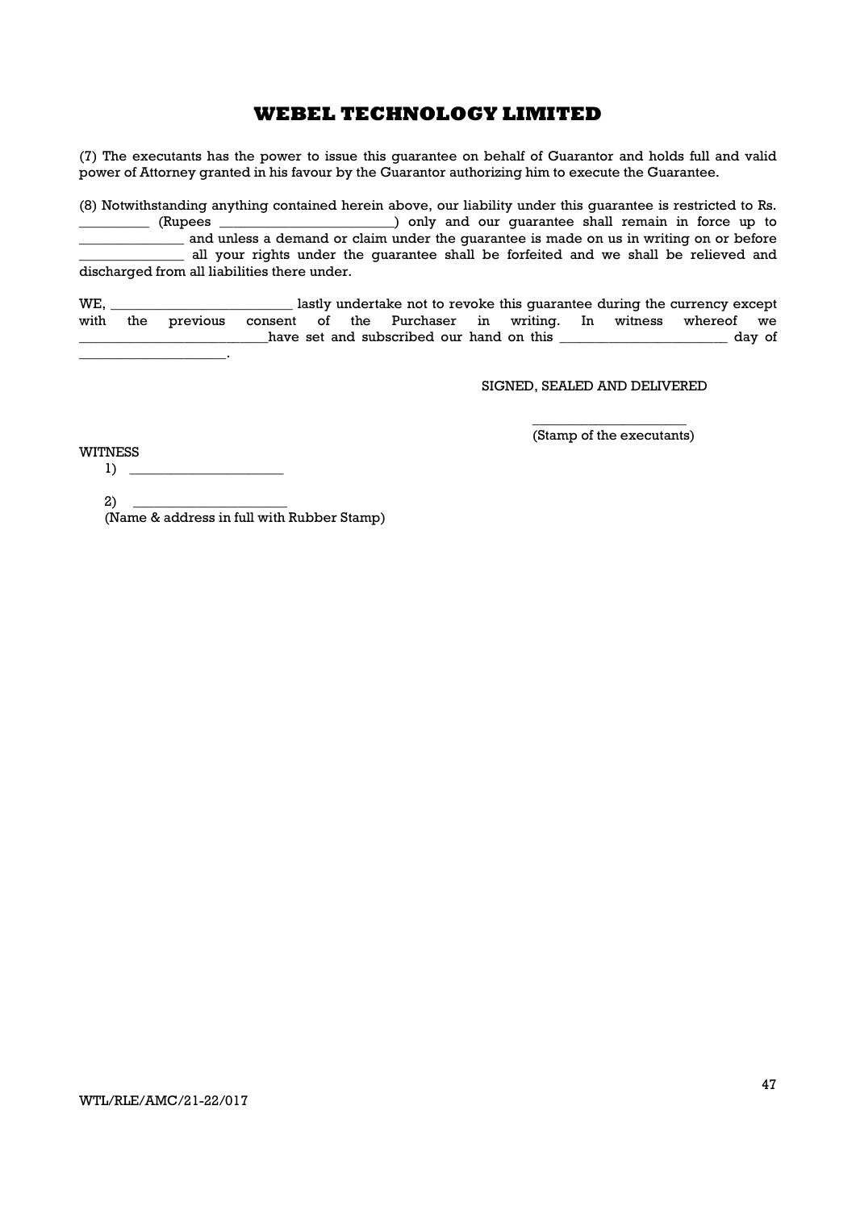# WEBEL TECHNOLOGY LIMITED

(7) The executants has the power to issue this guarantee on behalf of Guarantor and holds full and valid power of Attorney granted in his favour by the Guarantor authorizing him to execute the Guarantee.

(8) Notwithstanding anything contained herein above, our liability under this guarantee is restricted to Rs. __________ (Rupees ________________________) only and our guarantee shall remain in force up to ______________ and unless a demand or claim under the guarantee is made on us in writing on or before ______________ all your rights under the guarantee shall be forfeited and we shall be relieved and discharged from all liabilities there under.

WE, _________________________ lastly undertake not to revoke this guarantee during the currency except with the previous consent of the Purchaser in writing. In witness whereof we __________________________have set and subscribed our hand on this _______________________ day of _____________________.

SIGNED, SEALED AND DELIVERED

_____________________
(Stamp of the executants)

WITNESS

1) _____________________

2) _____________________
(Name & address in full with Rubber Stamp)

WTL/RLE/AMC/21-22/017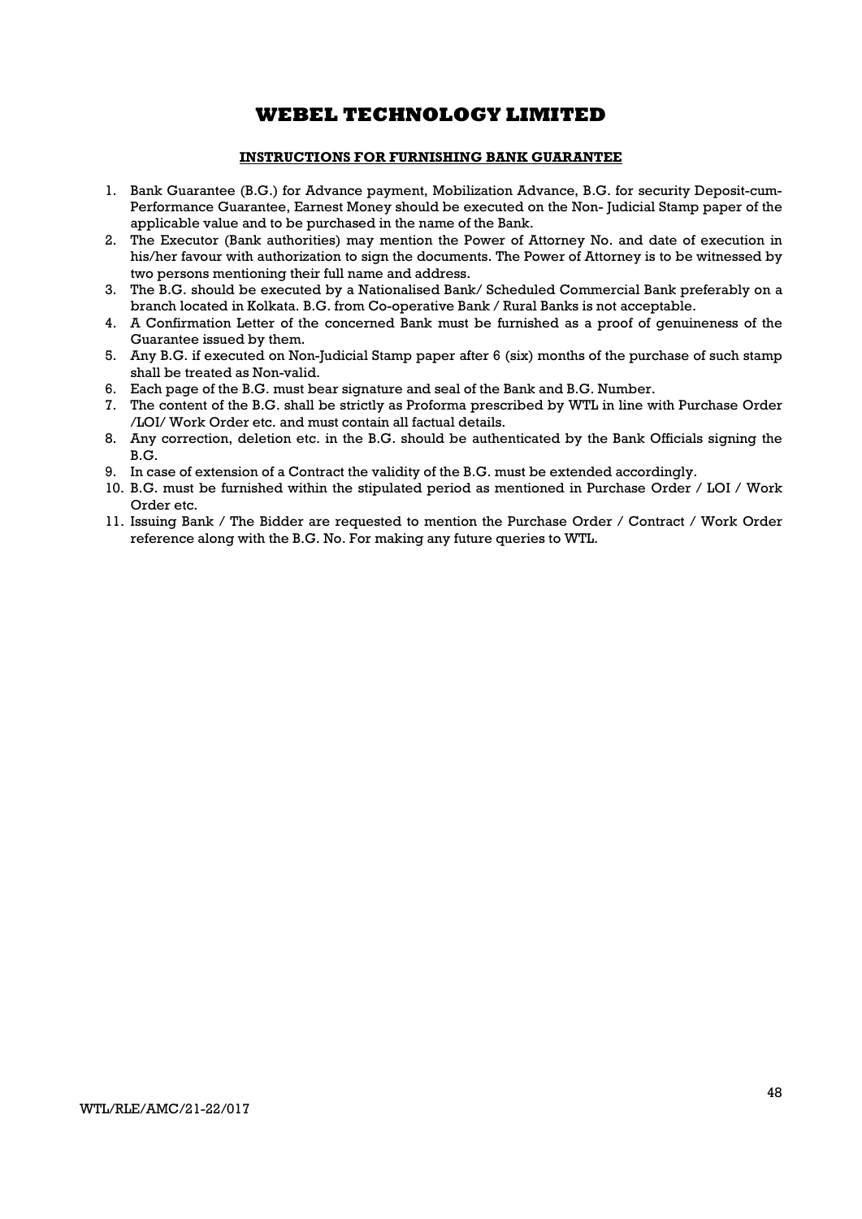# WEBEL TECHNOLOGY LIMITED

## INSTRUCTIONS FOR FURNISHING BANK GUARANTEE

1. Bank Guarantee (B.G.) for Advance payment, Mobilization Advance, B.G. for security Deposit-cum-Performance Guarantee, Earnest Money should be executed on the Non- Judicial Stamp paper of the applicable value and to be purchased in the name of the Bank.
2. The Executor (Bank authorities) may mention the Power of Attorney No. and date of execution in his/her favour with authorization to sign the documents. The Power of Attorney is to be witnessed by two persons mentioning their full name and address.
3. The B.G. should be executed by a Nationalised Bank/ Scheduled Commercial Bank preferably on a branch located in Kolkata. B.G. from Co-operative Bank / Rural Banks is not acceptable.
4. A Confirmation Letter of the concerned Bank must be furnished as a proof of genuineness of the Guarantee issued by them.
5. Any B.G. if executed on Non-Judicial Stamp paper after 6 (six) months of the purchase of such stamp shall be treated as Non-valid.
6. Each page of the B.G. must bear signature and seal of the Bank and B.G. Number.
7. The content of the B.G. shall be strictly as Proforma prescribed by WTL in line with Purchase Order /LOI/ Work Order etc. and must contain all factual details.
8. Any correction, deletion etc. in the B.G. should be authenticated by the Bank Officials signing the B.G.
9. In case of extension of a Contract the validity of the B.G. must be extended accordingly.
10. B.G. must be furnished within the stipulated period as mentioned in Purchase Order / LOI / Work Order etc.
11. Issuing Bank / The Bidder are requested to mention the Purchase Order / Contract / Work Order reference along with the B.G. No. For making any future queries to WTL.

WTL/RLE/AMC/21-22/017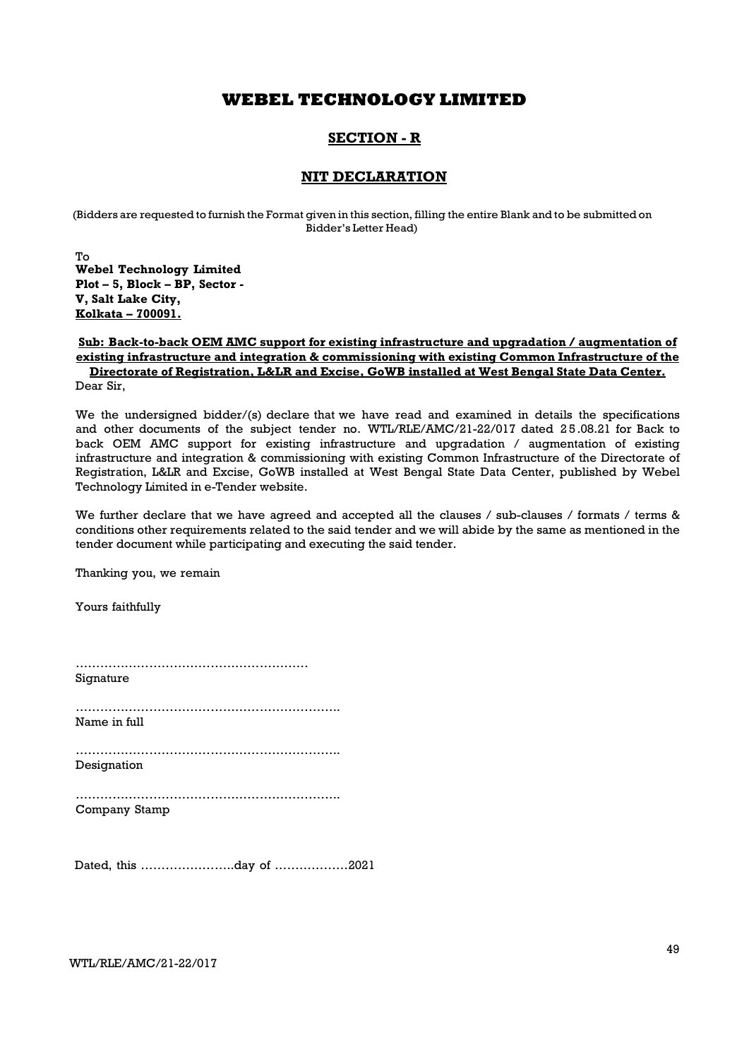# WEBEL TECHNOLOGY LIMITED

## SECTION - R

## NIT DECLARATION

(Bidders are requested to furnish the Format given in this section, filling the entire Blank and to be submitted on Bidder's Letter Head)

To
**Webel Technology Limited**
**Plot – 5, Block – BP, Sector - V, Salt Lake City,**
**Kolkata – 700091.**

**Sub: Back-to-back OEM AMC support for existing infrastructure and upgradation / augmentation of existing infrastructure and integration & commissioning with existing Common Infrastructure of the Directorate of Registration, L&LR and Excise, GoWB installed at West Bengal State Data Center.**

Dear Sir,

We the undersigned bidder/(s) declare that we have read and examined in details the specifications and other documents of the subject tender no. WTL/RLE/AMC/21-22/017 dated 25.08.21 for Back to back OEM AMC support for existing infrastructure and upgradation / augmentation of existing infrastructure and integration & commissioning with existing Common Infrastructure of the Directorate of Registration, L&LR and Excise, GoWB installed at West Bengal State Data Center, published by Webel Technology Limited in e-Tender website.

We further declare that we have agreed and accepted all the clauses / sub-clauses / formats / terms & conditions other requirements related to the said tender and we will abide by the same as mentioned in the tender document while participating and executing the said tender.

Thanking you, we remain

Yours faithfully

…………………………………………………
Signature

……………………………………………………….
Name in full

……………………………………………………….
Designation

……………………………………………………….
Company Stamp

Dated, this …………………..day of ………………2021